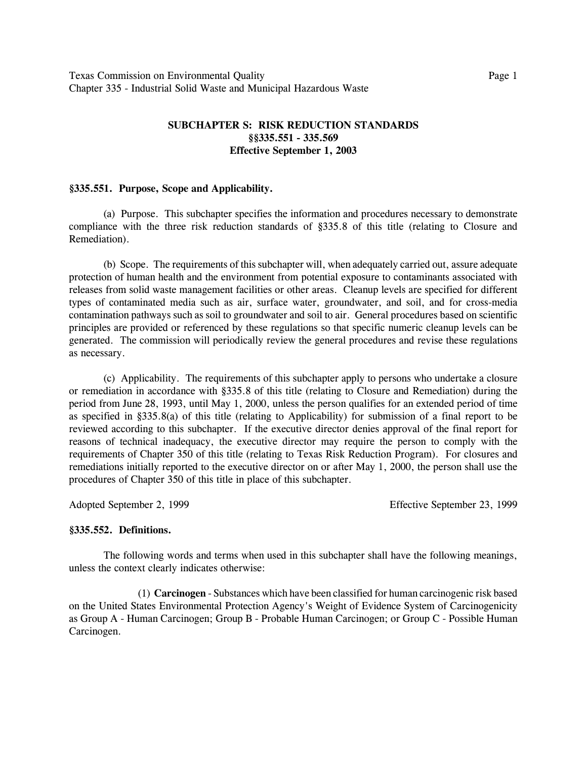## SUBCHAPTER S: RISK REDUCTION STANDARDS
## §§335.551 - 335.569
## Effective September 1, 2003

### §335.551. Purpose, Scope and Applicability.

(a) Purpose. This subchapter specifies the information and procedures necessary to demonstrate compliance with the three risk reduction standards of §335.8 of this title (relating to Closure and Remediation).

(b) Scope. The requirements of this subchapter will, when adequately carried out, assure adequate protection of human health and the environment from potential exposure to contaminants associated with releases from solid waste management facilities or other areas. Cleanup levels are specified for different types of contaminated media such as air, surface water, groundwater, and soil, and for cross-media contamination pathways such as soil to groundwater and soil to air. General procedures based on scientific principles are provided or referenced by these regulations so that specific numeric cleanup levels can be generated. The commission will periodically review the general procedures and revise these regulations as necessary.

(c) Applicability. The requirements of this subchapter apply to persons who undertake a closure or remediation in accordance with §335.8 of this title (relating to Closure and Remediation) during the period from June 28, 1993, until May 1, 2000, unless the person qualifies for an extended period of time as specified in §335.8(a) of this title (relating to Applicability) for submission of a final report to be reviewed according to this subchapter. If the executive director denies approval of the final report for reasons of technical inadequacy, the executive director may require the person to comply with the requirements of Chapter 350 of this title (relating to Texas Risk Reduction Program). For closures and remediations initially reported to the executive director on or after May 1, 2000, the person shall use the procedures of Chapter 350 of this title in place of this subchapter.

Adopted September 2, 1999 Effective September 23, 1999

### §335.552. Definitions.

The following words and terms when used in this subchapter shall have the following meanings, unless the context clearly indicates otherwise:

(1) **Carcinogen** - Substances which have been classified for human carcinogenic risk based on the United States Environmental Protection Agency's Weight of Evidence System of Carcinogenicity as Group A - Human Carcinogen; Group B - Probable Human Carcinogen; or Group C - Possible Human Carcinogen.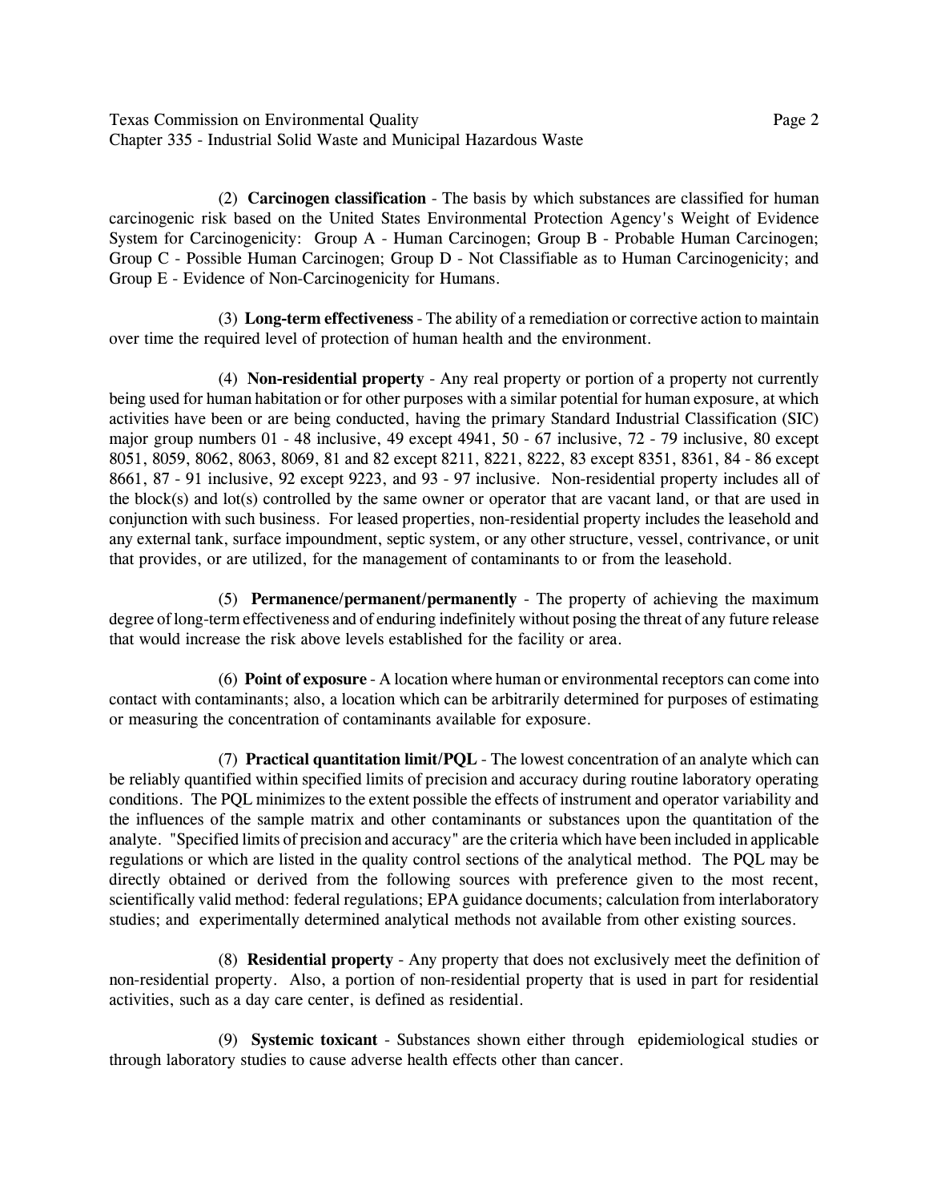(2) **Carcinogen classification** - The basis by which substances are classified for human carcinogenic risk based on the United States Environmental Protection Agency's Weight of Evidence System for Carcinogenicity: Group A - Human Carcinogen; Group B - Probable Human Carcinogen; Group C - Possible Human Carcinogen; Group D - Not Classifiable as to Human Carcinogenicity; and Group E - Evidence of Non-Carcinogenicity for Humans.

(3) **Long-term effectiveness** - The ability of a remediation or corrective action to maintain over time the required level of protection of human health and the environment.

(4) **Non-residential property** - Any real property or portion of a property not currently being used for human habitation or for other purposes with a similar potential for human exposure, at which activities have been or are being conducted, having the primary Standard Industrial Classification (SIC) major group numbers 01 - 48 inclusive, 49 except 4941, 50 - 67 inclusive, 72 - 79 inclusive, 80 except 8051, 8059, 8062, 8063, 8069, 81 and 82 except 8211, 8221, 8222, 83 except 8351, 8361, 84 - 86 except 8661, 87 - 91 inclusive, 92 except 9223, and 93 - 97 inclusive. Non-residential property includes all of the block(s) and lot(s) controlled by the same owner or operator that are vacant land, or that are used in conjunction with such business. For leased properties, non-residential property includes the leasehold and any external tank, surface impoundment, septic system, or any other structure, vessel, contrivance, or unit that provides, or are utilized, for the management of contaminants to or from the leasehold.

(5) **Permanence/permanent/permanently** - The property of achieving the maximum degree of long-term effectiveness and of enduring indefinitely without posing the threat of any future release that would increase the risk above levels established for the facility or area.

(6) **Point of exposure** - A location where human or environmental receptors can come into contact with contaminants; also, a location which can be arbitrarily determined for purposes of estimating or measuring the concentration of contaminants available for exposure.

(7) **Practical quantitation limit/PQL** - The lowest concentration of an analyte which can be reliably quantified within specified limits of precision and accuracy during routine laboratory operating conditions. The PQL minimizes to the extent possible the effects of instrument and operator variability and the influences of the sample matrix and other contaminants or substances upon the quantitation of the analyte. "Specified limits of precision and accuracy" are the criteria which have been included in applicable regulations or which are listed in the quality control sections of the analytical method. The PQL may be directly obtained or derived from the following sources with preference given to the most recent, scientifically valid method: federal regulations; EPA guidance documents; calculation from interlaboratory studies; and experimentally determined analytical methods not available from other existing sources.

(8) **Residential property** - Any property that does not exclusively meet the definition of non-residential property. Also, a portion of non-residential property that is used in part for residential activities, such as a day care center, is defined as residential.

(9) **Systemic toxicant** - Substances shown either through epidemiological studies or through laboratory studies to cause adverse health effects other than cancer.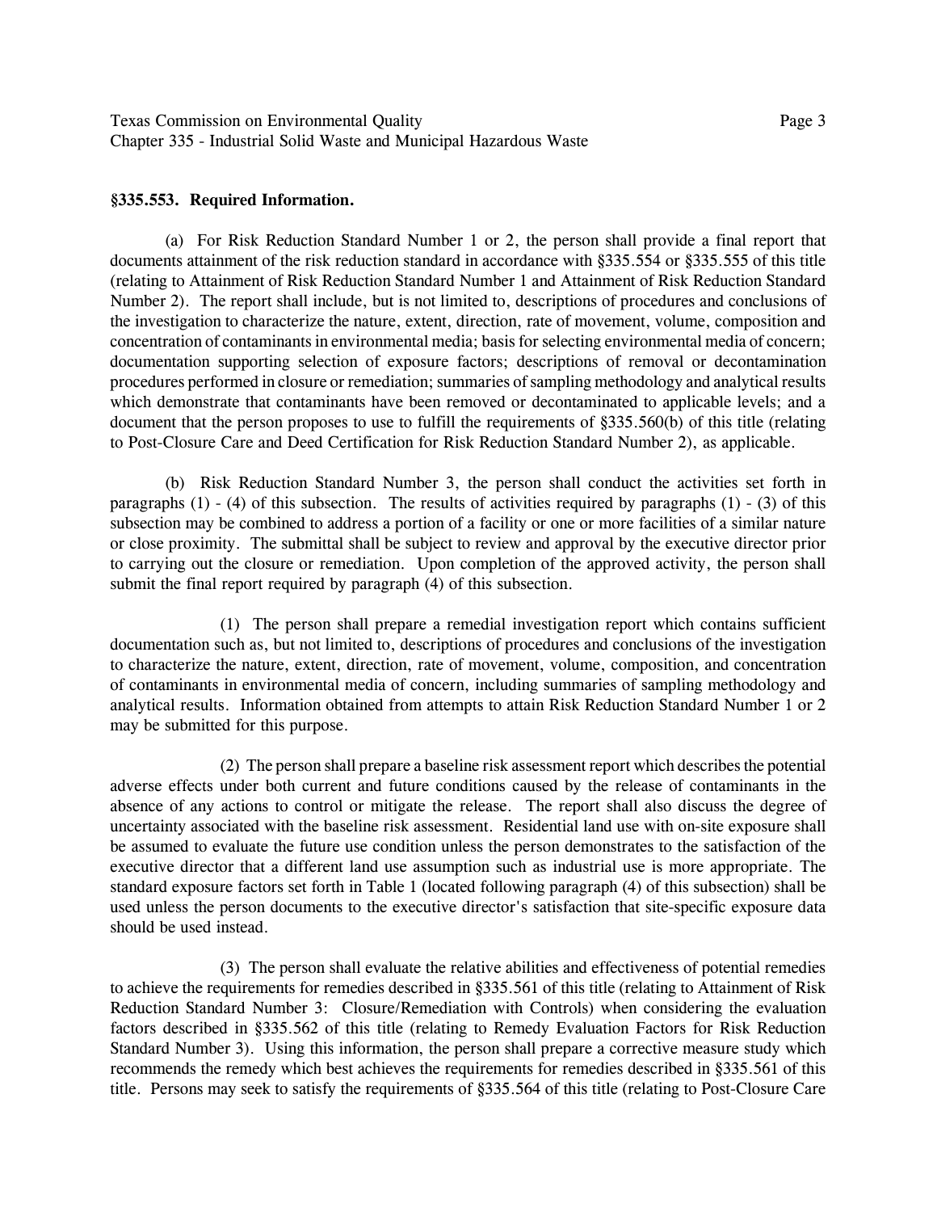**§335.553. Required Information.**

(a) For Risk Reduction Standard Number 1 or 2, the person shall provide a final report that documents attainment of the risk reduction standard in accordance with §335.554 or §335.555 of this title (relating to Attainment of Risk Reduction Standard Number 1 and Attainment of Risk Reduction Standard Number 2). The report shall include, but is not limited to, descriptions of procedures and conclusions of the investigation to characterize the nature, extent, direction, rate of movement, volume, composition and concentration of contaminants in environmental media; basis for selecting environmental media of concern; documentation supporting selection of exposure factors; descriptions of removal or decontamination procedures performed in closure or remediation; summaries of sampling methodology and analytical results which demonstrate that contaminants have been removed or decontaminated to applicable levels; and a document that the person proposes to use to fulfill the requirements of §335.560(b) of this title (relating to Post-Closure Care and Deed Certification for Risk Reduction Standard Number 2), as applicable.

(b) Risk Reduction Standard Number 3, the person shall conduct the activities set forth in paragraphs (1) - (4) of this subsection. The results of activities required by paragraphs (1) - (3) of this subsection may be combined to address a portion of a facility or one or more facilities of a similar nature or close proximity. The submittal shall be subject to review and approval by the executive director prior to carrying out the closure or remediation. Upon completion of the approved activity, the person shall submit the final report required by paragraph (4) of this subsection.

(1) The person shall prepare a remedial investigation report which contains sufficient documentation such as, but not limited to, descriptions of procedures and conclusions of the investigation to characterize the nature, extent, direction, rate of movement, volume, composition, and concentration of contaminants in environmental media of concern, including summaries of sampling methodology and analytical results. Information obtained from attempts to attain Risk Reduction Standard Number 1 or 2 may be submitted for this purpose.

(2) The person shall prepare a baseline risk assessment report which describes the potential adverse effects under both current and future conditions caused by the release of contaminants in the absence of any actions to control or mitigate the release. The report shall also discuss the degree of uncertainty associated with the baseline risk assessment. Residential land use with on-site exposure shall be assumed to evaluate the future use condition unless the person demonstrates to the satisfaction of the executive director that a different land use assumption such as industrial use is more appropriate. The standard exposure factors set forth in Table 1 (located following paragraph (4) of this subsection) shall be used unless the person documents to the executive director's satisfaction that site-specific exposure data should be used instead.

(3) The person shall evaluate the relative abilities and effectiveness of potential remedies to achieve the requirements for remedies described in §335.561 of this title (relating to Attainment of Risk Reduction Standard Number 3: Closure/Remediation with Controls) when considering the evaluation factors described in §335.562 of this title (relating to Remedy Evaluation Factors for Risk Reduction Standard Number 3). Using this information, the person shall prepare a corrective measure study which recommends the remedy which best achieves the requirements for remedies described in §335.561 of this title. Persons may seek to satisfy the requirements of §335.564 of this title (relating to Post-Closure Care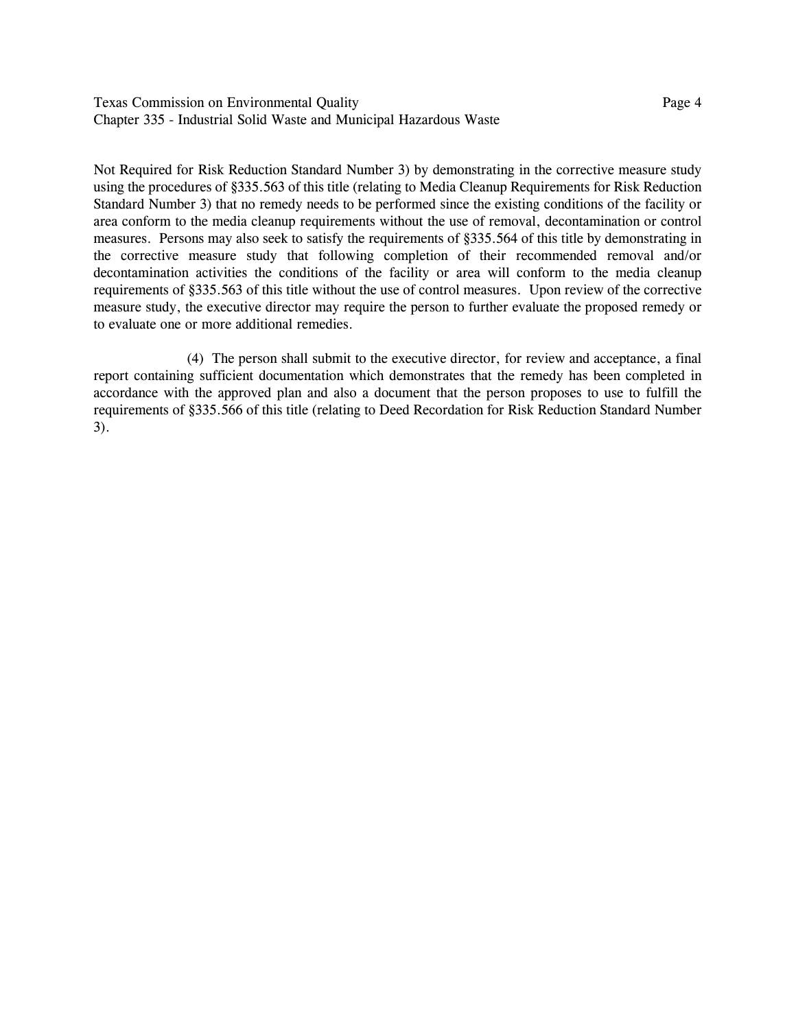Not Required for Risk Reduction Standard Number 3) by demonstrating in the corrective measure study using the procedures of §335.563 of this title (relating to Media Cleanup Requirements for Risk Reduction Standard Number 3) that no remedy needs to be performed since the existing conditions of the facility or area conform to the media cleanup requirements without the use of removal, decontamination or control measures. Persons may also seek to satisfy the requirements of §335.564 of this title by demonstrating in the corrective measure study that following completion of their recommended removal and/or decontamination activities the conditions of the facility or area will conform to the media cleanup requirements of §335.563 of this title without the use of control measures. Upon review of the corrective measure study, the executive director may require the person to further evaluate the proposed remedy or to evaluate one or more additional remedies.

(4) The person shall submit to the executive director, for review and acceptance, a final report containing sufficient documentation which demonstrates that the remedy has been completed in accordance with the approved plan and also a document that the person proposes to use to fulfill the requirements of §335.566 of this title (relating to Deed Recordation for Risk Reduction Standard Number 3).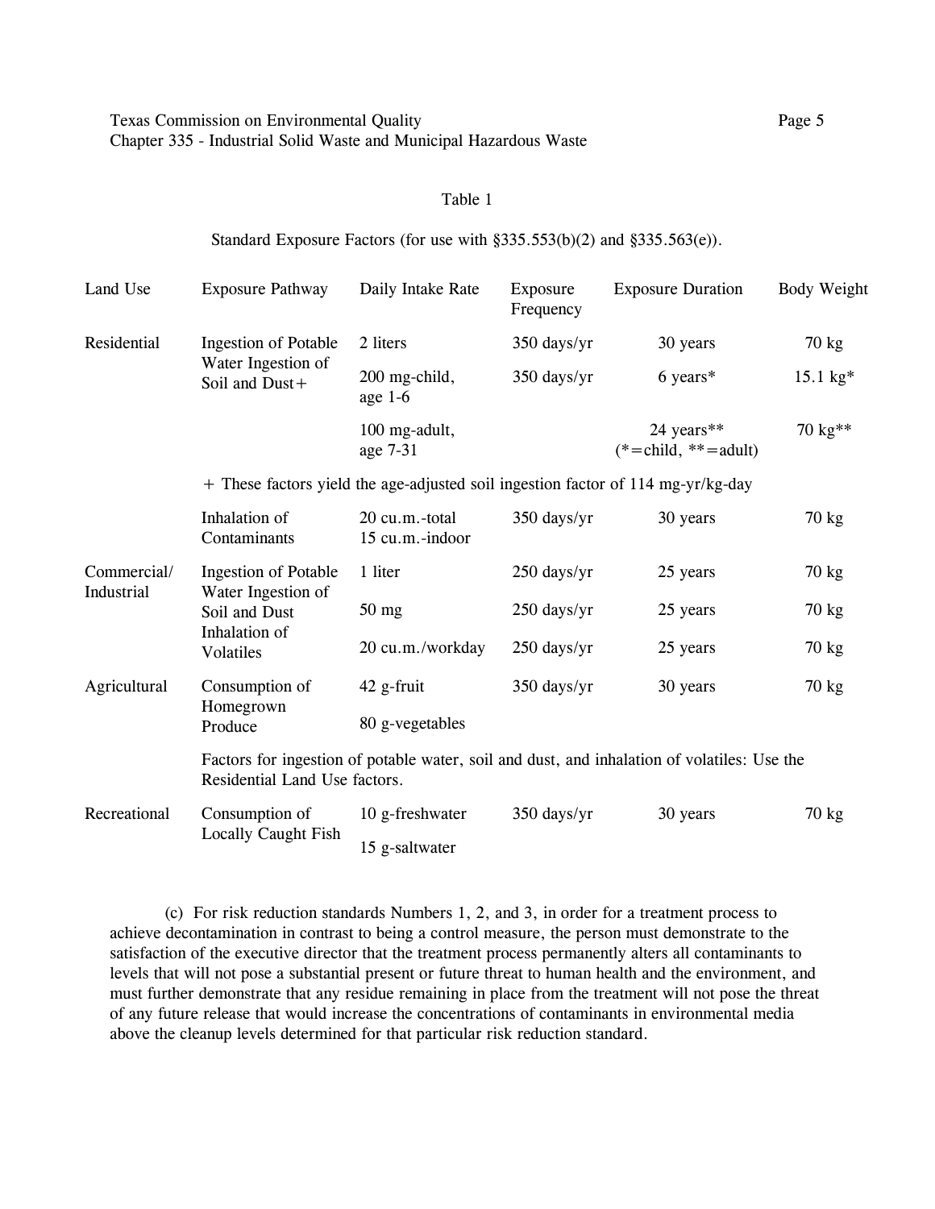Table 1

Standard Exposure Factors (for use with §335.553(b)(2) and §335.563(e)).

| Land Use | Exposure Pathway | Daily Intake Rate | Exposure Frequency | Exposure Duration | Body Weight |
|---|---|---|---|---|---|
| Residential | Ingestion of Potable Water | 2 liters | 350 days/yr | 30 years | 70 kg |
| | Ingestion of Soil and Dust+ | 200 mg-child, age 1-6 | 350 days/yr | 6 years* | 15.1 kg* |
| | | 100 mg-adult, age 7-31 | | 24 years** (*=child, **=adult) | 70 kg** |
| | + These factors yield the age-adjusted soil ingestion factor of 114 mg-yr/kg-day | | | | |
| | Inhalation of Contaminants | 20 cu.m.-total 15 cu.m.-indoor | 350 days/yr | 30 years | 70 kg |
| Commercial/ Industrial | Ingestion of Potable Water | 1 liter | 250 days/yr | 25 years | 70 kg |
| | Ingestion of Soil and Dust | 50 mg | 250 days/yr | 25 years | 70 kg |
| | Inhalation of Volatiles | 20 cu.m./workday | 250 days/yr | 25 years | 70 kg |
| Agricultural | Consumption of Homegrown Produce | 42 g-fruit | 350 days/yr | 30 years | 70 kg |
| | | 80 g-vegetables | | | |
| | Factors for ingestion of potable water, soil and dust, and inhalation of volatiles: Use the Residential Land Use factors. | | | | |
| Recreational | Consumption of Locally Caught Fish | 10 g-freshwater | 350 days/yr | 30 years | 70 kg |
| | | 15 g-saltwater | | | |

(c) For risk reduction standards Numbers 1, 2, and 3, in order for a treatment process to achieve decontamination in contrast to being a control measure, the person must demonstrate to the satisfaction of the executive director that the treatment process permanently alters all contaminants to levels that will not pose a substantial present or future threat to human health and the environment, and must further demonstrate that any residue remaining in place from the treatment will not pose the threat of any future release that would increase the concentrations of contaminants in environmental media above the cleanup levels determined for that particular risk reduction standard.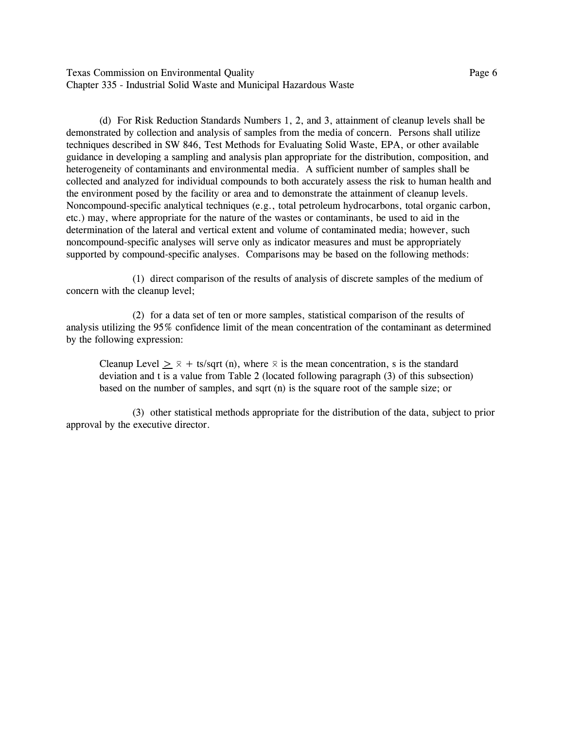(d) For Risk Reduction Standards Numbers 1, 2, and 3, attainment of cleanup levels shall be demonstrated by collection and analysis of samples from the media of concern. Persons shall utilize techniques described in SW 846, Test Methods for Evaluating Solid Waste, EPA, or other available guidance in developing a sampling and analysis plan appropriate for the distribution, composition, and heterogeneity of contaminants and environmental media. A sufficient number of samples shall be collected and analyzed for individual compounds to both accurately assess the risk to human health and the environment posed by the facility or area and to demonstrate the attainment of cleanup levels. Noncompound-specific analytical techniques (e.g., total petroleum hydrocarbons, total organic carbon, etc.) may, where appropriate for the nature of the wastes or contaminants, be used to aid in the determination of the lateral and vertical extent and volume of contaminated media; however, such noncompound-specific analyses will serve only as indicator measures and must be appropriately supported by compound-specific analyses. Comparisons may be based on the following methods:

(1) direct comparison of the results of analysis of discrete samples of the medium of concern with the cleanup level;

(2) for a data set of ten or more samples, statistical comparison of the results of analysis utilizing the 95% confidence limit of the mean concentration of the contaminant as determined by the following expression:

Cleanup Level $\geq \bar{x} + ts/\text{sqrt}(n)$, where $\bar{x}$ is the mean concentration, s is the standard deviation and t is a value from Table 2 (located following paragraph (3) of this subsection) based on the number of samples, and sqrt (n) is the square root of the sample size; or

(3) other statistical methods appropriate for the distribution of the data, subject to prior approval by the executive director.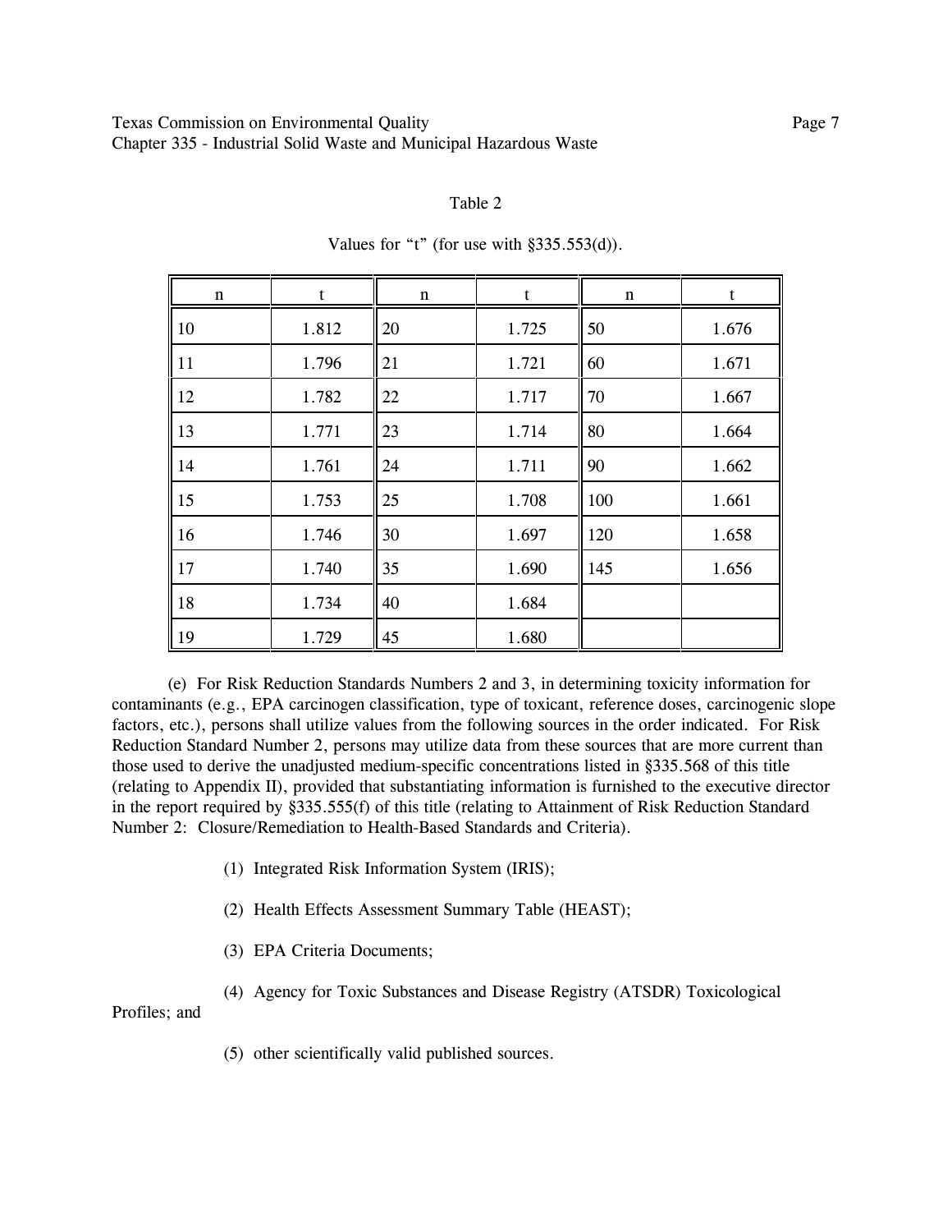Table 2

Values for “t” (for use with §335.553(d)).

| n | t | n | t | n | t |
|---|---|---|---|---|---|
| 10 | 1.812 | 20 | 1.725 | 50 | 1.676 |
| 11 | 1.796 | 21 | 1.721 | 60 | 1.671 |
| 12 | 1.782 | 22 | 1.717 | 70 | 1.667 |
| 13 | 1.771 | 23 | 1.714 | 80 | 1.664 |
| 14 | 1.761 | 24 | 1.711 | 90 | 1.662 |
| 15 | 1.753 | 25 | 1.708 | 100 | 1.661 |
| 16 | 1.746 | 30 | 1.697 | 120 | 1.658 |
| 17 | 1.740 | 35 | 1.690 | 145 | 1.656 |
| 18 | 1.734 | 40 | 1.684 | | |
| 19 | 1.729 | 45 | 1.680 | | |

(e) For Risk Reduction Standards Numbers 2 and 3, in determining toxicity information for contaminants (e.g., EPA carcinogen classification, type of toxicant, reference doses, carcinogenic slope factors, etc.), persons shall utilize values from the following sources in the order indicated. For Risk Reduction Standard Number 2, persons may utilize data from these sources that are more current than those used to derive the unadjusted medium-specific concentrations listed in §335.568 of this title (relating to Appendix II), provided that substantiating information is furnished to the executive director in the report required by §335.555(f) of this title (relating to Attainment of Risk Reduction Standard Number 2: Closure/Remediation to Health-Based Standards and Criteria).

(1) Integrated Risk Information System (IRIS);

(2) Health Effects Assessment Summary Table (HEAST);

(3) EPA Criteria Documents;

(4) Agency for Toxic Substances and Disease Registry (ATSDR) Toxicological Profiles; and

(5) other scientifically valid published sources.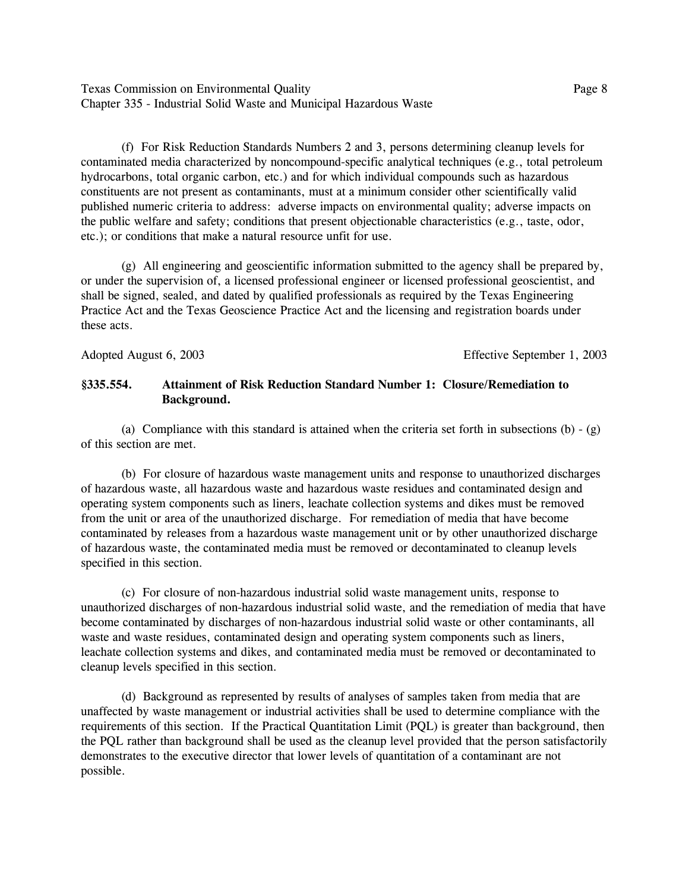(f) For Risk Reduction Standards Numbers 2 and 3, persons determining cleanup levels for contaminated media characterized by noncompound-specific analytical techniques (e.g., total petroleum hydrocarbons, total organic carbon, etc.) and for which individual compounds such as hazardous constituents are not present as contaminants, must at a minimum consider other scientifically valid published numeric criteria to address: adverse impacts on environmental quality; adverse impacts on the public welfare and safety; conditions that present objectionable characteristics (e.g., taste, odor, etc.); or conditions that make a natural resource unfit for use.

(g) All engineering and geoscientific information submitted to the agency shall be prepared by, or under the supervision of, a licensed professional engineer or licensed professional geoscientist, and shall be signed, sealed, and dated by qualified professionals as required by the Texas Engineering Practice Act and the Texas Geoscience Practice Act and the licensing and registration boards under these acts.

Adopted August 6, 2003 Effective September 1, 2003

## §335.554. Attainment of Risk Reduction Standard Number 1: Closure/Remediation to Background.

(a) Compliance with this standard is attained when the criteria set forth in subsections (b) - (g) of this section are met.

(b) For closure of hazardous waste management units and response to unauthorized discharges of hazardous waste, all hazardous waste and hazardous waste residues and contaminated design and operating system components such as liners, leachate collection systems and dikes must be removed from the unit or area of the unauthorized discharge. For remediation of media that have become contaminated by releases from a hazardous waste management unit or by other unauthorized discharge of hazardous waste, the contaminated media must be removed or decontaminated to cleanup levels specified in this section.

(c) For closure of non-hazardous industrial solid waste management units, response to unauthorized discharges of non-hazardous industrial solid waste, and the remediation of media that have become contaminated by discharges of non-hazardous industrial solid waste or other contaminants, all waste and waste residues, contaminated design and operating system components such as liners, leachate collection systems and dikes, and contaminated media must be removed or decontaminated to cleanup levels specified in this section.

(d) Background as represented by results of analyses of samples taken from media that are unaffected by waste management or industrial activities shall be used to determine compliance with the requirements of this section. If the Practical Quantitation Limit (PQL) is greater than background, then the PQL rather than background shall be used as the cleanup level provided that the person satisfactorily demonstrates to the executive director that lower levels of quantitation of a contaminant are not possible.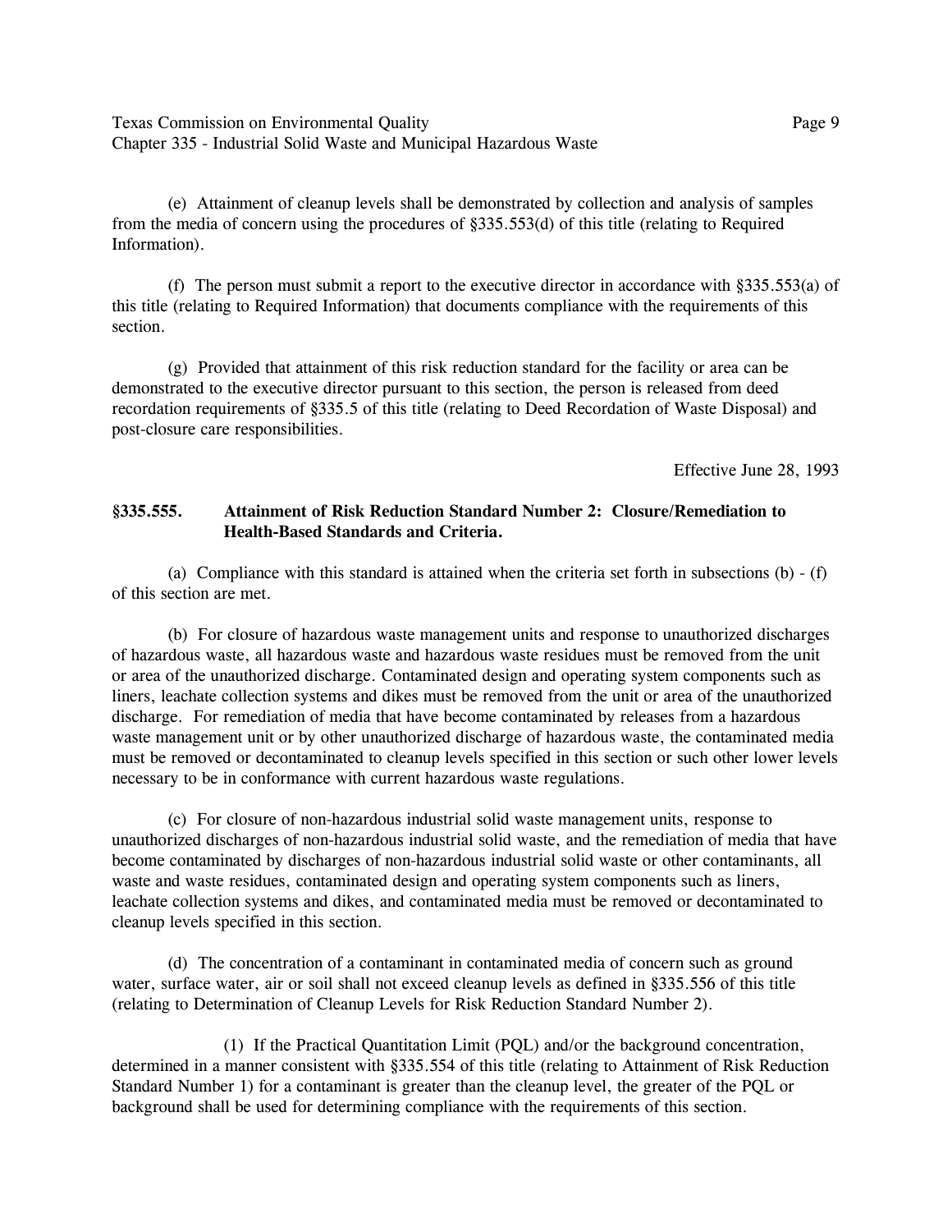(e) Attainment of cleanup levels shall be demonstrated by collection and analysis of samples from the media of concern using the procedures of §335.553(d) of this title (relating to Required Information).

(f) The person must submit a report to the executive director in accordance with §335.553(a) of this title (relating to Required Information) that documents compliance with the requirements of this section.

(g) Provided that attainment of this risk reduction standard for the facility or area can be demonstrated to the executive director pursuant to this section, the person is released from deed recordation requirements of §335.5 of this title (relating to Deed Recordation of Waste Disposal) and post-closure care responsibilities.

Effective June 28, 1993

## §335.555. Attainment of Risk Reduction Standard Number 2: Closure/Remediation to Health-Based Standards and Criteria.

(a) Compliance with this standard is attained when the criteria set forth in subsections (b) - (f) of this section are met.

(b) For closure of hazardous waste management units and response to unauthorized discharges of hazardous waste, all hazardous waste and hazardous waste residues must be removed from the unit or area of the unauthorized discharge. Contaminated design and operating system components such as liners, leachate collection systems and dikes must be removed from the unit or area of the unauthorized discharge. For remediation of media that have become contaminated by releases from a hazardous waste management unit or by other unauthorized discharge of hazardous waste, the contaminated media must be removed or decontaminated to cleanup levels specified in this section or such other lower levels necessary to be in conformance with current hazardous waste regulations.

(c) For closure of non-hazardous industrial solid waste management units, response to unauthorized discharges of non-hazardous industrial solid waste, and the remediation of media that have become contaminated by discharges of non-hazardous industrial solid waste or other contaminants, all waste and waste residues, contaminated design and operating system components such as liners, leachate collection systems and dikes, and contaminated media must be removed or decontaminated to cleanup levels specified in this section.

(d) The concentration of a contaminant in contaminated media of concern such as ground water, surface water, air or soil shall not exceed cleanup levels as defined in §335.556 of this title (relating to Determination of Cleanup Levels for Risk Reduction Standard Number 2).

(1) If the Practical Quantitation Limit (PQL) and/or the background concentration, determined in a manner consistent with §335.554 of this title (relating to Attainment of Risk Reduction Standard Number 1) for a contaminant is greater than the cleanup level, the greater of the PQL or background shall be used for determining compliance with the requirements of this section.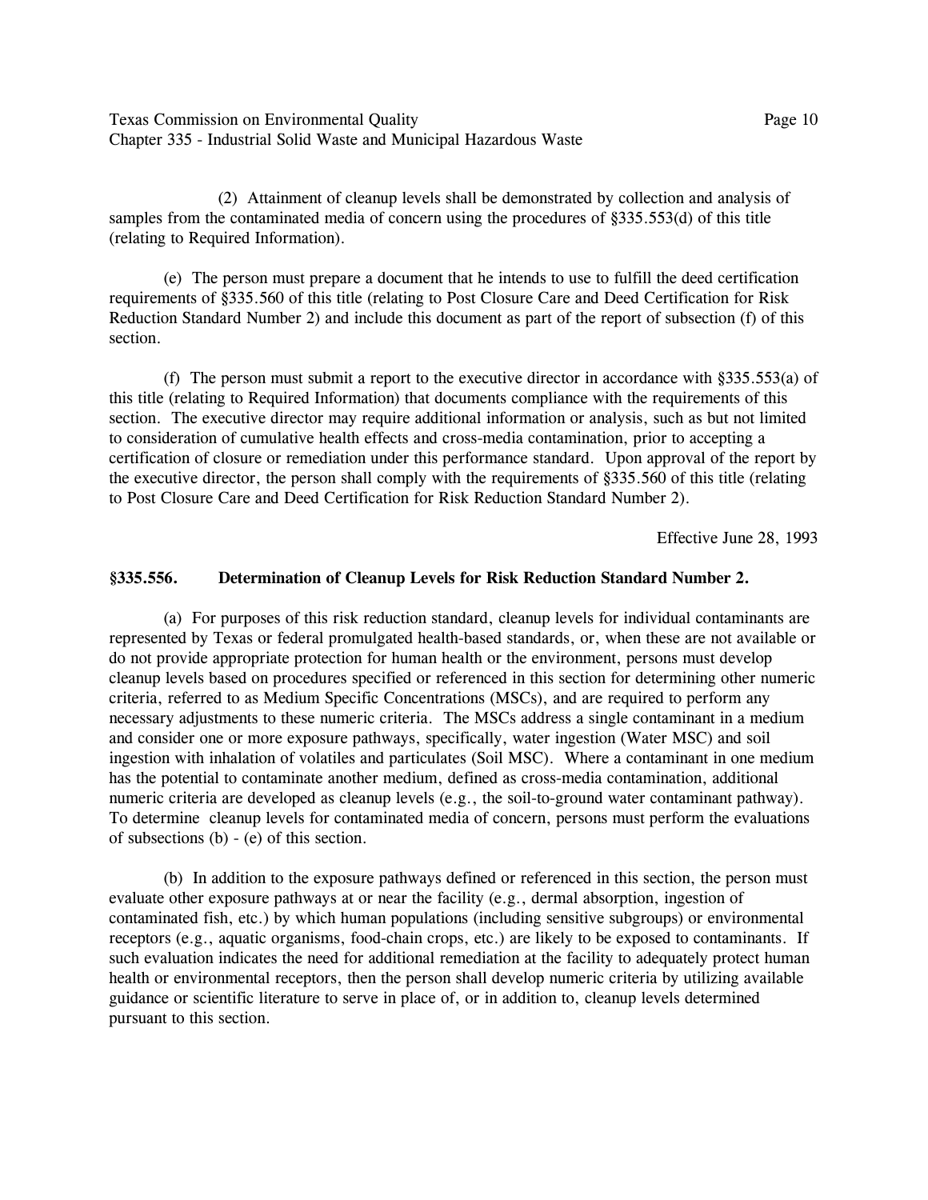(2) Attainment of cleanup levels shall be demonstrated by collection and analysis of samples from the contaminated media of concern using the procedures of §335.553(d) of this title (relating to Required Information).

(e) The person must prepare a document that he intends to use to fulfill the deed certification requirements of §335.560 of this title (relating to Post Closure Care and Deed Certification for Risk Reduction Standard Number 2) and include this document as part of the report of subsection (f) of this section.

(f) The person must submit a report to the executive director in accordance with §335.553(a) of this title (relating to Required Information) that documents compliance with the requirements of this section. The executive director may require additional information or analysis, such as but not limited to consideration of cumulative health effects and cross-media contamination, prior to accepting a certification of closure or remediation under this performance standard. Upon approval of the report by the executive director, the person shall comply with the requirements of §335.560 of this title (relating to Post Closure Care and Deed Certification for Risk Reduction Standard Number 2).

Effective June 28, 1993

**§335.556. Determination of Cleanup Levels for Risk Reduction Standard Number 2.**

(a) For purposes of this risk reduction standard, cleanup levels for individual contaminants are represented by Texas or federal promulgated health-based standards, or, when these are not available or do not provide appropriate protection for human health or the environment, persons must develop cleanup levels based on procedures specified or referenced in this section for determining other numeric criteria, referred to as Medium Specific Concentrations (MSCs), and are required to perform any necessary adjustments to these numeric criteria. The MSCs address a single contaminant in a medium and consider one or more exposure pathways, specifically, water ingestion (Water MSC) and soil ingestion with inhalation of volatiles and particulates (Soil MSC). Where a contaminant in one medium has the potential to contaminate another medium, defined as cross-media contamination, additional numeric criteria are developed as cleanup levels (e.g., the soil-to-ground water contaminant pathway). To determine cleanup levels for contaminated media of concern, persons must perform the evaluations of subsections (b) - (e) of this section.

(b) In addition to the exposure pathways defined or referenced in this section, the person must evaluate other exposure pathways at or near the facility (e.g., dermal absorption, ingestion of contaminated fish, etc.) by which human populations (including sensitive subgroups) or environmental receptors (e.g., aquatic organisms, food-chain crops, etc.) are likely to be exposed to contaminants. If such evaluation indicates the need for additional remediation at the facility to adequately protect human health or environmental receptors, then the person shall develop numeric criteria by utilizing available guidance or scientific literature to serve in place of, or in addition to, cleanup levels determined pursuant to this section.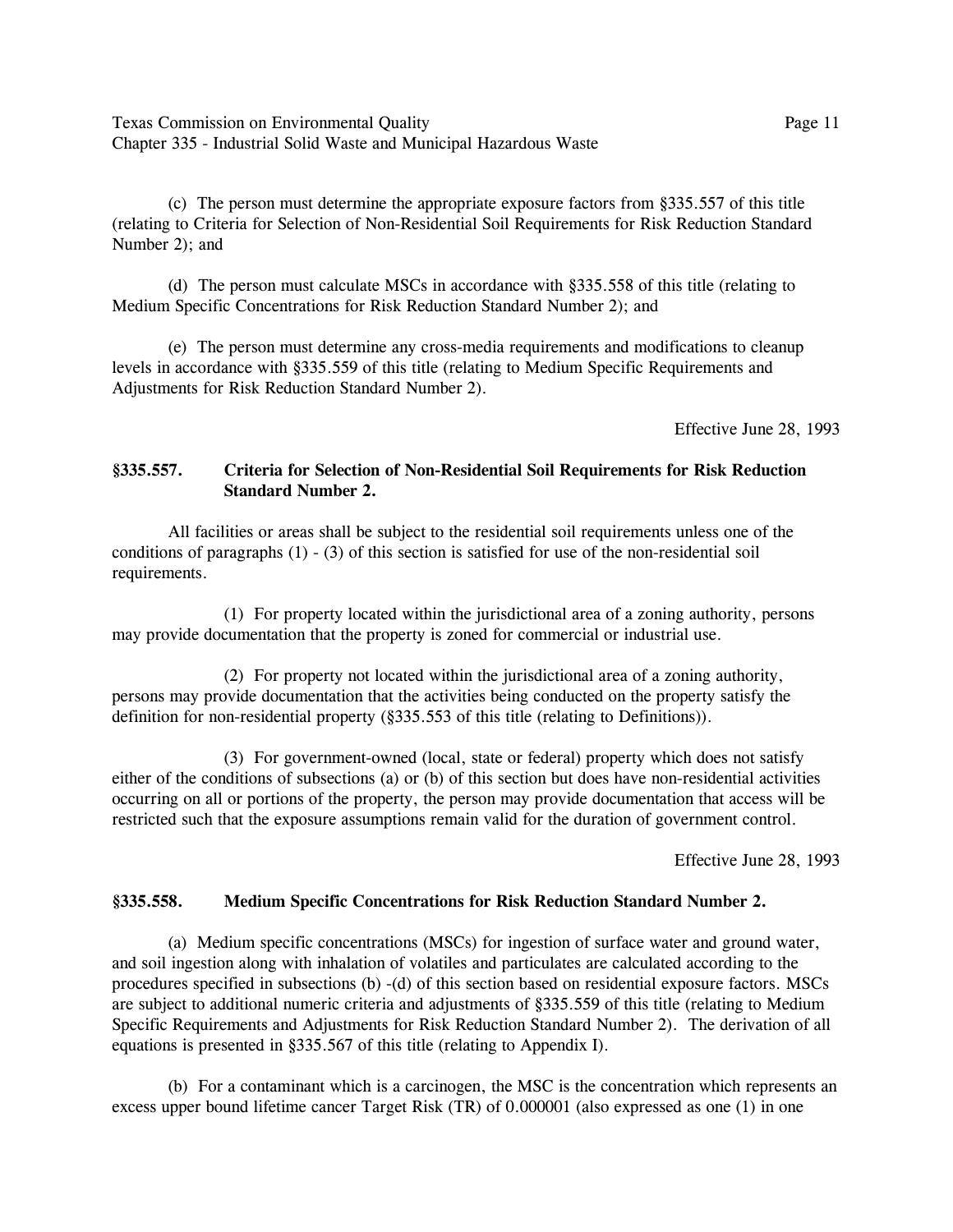(c) The person must determine the appropriate exposure factors from §335.557 of this title (relating to Criteria for Selection of Non-Residential Soil Requirements for Risk Reduction Standard Number 2); and

(d) The person must calculate MSCs in accordance with §335.558 of this title (relating to Medium Specific Concentrations for Risk Reduction Standard Number 2); and

(e) The person must determine any cross-media requirements and modifications to cleanup levels in accordance with §335.559 of this title (relating to Medium Specific Requirements and Adjustments for Risk Reduction Standard Number 2).

Effective June 28, 1993

## §335.557. Criteria for Selection of Non-Residential Soil Requirements for Risk Reduction Standard Number 2.

All facilities or areas shall be subject to the residential soil requirements unless one of the conditions of paragraphs (1) - (3) of this section is satisfied for use of the non-residential soil requirements.

(1) For property located within the jurisdictional area of a zoning authority, persons may provide documentation that the property is zoned for commercial or industrial use.

(2) For property not located within the jurisdictional area of a zoning authority, persons may provide documentation that the activities being conducted on the property satisfy the definition for non-residential property (§335.553 of this title (relating to Definitions)).

(3) For government-owned (local, state or federal) property which does not satisfy either of the conditions of subsections (a) or (b) of this section but does have non-residential activities occurring on all or portions of the property, the person may provide documentation that access will be restricted such that the exposure assumptions remain valid for the duration of government control.

Effective June 28, 1993

## §335.558. Medium Specific Concentrations for Risk Reduction Standard Number 2.

(a) Medium specific concentrations (MSCs) for ingestion of surface water and ground water, and soil ingestion along with inhalation of volatiles and particulates are calculated according to the procedures specified in subsections (b) -(d) of this section based on residential exposure factors. MSCs are subject to additional numeric criteria and adjustments of §335.559 of this title (relating to Medium Specific Requirements and Adjustments for Risk Reduction Standard Number 2). The derivation of all equations is presented in §335.567 of this title (relating to Appendix I).

(b) For a contaminant which is a carcinogen, the MSC is the concentration which represents an excess upper bound lifetime cancer Target Risk (TR) of 0.000001 (also expressed as one (1) in one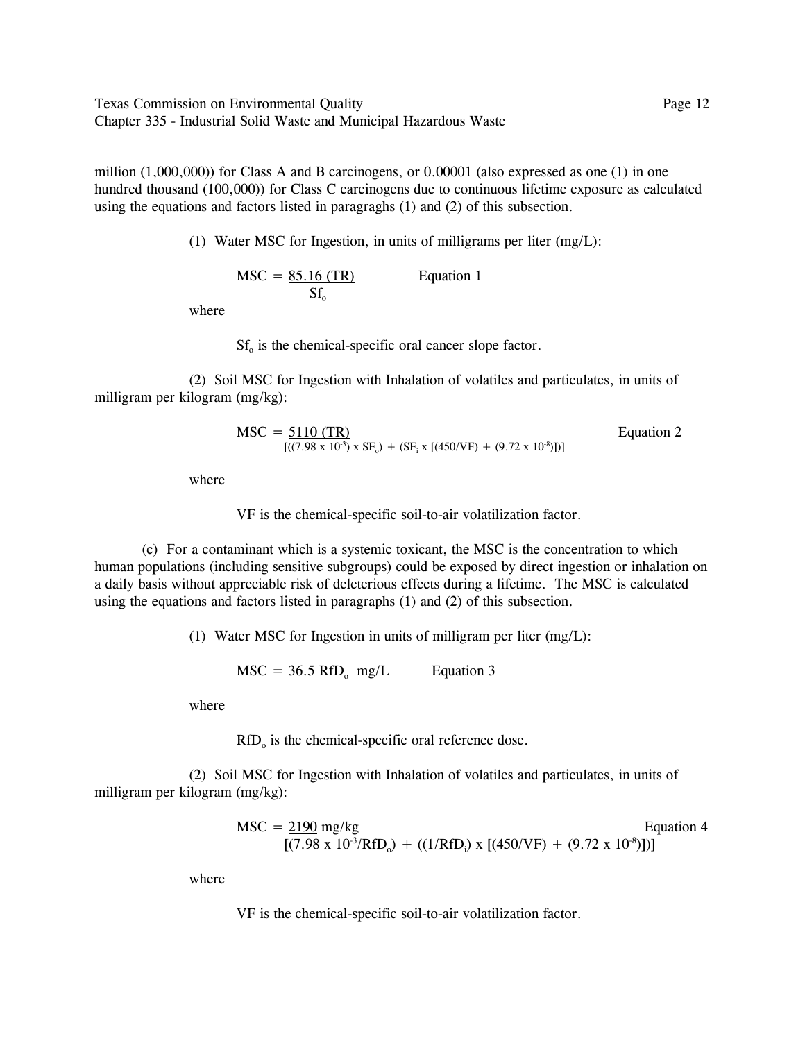million (1,000,000)) for Class A and B carcinogens, or 0.00001 (also expressed as one (1) in one hundred thousand (100,000)) for Class C carcinogens due to continuous lifetime exposure as calculated using the equations and factors listed in paragraghs (1) and (2) of this subsection.

(1) Water MSC for Ingestion, in units of milligrams per liter (mg/L):

$$MSC = \frac{85.16\ (TR)}{Sf_o} \qquad \text{Equation 1}$$

where

$Sf_o$ is the chemical-specific oral cancer slope factor.

(2) Soil MSC for Ingestion with Inhalation of volatiles and particulates, in units of milligram per kilogram (mg/kg):

$$MSC = \frac{5110\ (TR)}{[((7.98 \times 10^{-3}) \times SF_o) + (SF_i \times [(450/VF) + (9.72 \times 10^{-8})])]} \qquad \text{Equation 2}$$

where

VF is the chemical-specific soil-to-air volatilization factor.

(c) For a contaminant which is a systemic toxicant, the MSC is the concentration to which human populations (including sensitive subgroups) could be exposed by direct ingestion or inhalation on a daily basis without appreciable risk of deleterious effects during a lifetime. The MSC is calculated using the equations and factors listed in paragraphs (1) and (2) of this subsection.

(1) Water MSC for Ingestion in units of milligram per liter (mg/L):

$$MSC = 36.5\ RfD_o \text{ mg/L} \qquad \text{Equation 3}$$

where

$RfD_o$ is the chemical-specific oral reference dose.

(2) Soil MSC for Ingestion with Inhalation of volatiles and particulates, in units of milligram per kilogram (mg/kg):

$$MSC = \frac{2190 \text{ mg/kg}}{[(7.98 \times 10^{-3}/RfD_o) + ((1/RfD_i) \times [(450/VF) + (9.72 \times 10^{-8})])]} \qquad \text{Equation 4}$$

where

VF is the chemical-specific soil-to-air volatilization factor.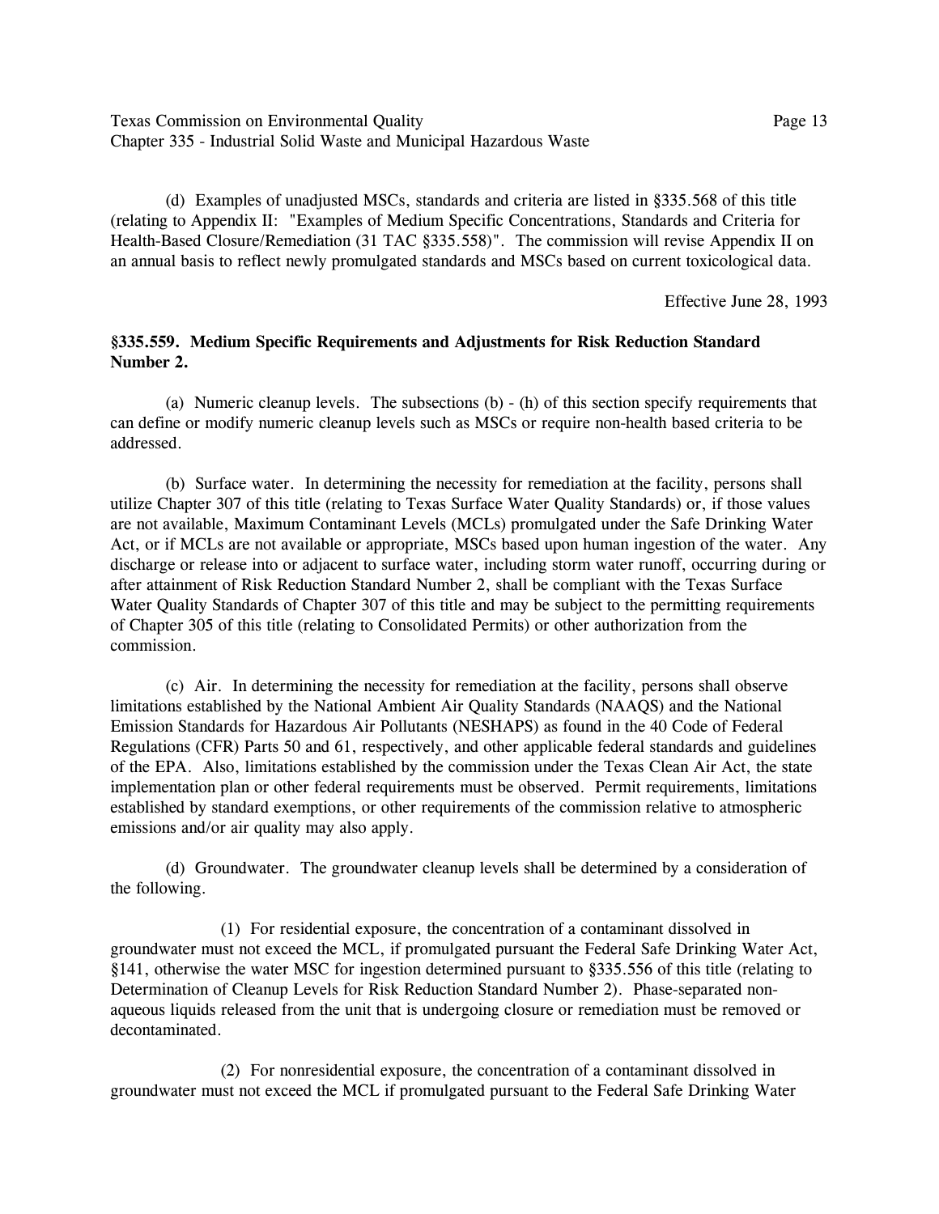(d) Examples of unadjusted MSCs, standards and criteria are listed in §335.568 of this title (relating to Appendix II: "Examples of Medium Specific Concentrations, Standards and Criteria for Health-Based Closure/Remediation (31 TAC §335.558)". The commission will revise Appendix II on an annual basis to reflect newly promulgated standards and MSCs based on current toxicological data.

Effective June 28, 1993

**§335.559. Medium Specific Requirements and Adjustments for Risk Reduction Standard Number 2.**

(a) Numeric cleanup levels. The subsections (b) - (h) of this section specify requirements that can define or modify numeric cleanup levels such as MSCs or require non-health based criteria to be addressed.

(b) Surface water. In determining the necessity for remediation at the facility, persons shall utilize Chapter 307 of this title (relating to Texas Surface Water Quality Standards) or, if those values are not available, Maximum Contaminant Levels (MCLs) promulgated under the Safe Drinking Water Act, or if MCLs are not available or appropriate, MSCs based upon human ingestion of the water. Any discharge or release into or adjacent to surface water, including storm water runoff, occurring during or after attainment of Risk Reduction Standard Number 2, shall be compliant with the Texas Surface Water Quality Standards of Chapter 307 of this title and may be subject to the permitting requirements of Chapter 305 of this title (relating to Consolidated Permits) or other authorization from the commission.

(c) Air. In determining the necessity for remediation at the facility, persons shall observe limitations established by the National Ambient Air Quality Standards (NAAQS) and the National Emission Standards for Hazardous Air Pollutants (NESHAPS) as found in the 40 Code of Federal Regulations (CFR) Parts 50 and 61, respectively, and other applicable federal standards and guidelines of the EPA. Also, limitations established by the commission under the Texas Clean Air Act, the state implementation plan or other federal requirements must be observed. Permit requirements, limitations established by standard exemptions, or other requirements of the commission relative to atmospheric emissions and/or air quality may also apply.

(d) Groundwater. The groundwater cleanup levels shall be determined by a consideration of the following.

(1) For residential exposure, the concentration of a contaminant dissolved in groundwater must not exceed the MCL, if promulgated pursuant the Federal Safe Drinking Water Act, §141, otherwise the water MSC for ingestion determined pursuant to §335.556 of this title (relating to Determination of Cleanup Levels for Risk Reduction Standard Number 2). Phase-separated non-aqueous liquids released from the unit that is undergoing closure or remediation must be removed or decontaminated.

(2) For nonresidential exposure, the concentration of a contaminant dissolved in groundwater must not exceed the MCL if promulgated pursuant to the Federal Safe Drinking Water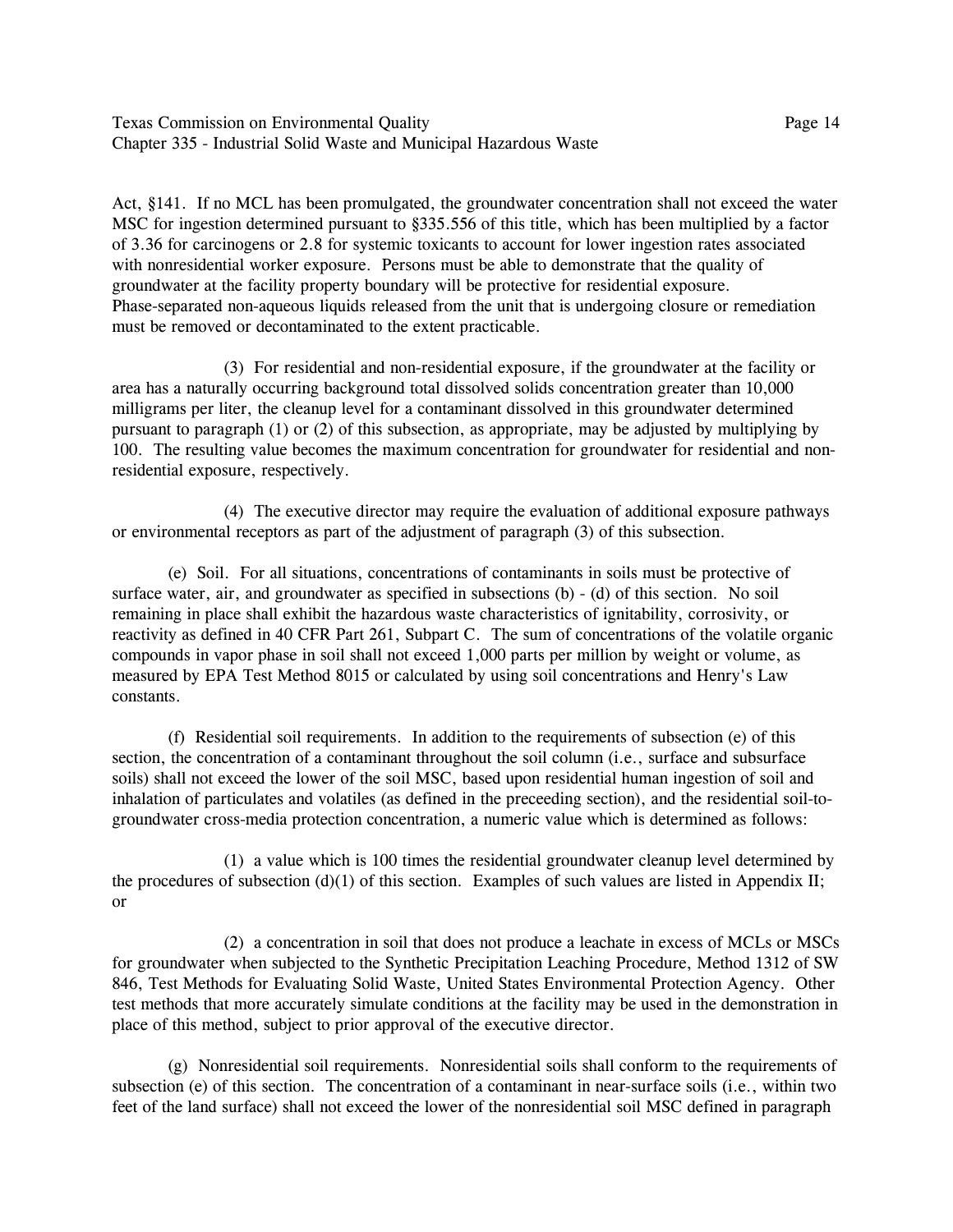Act, §141. If no MCL has been promulgated, the groundwater concentration shall not exceed the water MSC for ingestion determined pursuant to §335.556 of this title, which has been multiplied by a factor of 3.36 for carcinogens or 2.8 for systemic toxicants to account for lower ingestion rates associated with nonresidential worker exposure. Persons must be able to demonstrate that the quality of groundwater at the facility property boundary will be protective for residential exposure. Phase-separated non-aqueous liquids released from the unit that is undergoing closure or remediation must be removed or decontaminated to the extent practicable.

(3) For residential and non-residential exposure, if the groundwater at the facility or area has a naturally occurring background total dissolved solids concentration greater than 10,000 milligrams per liter, the cleanup level for a contaminant dissolved in this groundwater determined pursuant to paragraph (1) or (2) of this subsection, as appropriate, may be adjusted by multiplying by 100. The resulting value becomes the maximum concentration for groundwater for residential and non-residential exposure, respectively.

(4) The executive director may require the evaluation of additional exposure pathways or environmental receptors as part of the adjustment of paragraph (3) of this subsection.

(e) Soil. For all situations, concentrations of contaminants in soils must be protective of surface water, air, and groundwater as specified in subsections (b) - (d) of this section. No soil remaining in place shall exhibit the hazardous waste characteristics of ignitability, corrosivity, or reactivity as defined in 40 CFR Part 261, Subpart C. The sum of concentrations of the volatile organic compounds in vapor phase in soil shall not exceed 1,000 parts per million by weight or volume, as measured by EPA Test Method 8015 or calculated by using soil concentrations and Henry's Law constants.

(f) Residential soil requirements. In addition to the requirements of subsection (e) of this section, the concentration of a contaminant throughout the soil column (i.e., surface and subsurface soils) shall not exceed the lower of the soil MSC, based upon residential human ingestion of soil and inhalation of particulates and volatiles (as defined in the preceeding section), and the residential soil-to-groundwater cross-media protection concentration, a numeric value which is determined as follows:

(1) a value which is 100 times the residential groundwater cleanup level determined by the procedures of subsection (d)(1) of this section. Examples of such values are listed in Appendix II; or

(2) a concentration in soil that does not produce a leachate in excess of MCLs or MSCs for groundwater when subjected to the Synthetic Precipitation Leaching Procedure, Method 1312 of SW 846, Test Methods for Evaluating Solid Waste, United States Environmental Protection Agency. Other test methods that more accurately simulate conditions at the facility may be used in the demonstration in place of this method, subject to prior approval of the executive director.

(g) Nonresidential soil requirements. Nonresidential soils shall conform to the requirements of subsection (e) of this section. The concentration of a contaminant in near-surface soils (i.e., within two feet of the land surface) shall not exceed the lower of the nonresidential soil MSC defined in paragraph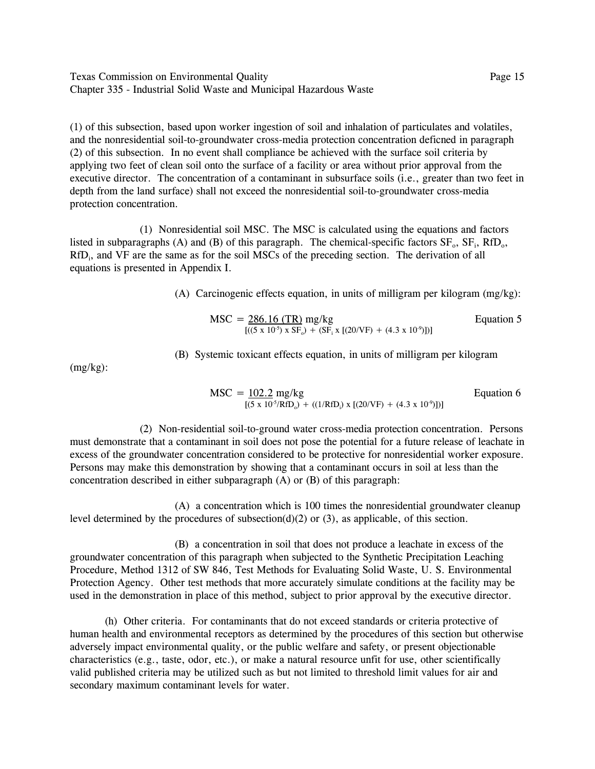(1) of this subsection, based upon worker ingestion of soil and inhalation of particulates and volatiles, and the nonresidential soil-to-groundwater cross-media protection concentration deficned in paragraph (2) of this subsection. In no event shall compliance be achieved with the surface soil criteria by applying two feet of clean soil onto the surface of a facility or area without prior approval from the executive director. The concentration of a contaminant in subsurface soils (i.e., greater than two feet in depth from the land surface) shall not exceed the nonresidential soil-to-groundwater cross-media protection concentration.

(1) Nonresidential soil MSC. The MSC is calculated using the equations and factors listed in subparagraphs (A) and (B) of this paragraph. The chemical-specific factors $SF_o$, $SF_i$, $RfD_o$, $RfD_i$, and VF are the same as for the soil MSCs of the preceding section. The derivation of all equations is presented in Appendix I.

(A) Carcinogenic effects equation, in units of milligram per kilogram (mg/kg):

$$MSC = \frac{286.16\ (TR)}{[((5 \times 10^{-5}) \times SF_o) + (SF_i \times [(20/VF) + (4.3 \times 10^{-9})])]} \text{ mg/kg} \qquad \text{Equation 5}$$

(B) Systemic toxicant effects equation, in units of milligram per kilogram (mg/kg):

$$MSC = \frac{102.2}{[(5 \times 10^{-5}/RfD_o) + ((1/RfD_i) \times [(20/VF) + (4.3 \times 10^{-9})])]} \text{ mg/kg} \qquad \text{Equation 6}$$

(2) Non-residential soil-to-ground water cross-media protection concentration. Persons must demonstrate that a contaminant in soil does not pose the potential for a future release of leachate in excess of the groundwater concentration considered to be protective for nonresidential worker exposure. Persons may make this demonstration by showing that a contaminant occurs in soil at less than the concentration described in either subparagraph (A) or (B) of this paragraph:

(A) a concentration which is 100 times the nonresidential groundwater cleanup level determined by the procedures of subsection(d)(2) or (3), as applicable, of this section.

(B) a concentration in soil that does not produce a leachate in excess of the groundwater concentration of this paragraph when subjected to the Synthetic Precipitation Leaching Procedure, Method 1312 of SW 846, Test Methods for Evaluating Solid Waste, U. S. Environmental Protection Agency. Other test methods that more accurately simulate conditions at the facility may be used in the demonstration in place of this method, subject to prior approval by the executive director.

(h) Other criteria. For contaminants that do not exceed standards or criteria protective of human health and environmental receptors as determined by the procedures of this section but otherwise adversely impact environmental quality, or the public welfare and safety, or present objectionable characteristics (e.g., taste, odor, etc.), or make a natural resource unfit for use, other scientifically valid published criteria may be utilized such as but not limited to threshold limit values for air and secondary maximum contaminant levels for water.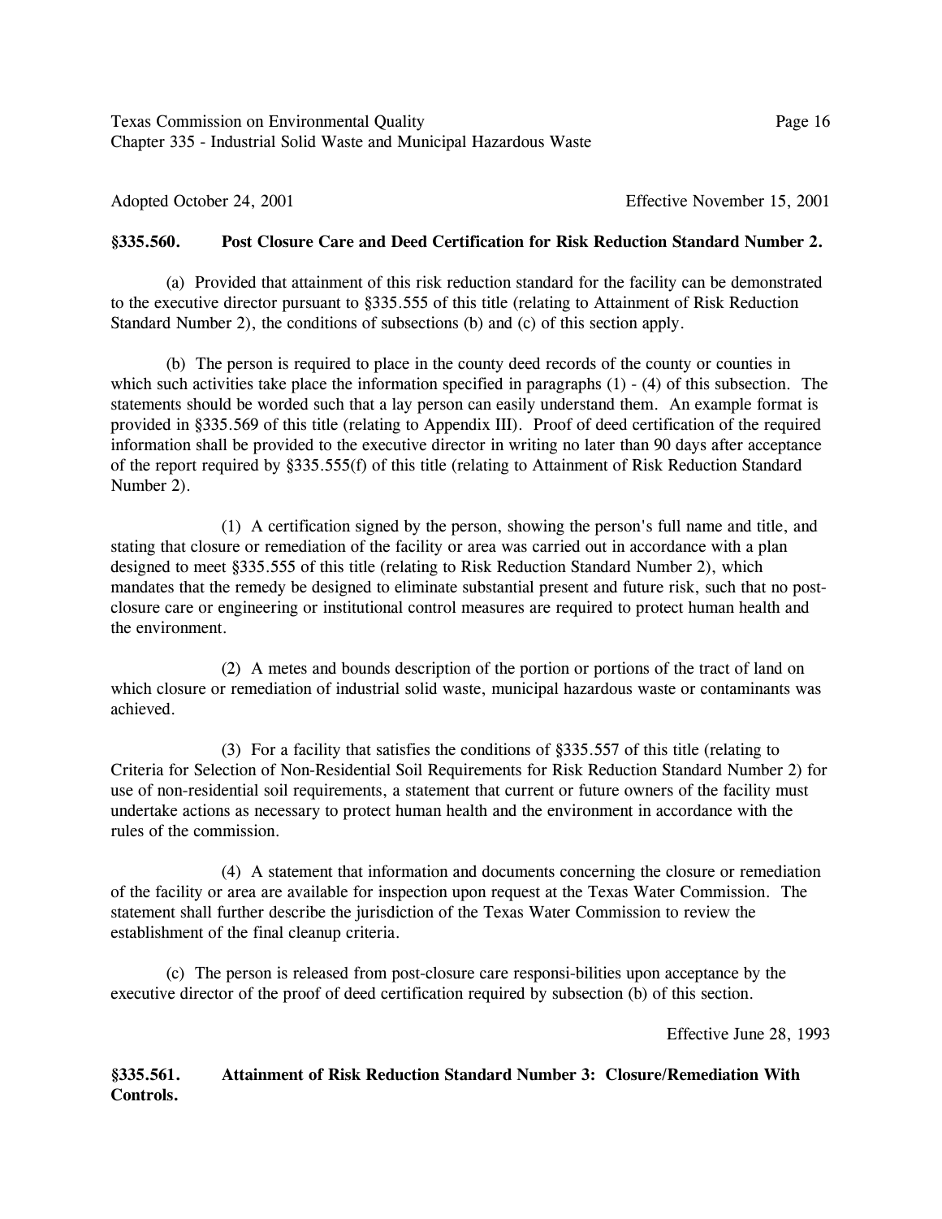Adopted October 24, 2001 Effective November 15, 2001

**§335.560. Post Closure Care and Deed Certification for Risk Reduction Standard Number 2.**

(a) Provided that attainment of this risk reduction standard for the facility can be demonstrated to the executive director pursuant to §335.555 of this title (relating to Attainment of Risk Reduction Standard Number 2), the conditions of subsections (b) and (c) of this section apply.

(b) The person is required to place in the county deed records of the county or counties in which such activities take place the information specified in paragraphs (1) - (4) of this subsection. The statements should be worded such that a lay person can easily understand them. An example format is provided in §335.569 of this title (relating to Appendix III). Proof of deed certification of the required information shall be provided to the executive director in writing no later than 90 days after acceptance of the report required by §335.555(f) of this title (relating to Attainment of Risk Reduction Standard Number 2).

(1) A certification signed by the person, showing the person's full name and title, and stating that closure or remediation of the facility or area was carried out in accordance with a plan designed to meet §335.555 of this title (relating to Risk Reduction Standard Number 2), which mandates that the remedy be designed to eliminate substantial present and future risk, such that no post-closure care or engineering or institutional control measures are required to protect human health and the environment.

(2) A metes and bounds description of the portion or portions of the tract of land on which closure or remediation of industrial solid waste, municipal hazardous waste or contaminants was achieved.

(3) For a facility that satisfies the conditions of §335.557 of this title (relating to Criteria for Selection of Non-Residential Soil Requirements for Risk Reduction Standard Number 2) for use of non-residential soil requirements, a statement that current or future owners of the facility must undertake actions as necessary to protect human health and the environment in accordance with the rules of the commission.

(4) A statement that information and documents concerning the closure or remediation of the facility or area are available for inspection upon request at the Texas Water Commission. The statement shall further describe the jurisdiction of the Texas Water Commission to review the establishment of the final cleanup criteria.

(c) The person is released from post-closure care responsi-bilities upon acceptance by the executive director of the proof of deed certification required by subsection (b) of this section.

Effective June 28, 1993

**§335.561. Attainment of Risk Reduction Standard Number 3: Closure/Remediation With Controls.**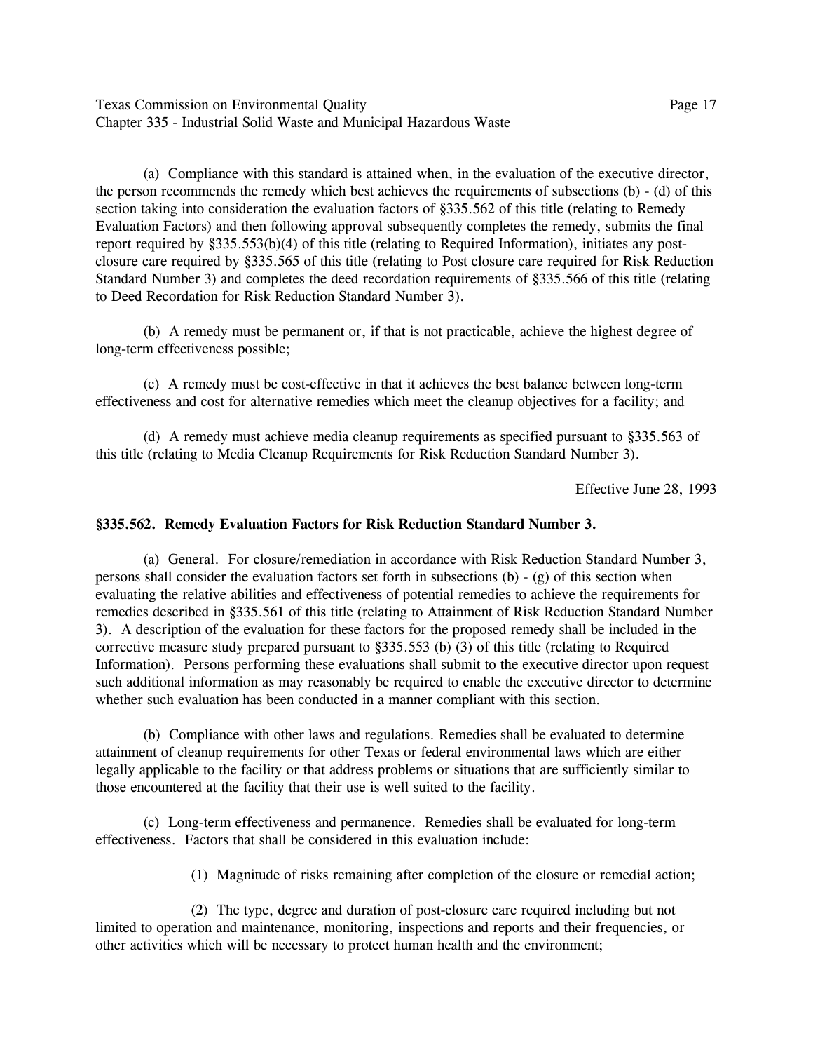(a) Compliance with this standard is attained when, in the evaluation of the executive director, the person recommends the remedy which best achieves the requirements of subsections (b) - (d) of this section taking into consideration the evaluation factors of §335.562 of this title (relating to Remedy Evaluation Factors) and then following approval subsequently completes the remedy, submits the final report required by §335.553(b)(4) of this title (relating to Required Information), initiates any post-closure care required by §335.565 of this title (relating to Post closure care required for Risk Reduction Standard Number 3) and completes the deed recordation requirements of §335.566 of this title (relating to Deed Recordation for Risk Reduction Standard Number 3).

(b) A remedy must be permanent or, if that is not practicable, achieve the highest degree of long-term effectiveness possible;

(c) A remedy must be cost-effective in that it achieves the best balance between long-term effectiveness and cost for alternative remedies which meet the cleanup objectives for a facility; and

(d) A remedy must achieve media cleanup requirements as specified pursuant to §335.563 of this title (relating to Media Cleanup Requirements for Risk Reduction Standard Number 3).

Effective June 28, 1993

### §335.562. Remedy Evaluation Factors for Risk Reduction Standard Number 3.

(a) General. For closure/remediation in accordance with Risk Reduction Standard Number 3, persons shall consider the evaluation factors set forth in subsections (b) - (g) of this section when evaluating the relative abilities and effectiveness of potential remedies to achieve the requirements for remedies described in §335.561 of this title (relating to Attainment of Risk Reduction Standard Number 3). A description of the evaluation for these factors for the proposed remedy shall be included in the corrective measure study prepared pursuant to §335.553 (b) (3) of this title (relating to Required Information). Persons performing these evaluations shall submit to the executive director upon request such additional information as may reasonably be required to enable the executive director to determine whether such evaluation has been conducted in a manner compliant with this section.

(b) Compliance with other laws and regulations. Remedies shall be evaluated to determine attainment of cleanup requirements for other Texas or federal environmental laws which are either legally applicable to the facility or that address problems or situations that are sufficiently similar to those encountered at the facility that their use is well suited to the facility.

(c) Long-term effectiveness and permanence. Remedies shall be evaluated for long-term effectiveness. Factors that shall be considered in this evaluation include:

(1) Magnitude of risks remaining after completion of the closure or remedial action;

(2) The type, degree and duration of post-closure care required including but not limited to operation and maintenance, monitoring, inspections and reports and their frequencies, or other activities which will be necessary to protect human health and the environment;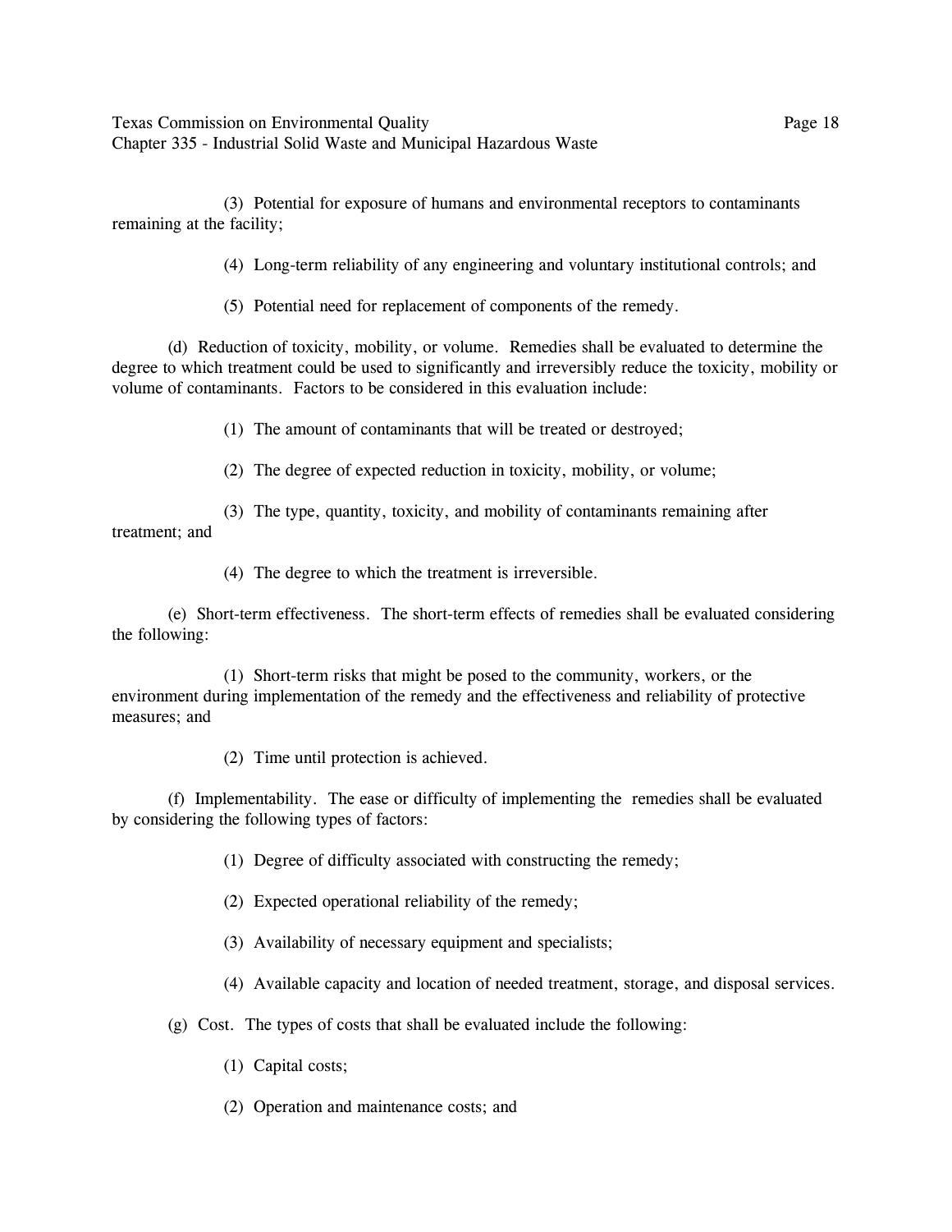(3) Potential for exposure of humans and environmental receptors to contaminants remaining at the facility;

(4) Long-term reliability of any engineering and voluntary institutional controls; and

(5) Potential need for replacement of components of the remedy.

(d) Reduction of toxicity, mobility, or volume. Remedies shall be evaluated to determine the degree to which treatment could be used to significantly and irreversibly reduce the toxicity, mobility or volume of contaminants. Factors to be considered in this evaluation include:

(1) The amount of contaminants that will be treated or destroyed;

(2) The degree of expected reduction in toxicity, mobility, or volume;

(3) The type, quantity, toxicity, and mobility of contaminants remaining after treatment; and

(4) The degree to which the treatment is irreversible.

(e) Short-term effectiveness. The short-term effects of remedies shall be evaluated considering the following:

(1) Short-term risks that might be posed to the community, workers, or the environment during implementation of the remedy and the effectiveness and reliability of protective measures; and

(2) Time until protection is achieved.

(f) Implementability. The ease or difficulty of implementing the remedies shall be evaluated by considering the following types of factors:

(1) Degree of difficulty associated with constructing the remedy;

(2) Expected operational reliability of the remedy;

(3) Availability of necessary equipment and specialists;

(4) Available capacity and location of needed treatment, storage, and disposal services.

(g) Cost. The types of costs that shall be evaluated include the following:

(1) Capital costs;

(2) Operation and maintenance costs; and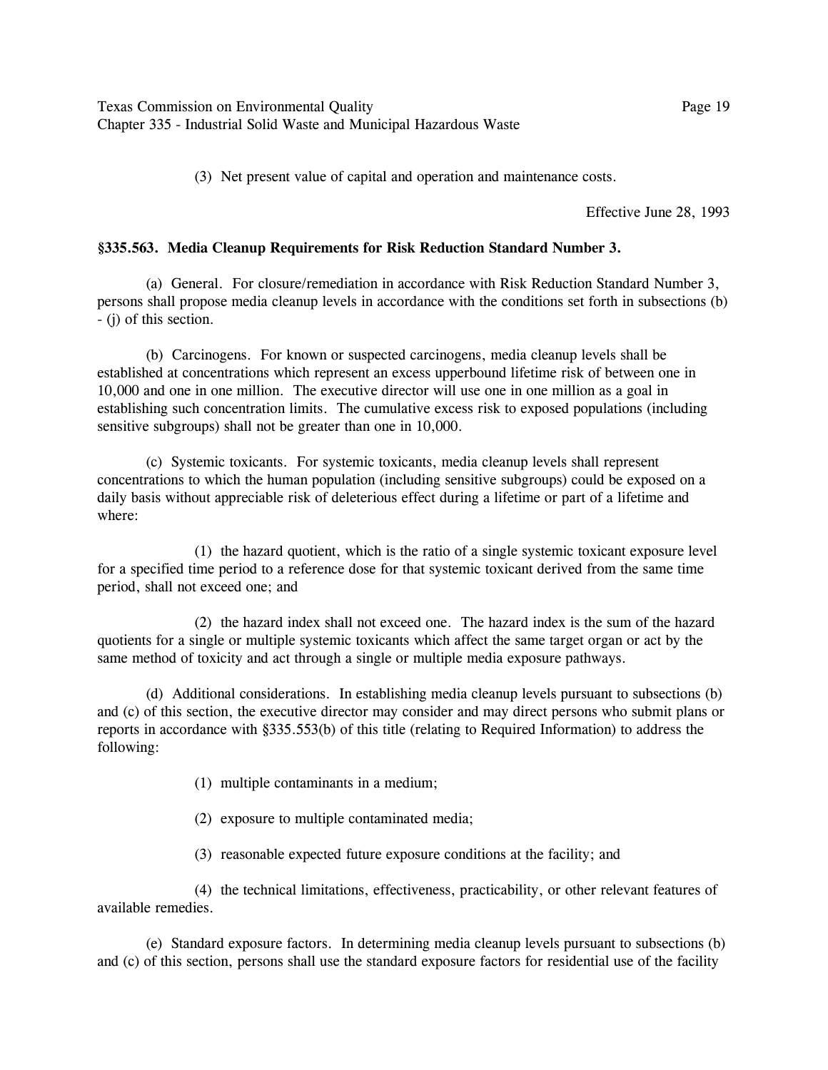(3) Net present value of capital and operation and maintenance costs.

Effective June 28, 1993

**§335.563. Media Cleanup Requirements for Risk Reduction Standard Number 3.**

(a) General. For closure/remediation in accordance with Risk Reduction Standard Number 3, persons shall propose media cleanup levels in accordance with the conditions set forth in subsections (b) - (j) of this section.

(b) Carcinogens. For known or suspected carcinogens, media cleanup levels shall be established at concentrations which represent an excess upperbound lifetime risk of between one in 10,000 and one in one million. The executive director will use one in one million as a goal in establishing such concentration limits. The cumulative excess risk to exposed populations (including sensitive subgroups) shall not be greater than one in 10,000.

(c) Systemic toxicants. For systemic toxicants, media cleanup levels shall represent concentrations to which the human population (including sensitive subgroups) could be exposed on a daily basis without appreciable risk of deleterious effect during a lifetime or part of a lifetime and where:

(1) the hazard quotient, which is the ratio of a single systemic toxicant exposure level for a specified time period to a reference dose for that systemic toxicant derived from the same time period, shall not exceed one; and

(2) the hazard index shall not exceed one. The hazard index is the sum of the hazard quotients for a single or multiple systemic toxicants which affect the same target organ or act by the same method of toxicity and act through a single or multiple media exposure pathways.

(d) Additional considerations. In establishing media cleanup levels pursuant to subsections (b) and (c) of this section, the executive director may consider and may direct persons who submit plans or reports in accordance with §335.553(b) of this title (relating to Required Information) to address the following:

(1) multiple contaminants in a medium;

(2) exposure to multiple contaminated media;

(3) reasonable expected future exposure conditions at the facility; and

(4) the technical limitations, effectiveness, practicability, or other relevant features of available remedies.

(e) Standard exposure factors. In determining media cleanup levels pursuant to subsections (b) and (c) of this section, persons shall use the standard exposure factors for residential use of the facility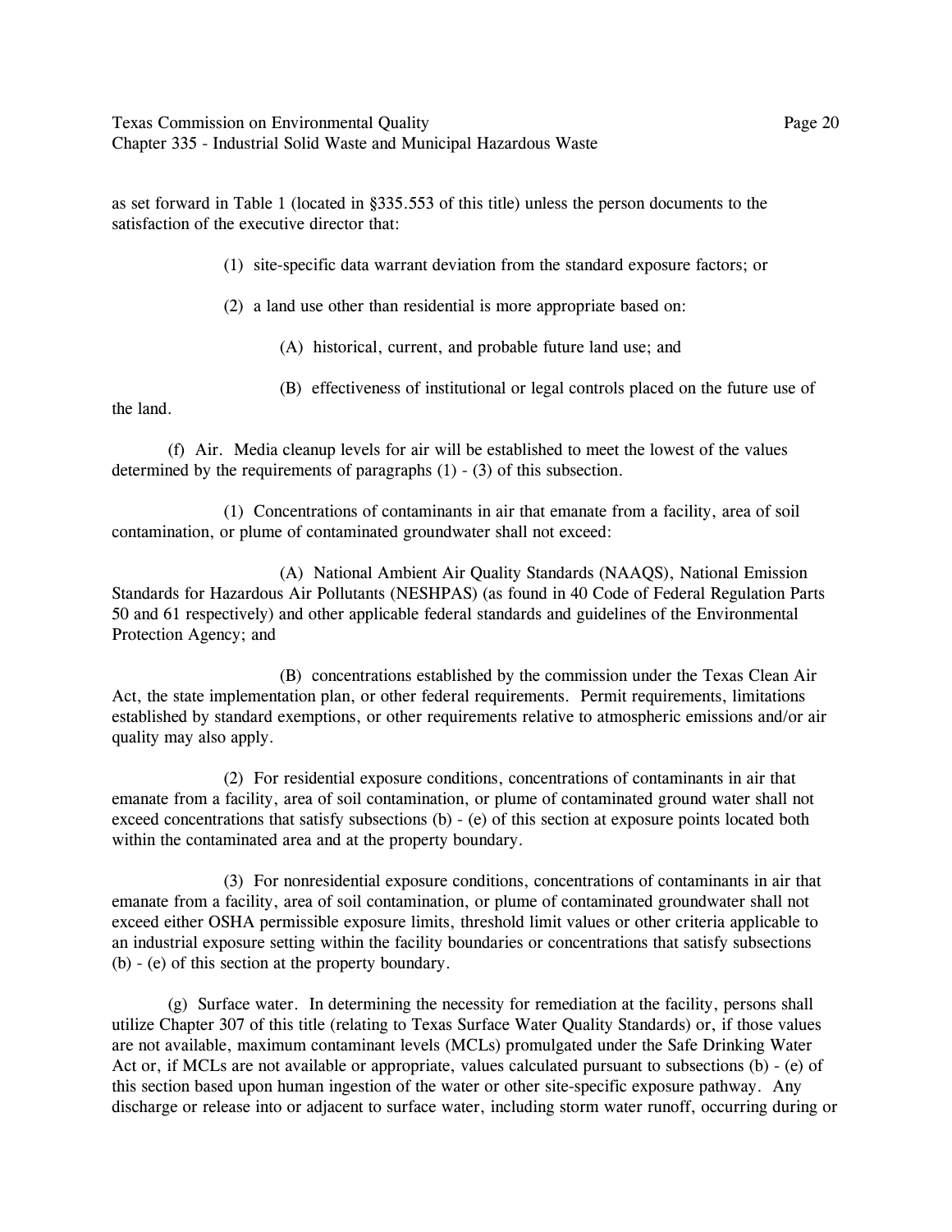as set forward in Table 1 (located in §335.553 of this title) unless the person documents to the satisfaction of the executive director that:

(1) site-specific data warrant deviation from the standard exposure factors; or

(2) a land use other than residential is more appropriate based on:

(A) historical, current, and probable future land use; and

(B) effectiveness of institutional or legal controls placed on the future use of the land.

(f) Air. Media cleanup levels for air will be established to meet the lowest of the values determined by the requirements of paragraphs (1) - (3) of this subsection.

(1) Concentrations of contaminants in air that emanate from a facility, area of soil contamination, or plume of contaminated groundwater shall not exceed:

(A) National Ambient Air Quality Standards (NAAQS), National Emission Standards for Hazardous Air Pollutants (NESHPAS) (as found in 40 Code of Federal Regulation Parts 50 and 61 respectively) and other applicable federal standards and guidelines of the Environmental Protection Agency; and

(B) concentrations established by the commission under the Texas Clean Air Act, the state implementation plan, or other federal requirements. Permit requirements, limitations established by standard exemptions, or other requirements relative to atmospheric emissions and/or air quality may also apply.

(2) For residential exposure conditions, concentrations of contaminants in air that emanate from a facility, area of soil contamination, or plume of contaminated ground water shall not exceed concentrations that satisfy subsections (b) - (e) of this section at exposure points located both within the contaminated area and at the property boundary.

(3) For nonresidential exposure conditions, concentrations of contaminants in air that emanate from a facility, area of soil contamination, or plume of contaminated groundwater shall not exceed either OSHA permissible exposure limits, threshold limit values or other criteria applicable to an industrial exposure setting within the facility boundaries or concentrations that satisfy subsections (b) - (e) of this section at the property boundary.

(g) Surface water. In determining the necessity for remediation at the facility, persons shall utilize Chapter 307 of this title (relating to Texas Surface Water Quality Standards) or, if those values are not available, maximum contaminant levels (MCLs) promulgated under the Safe Drinking Water Act or, if MCLs are not available or appropriate, values calculated pursuant to subsections (b) - (e) of this section based upon human ingestion of the water or other site-specific exposure pathway. Any discharge or release into or adjacent to surface water, including storm water runoff, occurring during or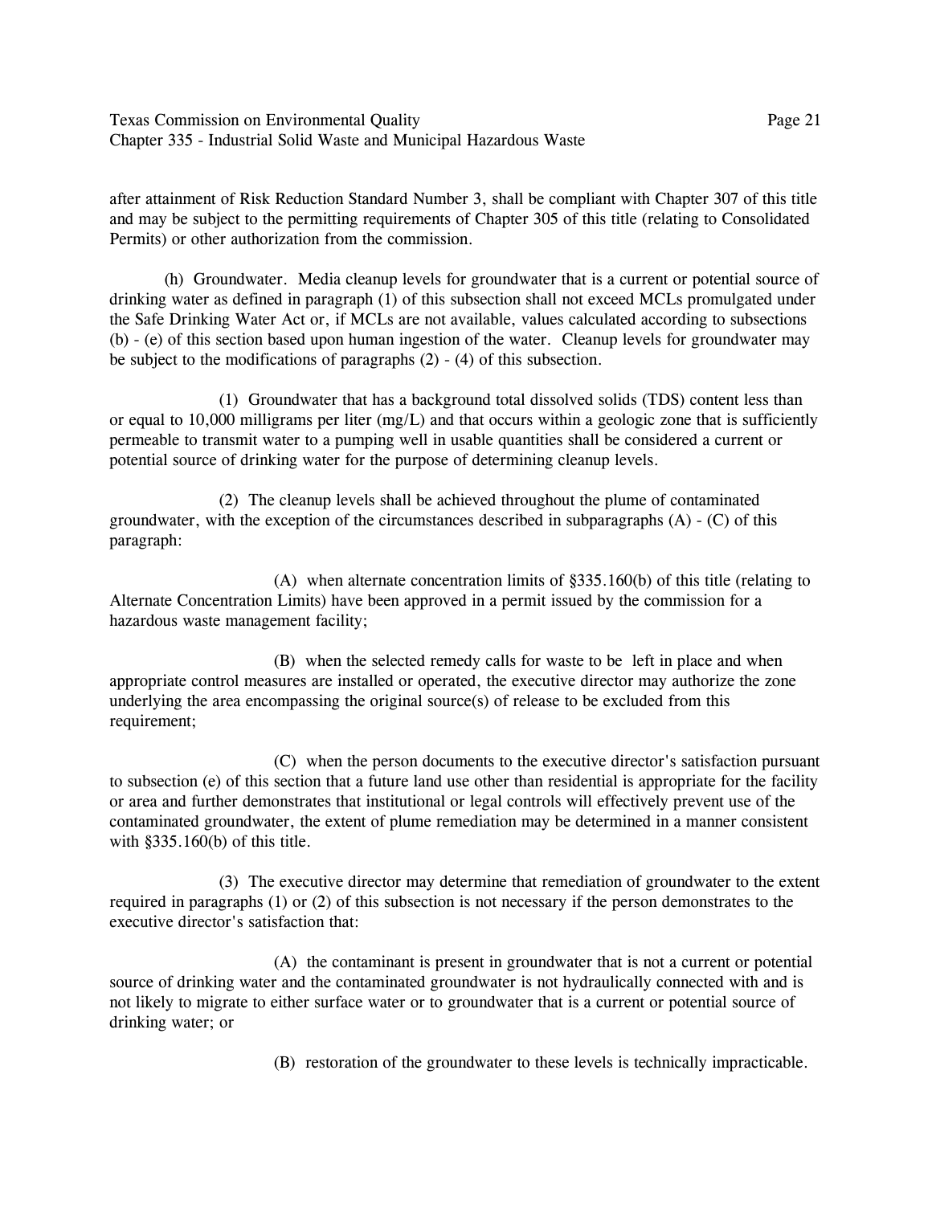after attainment of Risk Reduction Standard Number 3, shall be compliant with Chapter 307 of this title and may be subject to the permitting requirements of Chapter 305 of this title (relating to Consolidated Permits) or other authorization from the commission.

(h) Groundwater. Media cleanup levels for groundwater that is a current or potential source of drinking water as defined in paragraph (1) of this subsection shall not exceed MCLs promulgated under the Safe Drinking Water Act or, if MCLs are not available, values calculated according to subsections (b) - (e) of this section based upon human ingestion of the water. Cleanup levels for groundwater may be subject to the modifications of paragraphs (2) - (4) of this subsection.

(1) Groundwater that has a background total dissolved solids (TDS) content less than or equal to 10,000 milligrams per liter (mg/L) and that occurs within a geologic zone that is sufficiently permeable to transmit water to a pumping well in usable quantities shall be considered a current or potential source of drinking water for the purpose of determining cleanup levels.

(2) The cleanup levels shall be achieved throughout the plume of contaminated groundwater, with the exception of the circumstances described in subparagraphs (A) - (C) of this paragraph:

(A) when alternate concentration limits of §335.160(b) of this title (relating to Alternate Concentration Limits) have been approved in a permit issued by the commission for a hazardous waste management facility;

(B) when the selected remedy calls for waste to be left in place and when appropriate control measures are installed or operated, the executive director may authorize the zone underlying the area encompassing the original source(s) of release to be excluded from this requirement;

(C) when the person documents to the executive director's satisfaction pursuant to subsection (e) of this section that a future land use other than residential is appropriate for the facility or area and further demonstrates that institutional or legal controls will effectively prevent use of the contaminated groundwater, the extent of plume remediation may be determined in a manner consistent with §335.160(b) of this title.

(3) The executive director may determine that remediation of groundwater to the extent required in paragraphs (1) or (2) of this subsection is not necessary if the person demonstrates to the executive director's satisfaction that:

(A) the contaminant is present in groundwater that is not a current or potential source of drinking water and the contaminated groundwater is not hydraulically connected with and is not likely to migrate to either surface water or to groundwater that is a current or potential source of drinking water; or

(B) restoration of the groundwater to these levels is technically impracticable.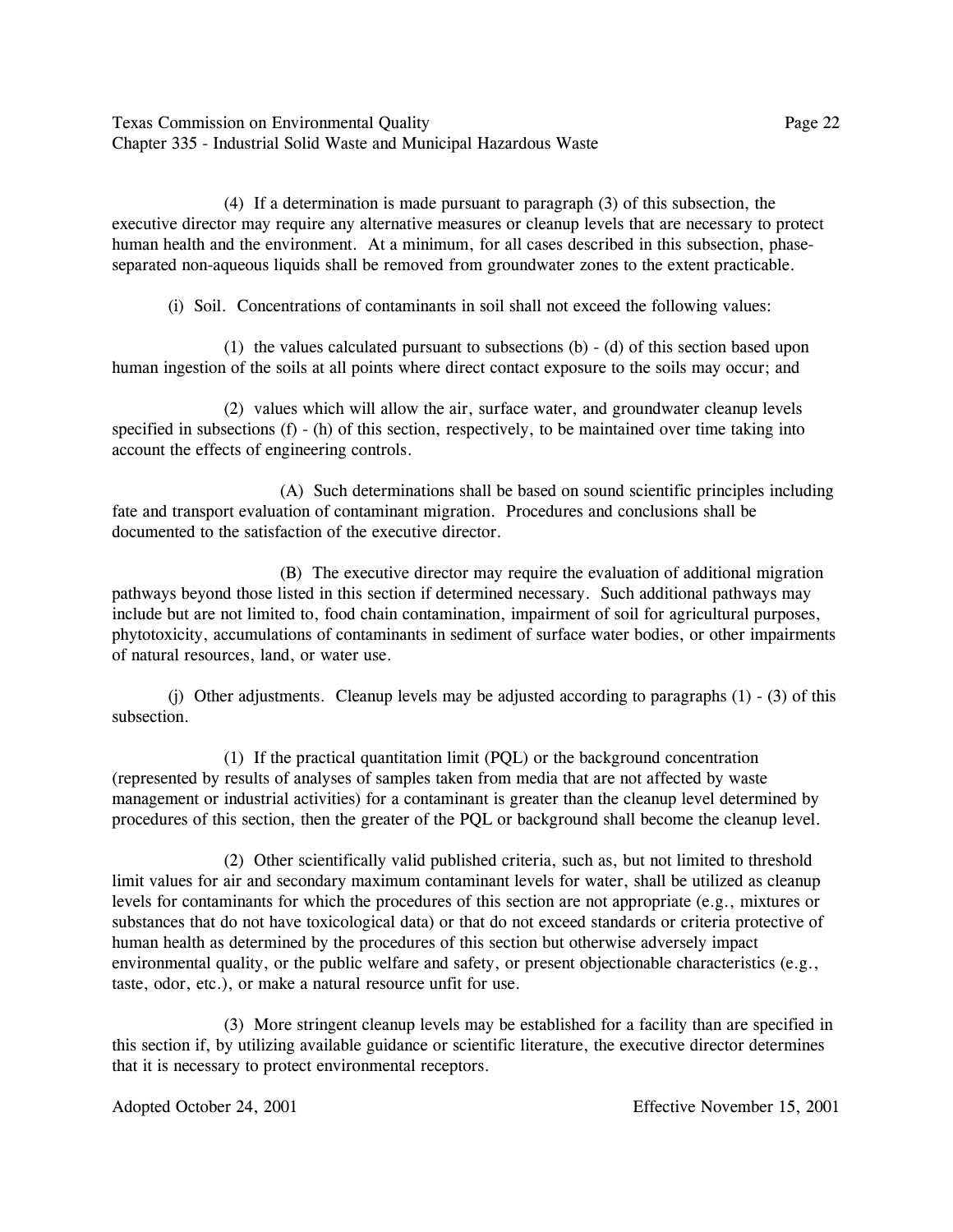(4) If a determination is made pursuant to paragraph (3) of this subsection, the executive director may require any alternative measures or cleanup levels that are necessary to protect human health and the environment. At a minimum, for all cases described in this subsection, phase-separated non-aqueous liquids shall be removed from groundwater zones to the extent practicable.

(i) Soil. Concentrations of contaminants in soil shall not exceed the following values:

(1) the values calculated pursuant to subsections (b) - (d) of this section based upon human ingestion of the soils at all points where direct contact exposure to the soils may occur; and

(2) values which will allow the air, surface water, and groundwater cleanup levels specified in subsections (f) - (h) of this section, respectively, to be maintained over time taking into account the effects of engineering controls.

(A) Such determinations shall be based on sound scientific principles including fate and transport evaluation of contaminant migration. Procedures and conclusions shall be documented to the satisfaction of the executive director.

(B) The executive director may require the evaluation of additional migration pathways beyond those listed in this section if determined necessary. Such additional pathways may include but are not limited to, food chain contamination, impairment of soil for agricultural purposes, phytotoxicity, accumulations of contaminants in sediment of surface water bodies, or other impairments of natural resources, land, or water use.

(j) Other adjustments. Cleanup levels may be adjusted according to paragraphs (1) - (3) of this subsection.

(1) If the practical quantitation limit (PQL) or the background concentration (represented by results of analyses of samples taken from media that are not affected by waste management or industrial activities) for a contaminant is greater than the cleanup level determined by procedures of this section, then the greater of the PQL or background shall become the cleanup level.

(2) Other scientifically valid published criteria, such as, but not limited to threshold limit values for air and secondary maximum contaminant levels for water, shall be utilized as cleanup levels for contaminants for which the procedures of this section are not appropriate (e.g., mixtures or substances that do not have toxicological data) or that do not exceed standards or criteria protective of human health as determined by the procedures of this section but otherwise adversely impact environmental quality, or the public welfare and safety, or present objectionable characteristics (e.g., taste, odor, etc.), or make a natural resource unfit for use.

(3) More stringent cleanup levels may be established for a facility than are specified in this section if, by utilizing available guidance or scientific literature, the executive director determines that it is necessary to protect environmental receptors.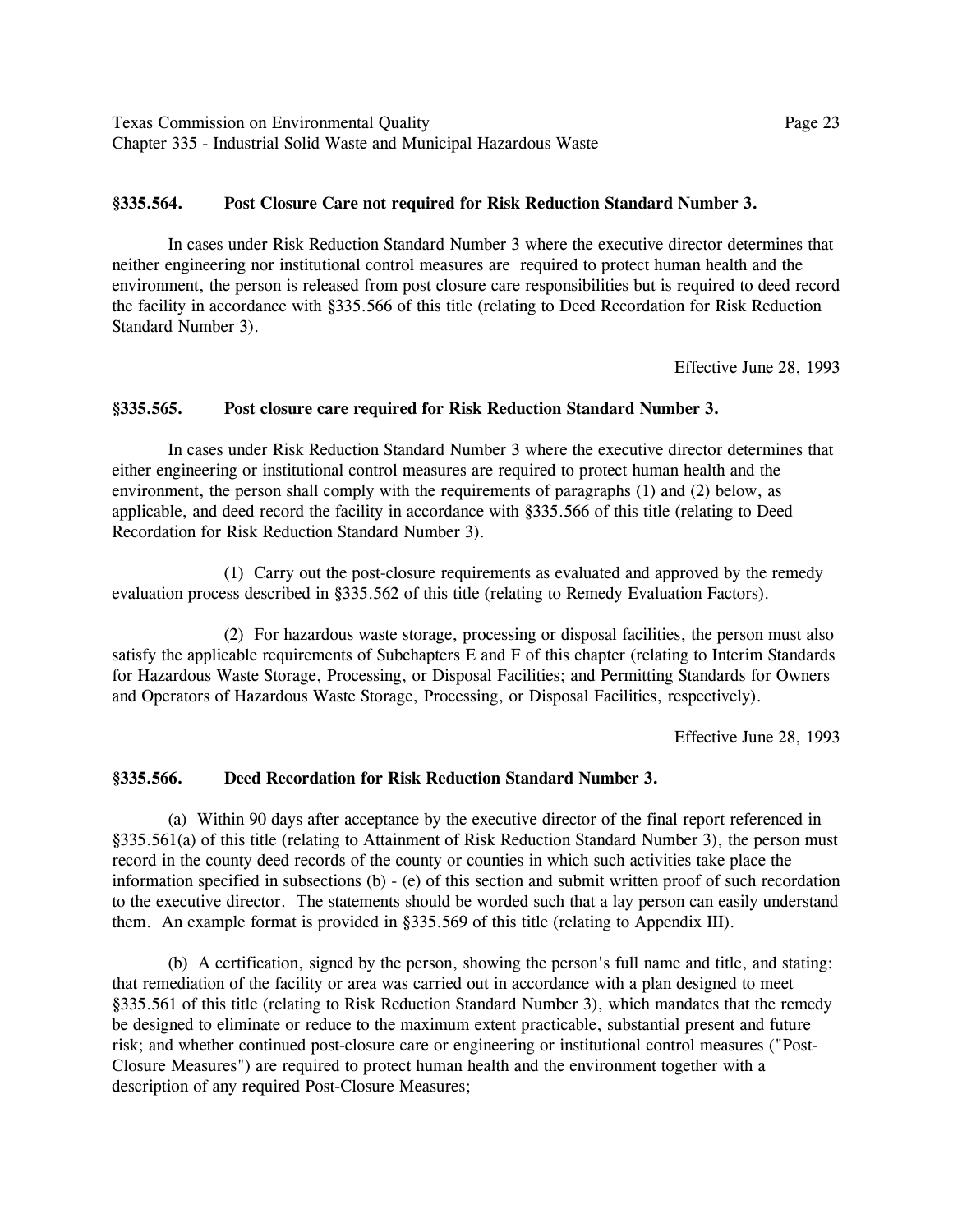### §335.564. Post Closure Care not required for Risk Reduction Standard Number 3.

In cases under Risk Reduction Standard Number 3 where the executive director determines that neither engineering nor institutional control measures are required to protect human health and the environment, the person is released from post closure care responsibilities but is required to deed record the facility in accordance with §335.566 of this title (relating to Deed Recordation for Risk Reduction Standard Number 3).

Effective June 28, 1993

### §335.565. Post closure care required for Risk Reduction Standard Number 3.

In cases under Risk Reduction Standard Number 3 where the executive director determines that either engineering or institutional control measures are required to protect human health and the environment, the person shall comply with the requirements of paragraphs (1) and (2) below, as applicable, and deed record the facility in accordance with §335.566 of this title (relating to Deed Recordation for Risk Reduction Standard Number 3).

(1) Carry out the post-closure requirements as evaluated and approved by the remedy evaluation process described in §335.562 of this title (relating to Remedy Evaluation Factors).

(2) For hazardous waste storage, processing or disposal facilities, the person must also satisfy the applicable requirements of Subchapters E and F of this chapter (relating to Interim Standards for Hazardous Waste Storage, Processing, or Disposal Facilities; and Permitting Standards for Owners and Operators of Hazardous Waste Storage, Processing, or Disposal Facilities, respectively).

Effective June 28, 1993

### §335.566. Deed Recordation for Risk Reduction Standard Number 3.

(a) Within 90 days after acceptance by the executive director of the final report referenced in §335.561(a) of this title (relating to Attainment of Risk Reduction Standard Number 3), the person must record in the county deed records of the county or counties in which such activities take place the information specified in subsections (b) - (e) of this section and submit written proof of such recordation to the executive director. The statements should be worded such that a lay person can easily understand them. An example format is provided in §335.569 of this title (relating to Appendix III).

(b) A certification, signed by the person, showing the person's full name and title, and stating: that remediation of the facility or area was carried out in accordance with a plan designed to meet §335.561 of this title (relating to Risk Reduction Standard Number 3), which mandates that the remedy be designed to eliminate or reduce to the maximum extent practicable, substantial present and future risk; and whether continued post-closure care or engineering or institutional control measures ("Post-Closure Measures") are required to protect human health and the environment together with a description of any required Post-Closure Measures;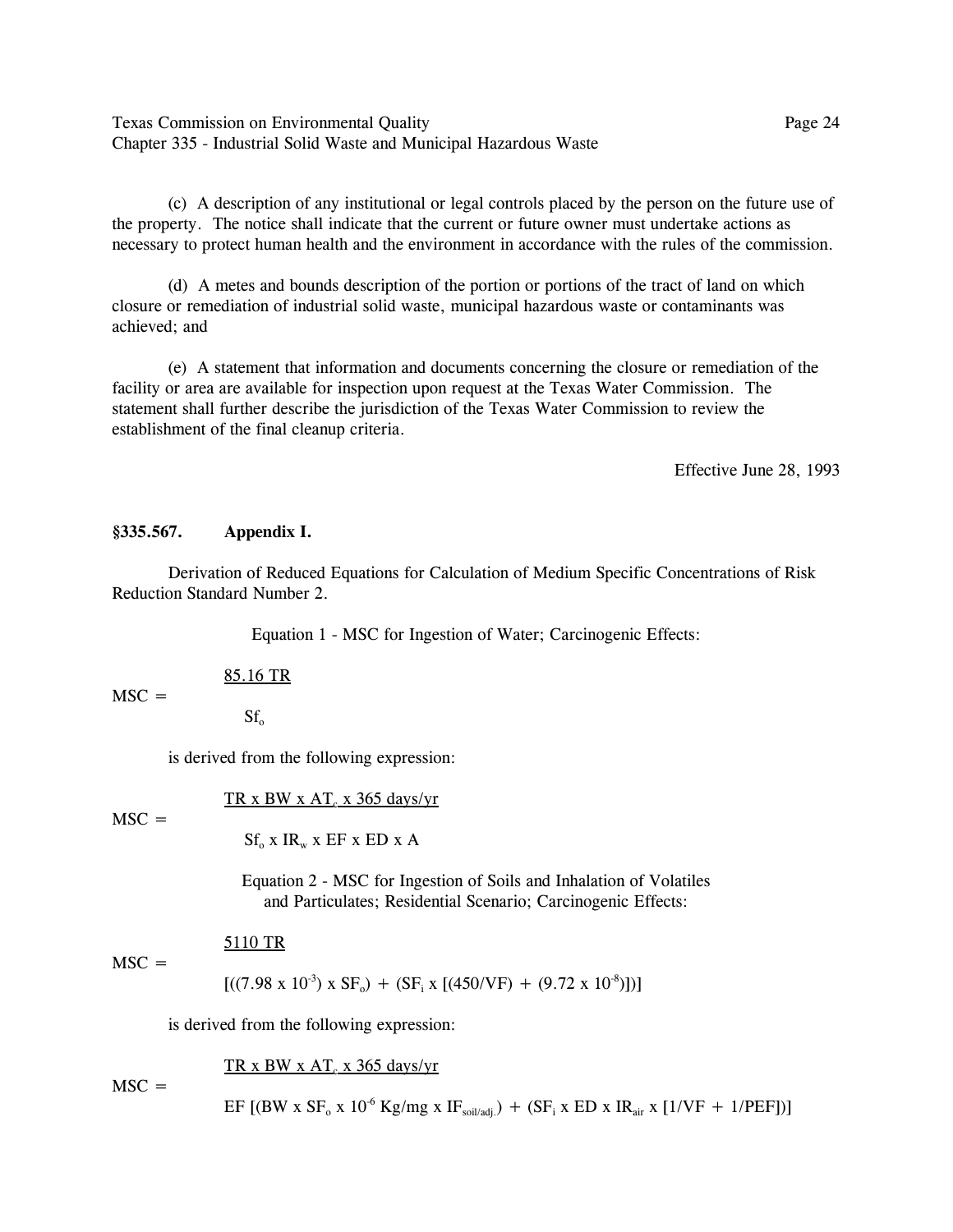(c) A description of any institutional or legal controls placed by the person on the future use of the property. The notice shall indicate that the current or future owner must undertake actions as necessary to protect human health and the environment in accordance with the rules of the commission.

(d) A metes and bounds description of the portion or portions of the tract of land on which closure or remediation of industrial solid waste, municipal hazardous waste or contaminants was achieved; and

(e) A statement that information and documents concerning the closure or remediation of the facility or area are available for inspection upon request at the Texas Water Commission. The statement shall further describe the jurisdiction of the Texas Water Commission to review the establishment of the final cleanup criteria.

Effective June 28, 1993

## §335.567. Appendix I.

Derivation of Reduced Equations for Calculation of Medium Specific Concentrations of Risk Reduction Standard Number 2.

Equation 1 - MSC for Ingestion of Water; Carcinogenic Effects:

$$MSC = \frac{85.16\ TR}{Sf_o}$$

is derived from the following expression:

$$MSC = \frac{TR \times BW \times AT_c \times 365\ \text{days/yr}}{Sf_o \times IR_w \times EF \times ED \times A}$$

Equation 2 - MSC for Ingestion of Soils and Inhalation of Volatiles and Particulates; Residential Scenario; Carcinogenic Effects:

$$MSC = \frac{5110\ TR}{[((7.98 \times 10^{-3}) \times SF_o) + (SF_i \times [(450/VF) + (9.72 \times 10^{-8})])]}$$

is derived from the following expression:

$$MSC = \frac{TR \times BW \times AT_c \times 365\ \text{days/yr}}{EF\ [(BW \times SF_o \times 10^{-6}\ \text{Kg/mg} \times IF_{soil/adj.}) + (SF_i \times ED \times IR_{air} \times [1/VF + 1/PEF])]}$$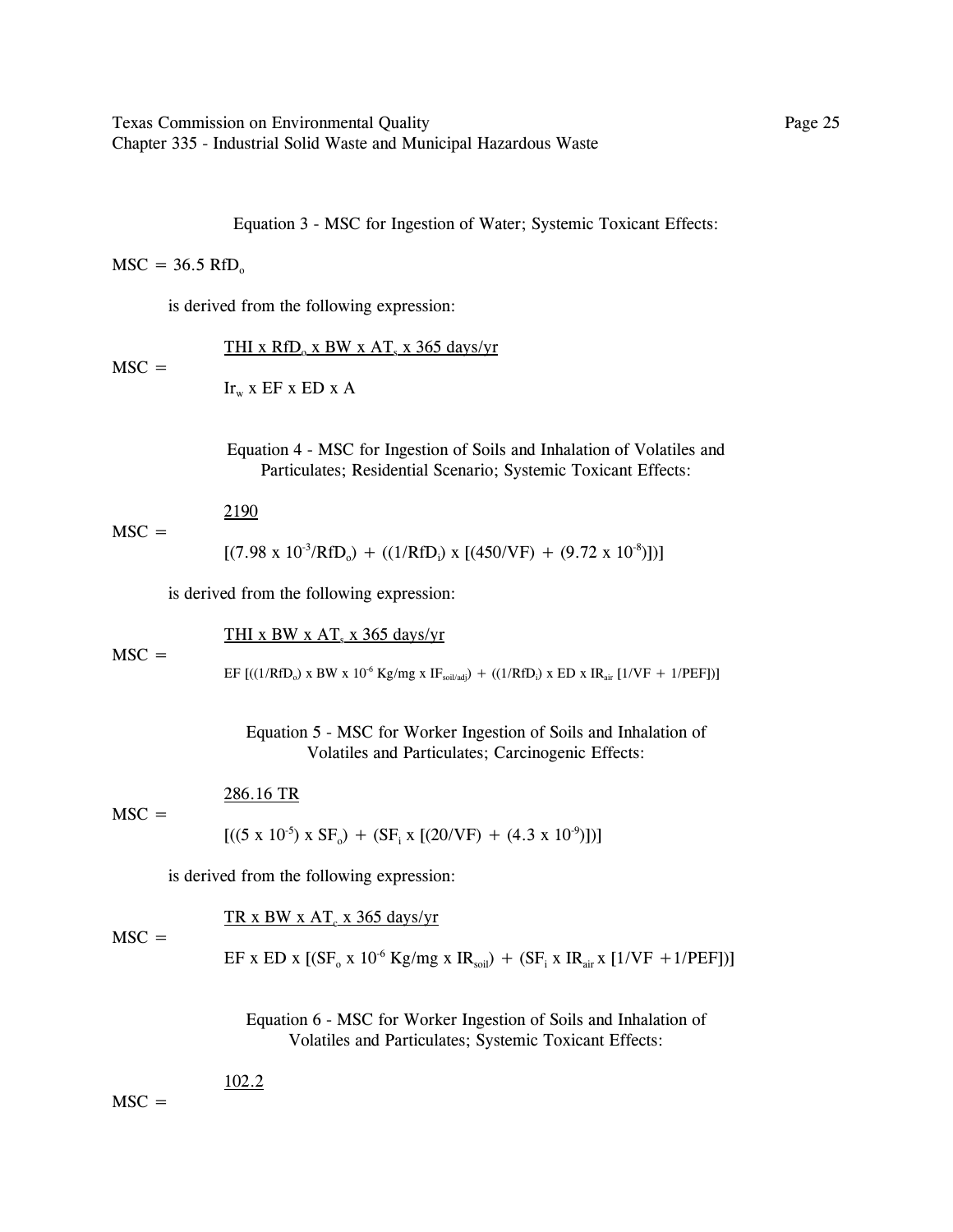Equation 3 - MSC for Ingestion of Water; Systemic Toxicant Effects:

$$MSC = 36.5\ RfD_o$$

is derived from the following expression:

$$MSC = \frac{THI \times RfD_o \times BW \times AT_s \times 365\ days/yr}{Ir_w \times EF \times ED \times A}$$

Equation 4 - MSC for Ingestion of Soils and Inhalation of Volatiles and Particulates; Residential Scenario; Systemic Toxicant Effects:

$$MSC = \frac{2190}{[(7.98 \times 10^{-3}/RfD_o) + ((1/RfD_i) \times [(450/VF) + (9.72 \times 10^{-8})])]}$$

is derived from the following expression:

$$MSC = \frac{THI \times BW \times AT_s \times 365\ days/yr}{EF\ [((1/RfD_o) \times BW \times 10^{-6}\ Kg/mg \times IF_{soil/adj}) + ((1/RfD_i) \times ED \times IR_{air}\ [1/VF + 1/PEF])]}$$

Equation 5 - MSC for Worker Ingestion of Soils and Inhalation of Volatiles and Particulates; Carcinogenic Effects:

$$MSC = \frac{286.16\ TR}{[((5 \times 10^{-5}) \times SF_o) + (SF_i \times [(20/VF) + (4.3 \times 10^{-9})])]}$$

is derived from the following expression:

$$MSC = \frac{TR \times BW \times AT_c \times 365\ days/yr}{EF \times ED \times [(SF_o \times 10^{-6}\ Kg/mg \times IR_{soil}) + (SF_i \times IR_{air} \times [1/VF + 1/PEF])]}$$

Equation 6 - MSC for Worker Ingestion of Soils and Inhalation of Volatiles and Particulates; Systemic Toxicant Effects:

$$MSC = \frac{102.2}{}$$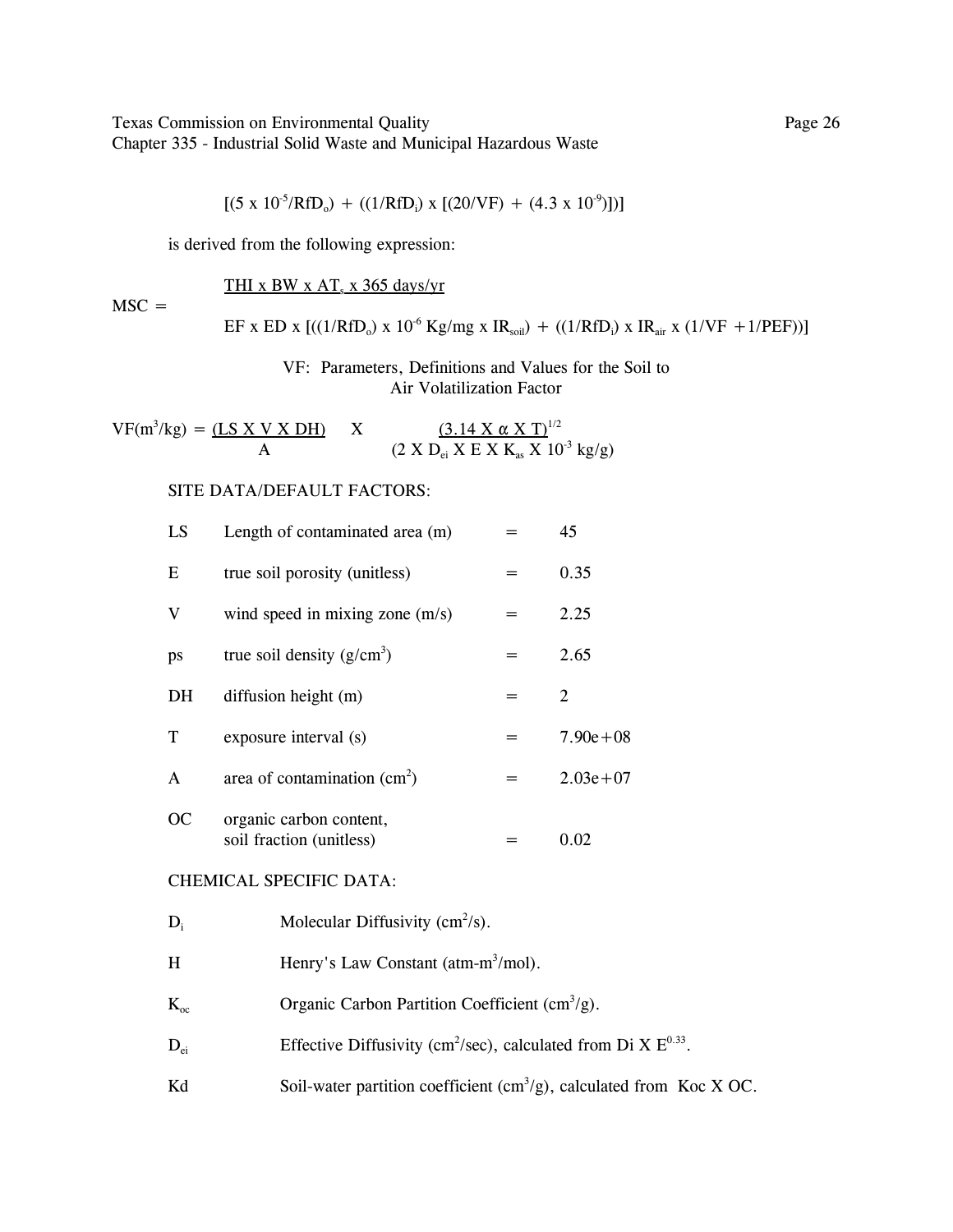$$[(5 \times 10^{-5}/RfD_o) + ((1/RfD_i) \times [(20/VF) + (4.3 \times 10^{-9})])]$$

is derived from the following expression:

$$MSC = \frac{THI \times BW \times AT_s \times 365 \text{ days/yr}}{EF \times ED \times [((1/RfD_o) \times 10^{-6} \text{ Kg/mg} \times IR_{soil}) + ((1/RfD_i) \times IR_{air} \times (1/VF + 1/PEF))]}$$

VF: Parameters, Definitions and Values for the Soil to Air Volatilization Factor

$$VF(m^3/kg) = \frac{(LS \times V \times DH)}{A} \times \frac{(3.14 \times \alpha \times T)^{1/2}}{(2 \times D_{ei} \times E \times K_{as} \times 10^{-3} \text{ kg/g})}$$

SITE DATA/DEFAULT FACTORS:

| | | | |
|---|---|---|---|
| LS | Length of contaminated area (m) | = | 45 |
| E | true soil porosity (unitless) | = | 0.35 |
| V | wind speed in mixing zone (m/s) | = | 2.25 |
| ps | true soil density ($g/cm^3$) | = | 2.65 |
| DH | diffusion height (m) | = | 2 |
| T | exposure interval (s) | = | 7.90e+08 |
| A | area of contamination ($cm^2$) | = | 2.03e+07 |
| OC | organic carbon content, soil fraction (unitless) | = | 0.02 |

CHEMICAL SPECIFIC DATA:

| | |
|---|---|
| $D_i$ | Molecular Diffusivity ($cm^2/s$). |
| H | Henry's Law Constant ($atm\text{-}m^3/mol$). |
| $K_{oc}$ | Organic Carbon Partition Coefficient ($cm^3/g$). |
| $D_{ei}$ | Effective Diffusivity ($cm^2/sec$), calculated from $Di \times E^{0.33}$. |
| Kd | Soil-water partition coefficient ($cm^3/g$), calculated from Koc X OC. |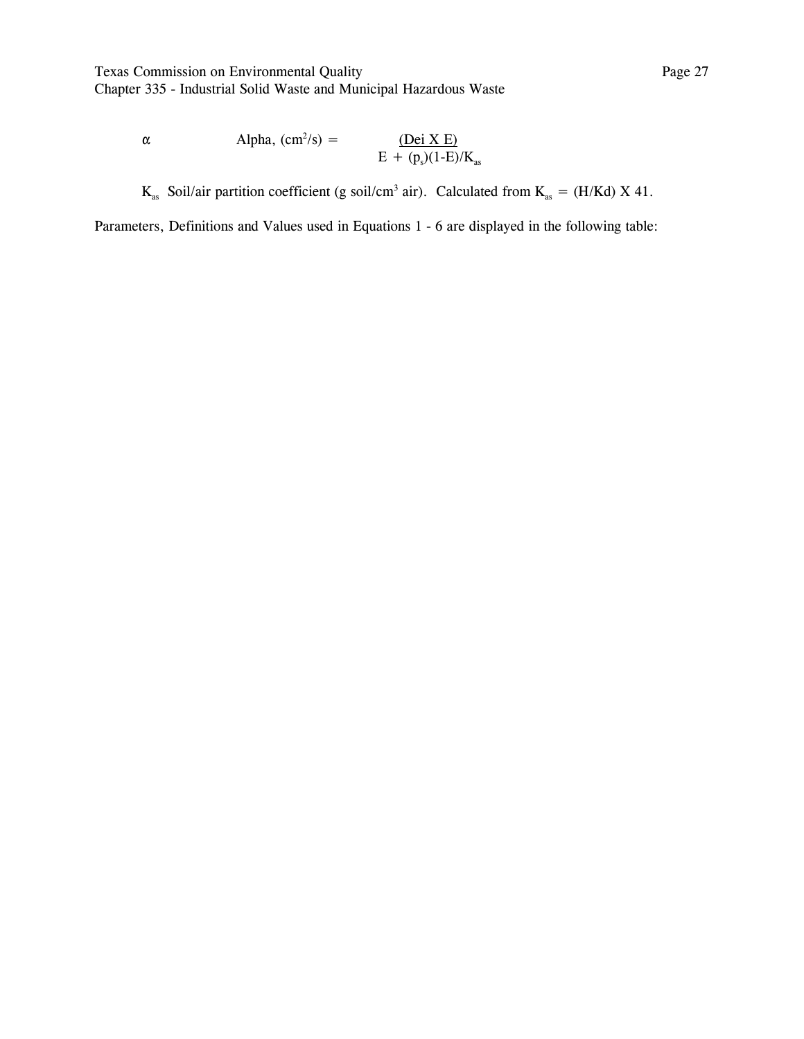$\alpha$ Alpha, ($cm^2/s$) = $$\frac{(Dei \times E)}{E + (p_s)(1-E)/K_{as}}$$

$K_{as}$ Soil/air partition coefficient (g soil/$cm^3$ air). Calculated from $K_{as}$ = (H/Kd) X 41.

Parameters, Definitions and Values used in Equations 1 - 6 are displayed in the following table: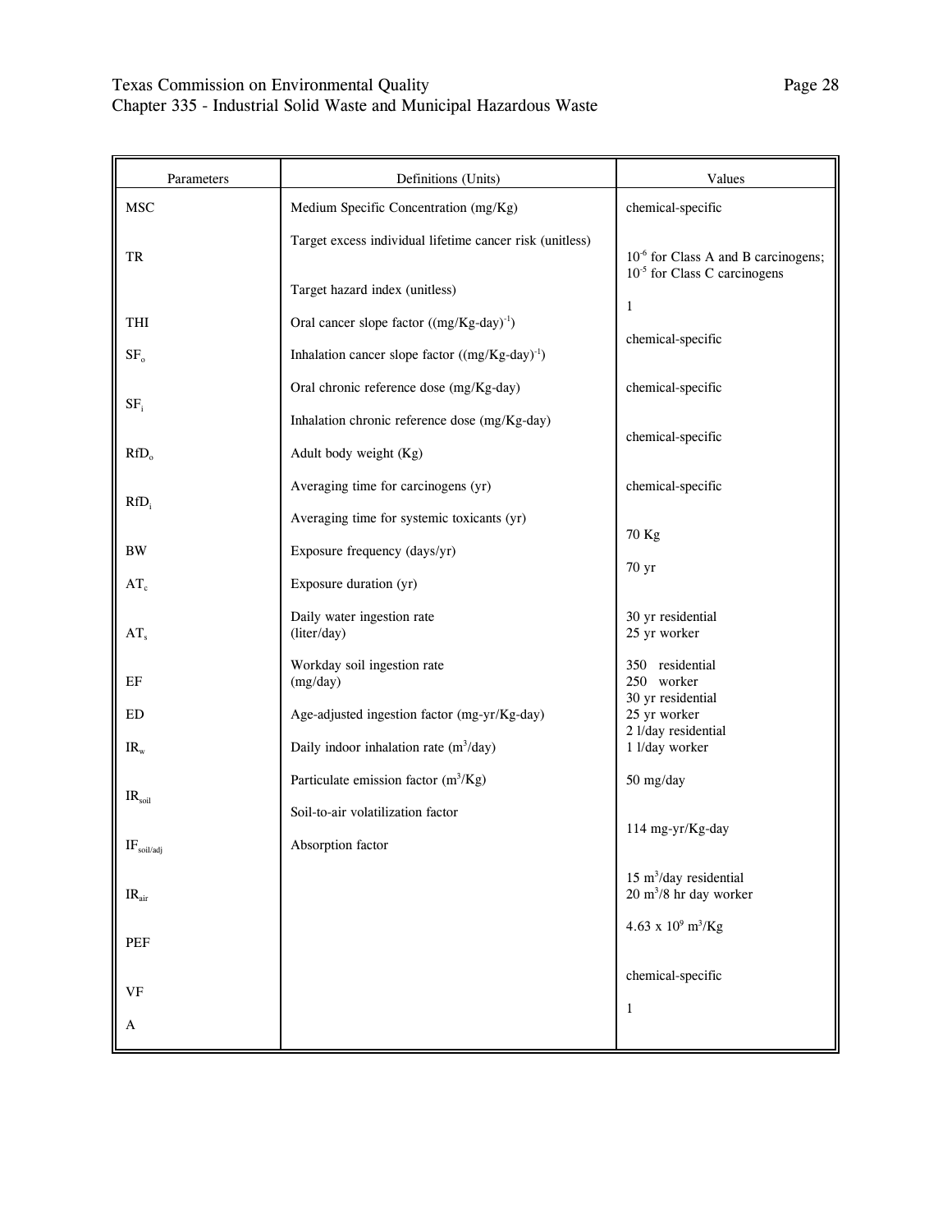| Parameters | Definitions (Units) | Values |
|---|---|---|
| MSC | Medium Specific Concentration (mg/Kg) | chemical-specific |
| TR | Target excess individual lifetime cancer risk (unitless) | $10^{-6}$ for Class A and B carcinogens; $10^{-5}$ for Class C carcinogens |
| THI | Target hazard index (unitless) | 1 |
| $SF_o$ | Oral cancer slope factor ($(mg/Kg\text{-}day)^{-1}$) | chemical-specific |
| $SF_i$ | Inhalation cancer slope factor ($(mg/Kg\text{-}day)^{-1}$) | chemical-specific |
| $RfD_o$ | Oral chronic reference dose (mg/Kg-day) | chemical-specific |
| $RfD_i$ | Inhalation chronic reference dose (mg/Kg-day) | chemical-specific |
| BW | Adult body weight (Kg) | 70 Kg |
| $AT_c$ | Averaging time for carcinogens (yr) | 70 yr |
| $AT_s$ | Averaging time for systemic toxicants (yr) | 30 yr residential<br>25 yr worker |
| EF | Exposure frequency (days/yr) | 350 residential<br>250 worker |
| ED | Exposure duration (yr) | 30 yr residential<br>25 yr worker |
| $IR_w$ | Daily water ingestion rate (liter/day) | 2 l/day residential<br>1 l/day worker |
| $IR_{soil}$ | Workday soil ingestion rate (mg/day) | 50 mg/day |
| $IF_{soil/adj}$ | Age-adjusted ingestion factor (mg-yr/Kg-day) | 114 mg-yr/Kg-day |
| $IR_{air}$ | Daily indoor inhalation rate ($m^3$/day) | 15 $m^3$/day residential<br>20 $m^3$/8 hr day worker |
| PEF | Particulate emission factor ($m^3$/Kg) | $4.63 \times 10^9$ $m^3$/Kg |
| VF | Soil-to-air volatilization factor | chemical-specific |
| A | Absorption factor | 1 |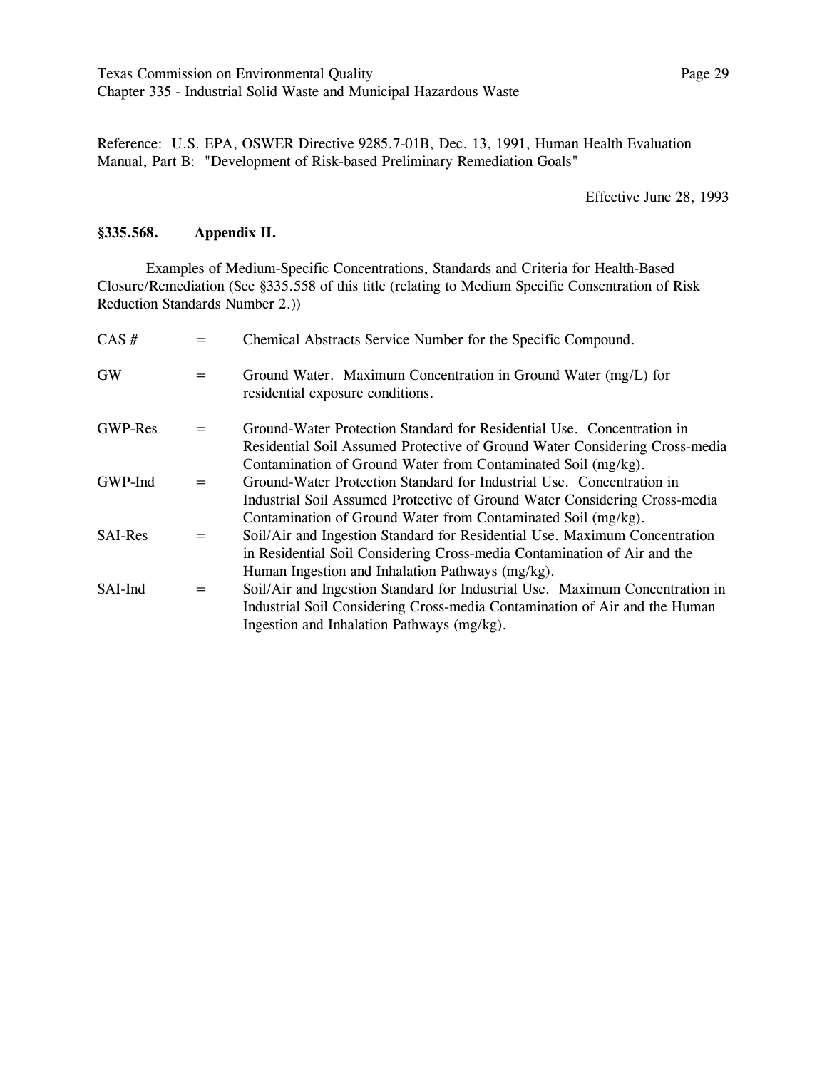Reference: U.S. EPA, OSWER Directive 9285.7-01B, Dec. 13, 1991, Human Health Evaluation Manual, Part B: "Development of Risk-based Preliminary Remediation Goals"

Effective June 28, 1993

## §335.568. Appendix II.

Examples of Medium-Specific Concentrations, Standards and Criteria for Health-Based Closure/Remediation (See §335.558 of this title (relating to Medium Specific Consentration of Risk Reduction Standards Number 2.))

CAS # = Chemical Abstracts Service Number for the Specific Compound.

GW = Ground Water. Maximum Concentration in Ground Water (mg/L) for residential exposure conditions.

GWP-Res = Ground-Water Protection Standard for Residential Use. Concentration in Residential Soil Assumed Protective of Ground Water Considering Cross-media Contamination of Ground Water from Contaminated Soil (mg/kg).

GWP-Ind = Ground-Water Protection Standard for Industrial Use. Concentration in Industrial Soil Assumed Protective of Ground Water Considering Cross-media Contamination of Ground Water from Contaminated Soil (mg/kg).

SAI-Res = Soil/Air and Ingestion Standard for Residential Use. Maximum Concentration in Residential Soil Considering Cross-media Contamination of Air and the Human Ingestion and Inhalation Pathways (mg/kg).

SAI-Ind = Soil/Air and Ingestion Standard for Industrial Use. Maximum Concentration in Industrial Soil Considering Cross-media Contamination of Air and the Human Ingestion and Inhalation Pathways (mg/kg).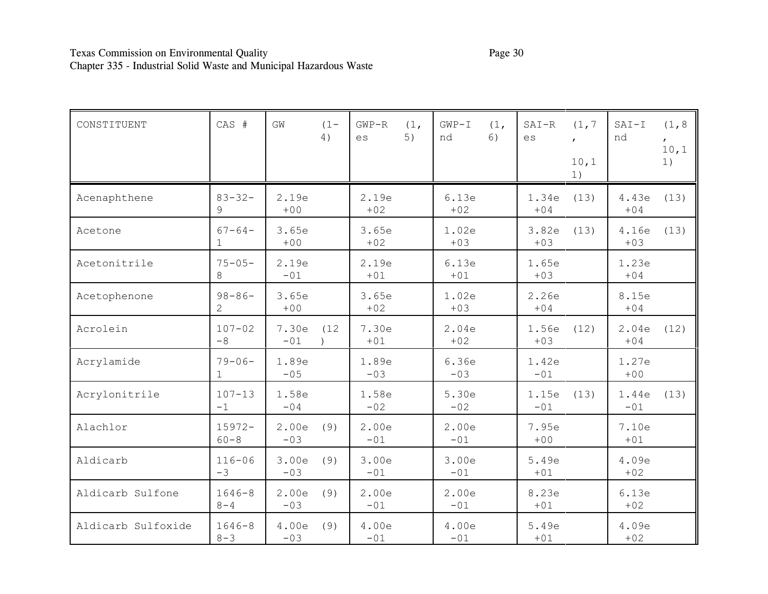| CONSTITUENT | CAS # | GW (1-4) | GWP-Res (1, 5) | GWP-Ind (1, 6) | SAI-Res (1,7, 10,11) | SAI-Ind (1,8, 10,11) |
|---|---|---|---|---|---|---|
| Acenaphthene | 83-32-9 | 2.19e+00 | 2.19e+02 | 6.13e+02 | 1.34e+04 (13) | 4.43e+04 (13) |
| Acetone | 67-64-1 | 3.65e+00 | 3.65e+02 | 1.02e+03 | 3.82e+03 (13) | 4.16e+03 (13) |
| Acetonitrile | 75-05-8 | 2.19e-01 | 2.19e+01 | 6.13e+01 | 1.65e+03 | 1.23e+04 |
| Acetophenone | 98-86-2 | 3.65e+00 | 3.65e+02 | 1.02e+03 | 2.26e+04 | 8.15e+04 |
| Acrolein | 107-02-8 | 7.30e-01 (12) | 7.30e+01 | 2.04e+02 | 1.56e+03 (12) | 2.04e+04 (12) |
| Acrylamide | 79-06-1 | 1.89e-05 | 1.89e-03 | 6.36e-03 | 1.42e-01 | 1.27e+00 |
| Acrylonitrile | 107-13-1 | 1.58e-04 | 1.58e-02 | 5.30e-02 | 1.15e-01 (13) | 1.44e-01 (13) |
| Alachlor | 15972-60-8 | 2.00e-03 (9) | 2.00e-01 | 2.00e-01 | 7.95e+00 | 7.10e+01 |
| Aldicarb | 116-06-3 | 3.00e-03 (9) | 3.00e-01 | 3.00e-01 | 5.49e+01 | 4.09e+02 |
| Aldicarb Sulfone | 1646-88-4 | 2.00e-03 (9) | 2.00e-01 | 2.00e-01 | 8.23e+01 | 6.13e+02 |
| Aldicarb Sulfoxide | 1646-88-3 | 4.00e-03 (9) | 4.00e-01 | 4.00e-01 | 5.49e+01 | 4.09e+02 |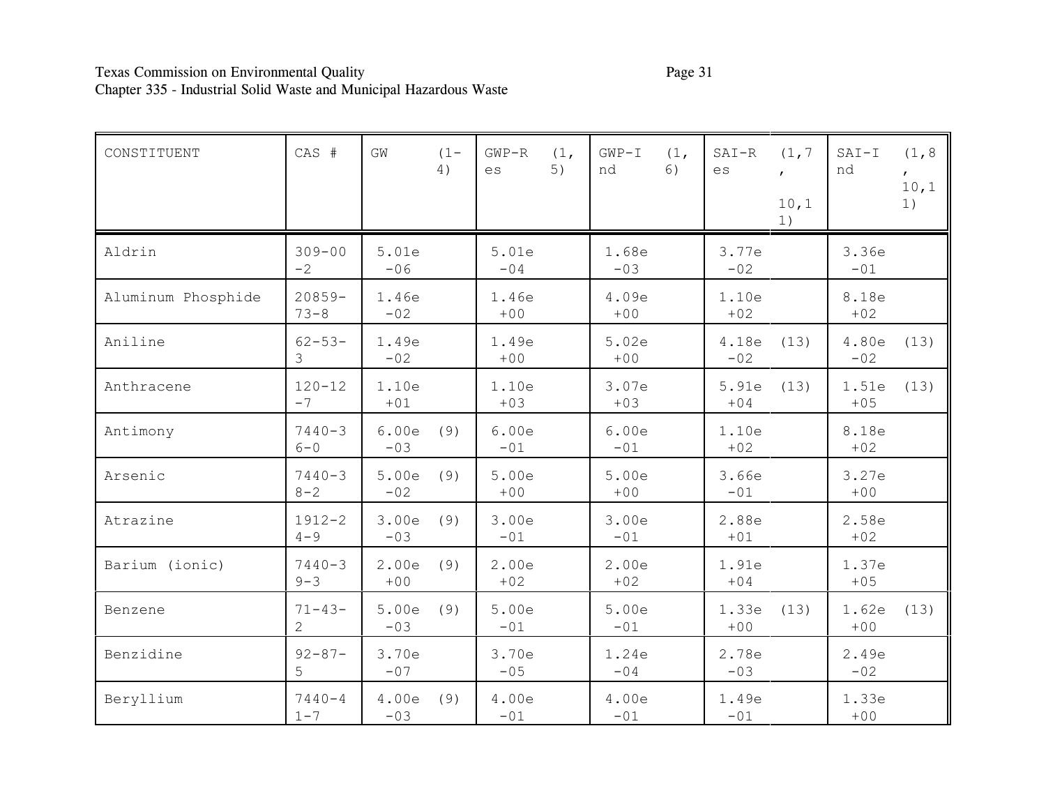| CONSTITUENT | CAS # | GW (1-4) | GWP-Res (1, 5) | GWP-Ind (1, 6) | SAI-Res (1,7, 10,11) | SAI-Ind (1,8, 10,11) |
|---|---|---|---|---|---|---|
| Aldrin | 309-00-2 | 5.01e-06 | 5.01e-04 | 1.68e-03 | 3.77e-02 | 3.36e-01 |
| Aluminum Phosphide | 20859-73-8 | 1.46e-02 | 1.46e+00 | 4.09e+00 | 1.10e+02 | 8.18e+02 |
| Aniline | 62-53-3 | 1.49e-02 | 1.49e+00 | 5.02e+00 | 4.18e-02 (13) | 4.80e-02 (13) |
| Anthracene | 120-12-7 | 1.10e+01 | 1.10e+03 | 3.07e+03 | 5.91e+04 (13) | 1.51e+05 (13) |
| Antimony | 7440-36-0 | 6.00e-03 (9) | 6.00e-01 | 6.00e-01 | 1.10e+02 | 8.18e+02 |
| Arsenic | 7440-38-2 | 5.00e-02 (9) | 5.00e+00 | 5.00e+00 | 3.66e-01 | 3.27e+00 |
| Atrazine | 1912-24-9 | 3.00e-03 (9) | 3.00e-01 | 3.00e-01 | 2.88e+01 | 2.58e+02 |
| Barium (ionic) | 7440-39-3 | 2.00e+00 (9) | 2.00e+02 | 2.00e+02 | 1.91e+04 | 1.37e+05 |
| Benzene | 71-43-2 | 5.00e-03 (9) | 5.00e-01 | 5.00e-01 | 1.33e+00 (13) | 1.62e+00 (13) |
| Benzidine | 92-87-5 | 3.70e-07 | 3.70e-05 | 1.24e-04 | 2.78e-03 | 2.49e-02 |
| Beryllium | 7440-41-7 | 4.00e-03 (9) | 4.00e-01 | 4.00e-01 | 1.49e-01 | 1.33e+00 |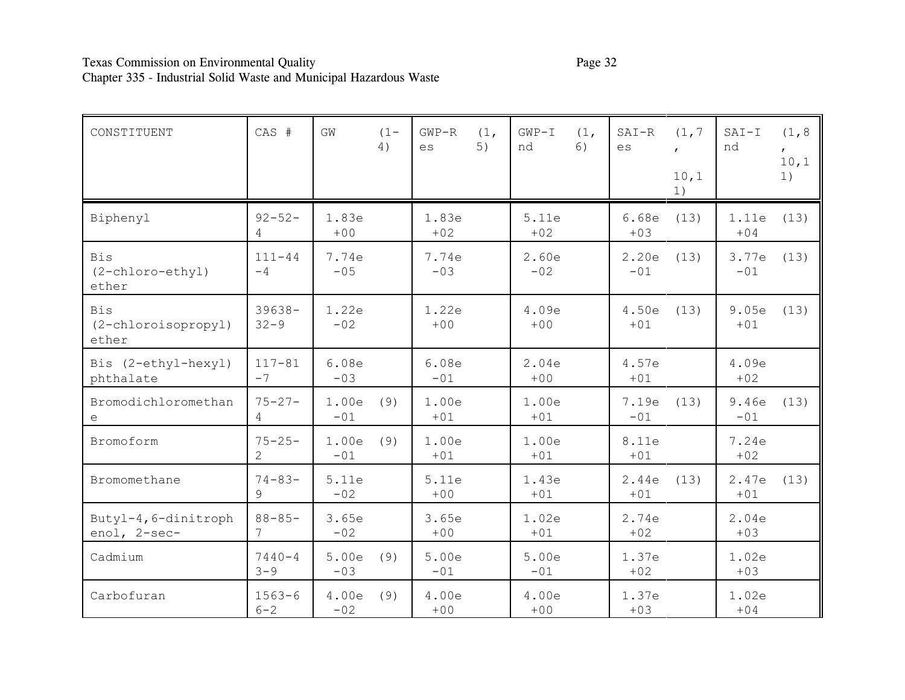| CONSTITUENT | CAS # | GW (1-4) | GWP-Res (1, 5) | GWP-Ind (1, 6) | SAI-Res (1,7, 10,11) | SAI-Ind (1,8, 10,11) |
|---|---|---|---|---|---|---|
| Biphenyl | 92-52-4 | 1.83e+00 | 1.83e+02 | 5.11e+02 | 6.68e+03 (13) | 1.11e+04 (13) |
| Bis (2-chloro-ethyl) ether | 111-44-4 | 7.74e-05 | 7.74e-03 | 2.60e-02 | 2.20e-01 (13) | 3.77e-01 (13) |
| Bis (2-chloroisopropyl) ether | 39638-32-9 | 1.22e-02 | 1.22e+00 | 4.09e+00 | 4.50e+01 (13) | 9.05e+01 (13) |
| Bis (2-ethyl-hexyl) phthalate | 117-81-7 | 6.08e-03 | 6.08e-01 | 2.04e+00 | 4.57e+01 | 4.09e+02 |
| Bromodichloromethane | 75-27-4 | 1.00e-01 (9) | 1.00e+01 | 1.00e+01 | 7.19e-01 (13) | 9.46e-01 (13) |
| Bromoform | 75-25-2 | 1.00e-01 (9) | 1.00e+01 | 1.00e+01 | 8.11e+01 | 7.24e+02 |
| Bromomethane | 74-83-9 | 5.11e-02 | 5.11e+00 | 1.43e+01 | 2.44e+01 (13) | 2.47e+01 (13) |
| Butyl-4,6-dinitrophenol, 2-sec- | 88-85-7 | 3.65e-02 | 3.65e+00 | 1.02e+01 | 2.74e+02 | 2.04e+03 |
| Cadmium | 7440-43-9 | 5.00e-03 (9) | 5.00e-01 | 5.00e-01 | 1.37e+02 | 1.02e+03 |
| Carbofuran | 1563-66-2 | 4.00e-02 (9) | 4.00e+00 | 4.00e+00 | 1.37e+03 | 1.02e+04 |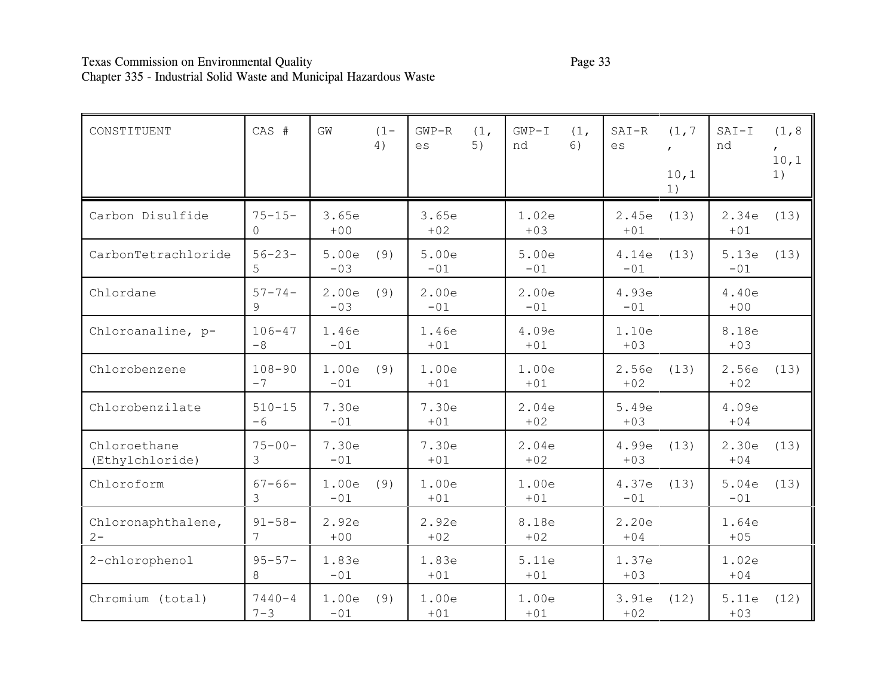| CONSTITUENT | CAS # | GW (1-4) | GWP-Res (1, 5) | GWP-Ind (1, 6) | SAI-Res (1,7, 10,11) | SAI-Ind (1,8, 10,11) |
|---|---|---|---|---|---|---|
| Carbon Disulfide | 75-15-0 | 3.65e+00 | 3.65e+02 | 1.02e+03 | 2.45e+01 (13) | 2.34e+01 (13) |
| CarbonTetrachloride | 56-23-5 | 5.00e-03 (9) | 5.00e-01 | 5.00e-01 | 4.14e-01 (13) | 5.13e-01 (13) |
| Chlordane | 57-74-9 | 2.00e-03 (9) | 2.00e-01 | 2.00e-01 | 4.93e-01 | 4.40e+00 |
| Chloroanaline, p- | 106-47-8 | 1.46e-01 | 1.46e+01 | 4.09e+01 | 1.10e+03 | 8.18e+03 |
| Chlorobenzene | 108-90-7 | 1.00e-01 (9) | 1.00e+01 | 1.00e+01 | 2.56e+02 (13) | 2.56e+02 (13) |
| Chlorobenzilate | 510-15-6 | 7.30e-01 | 7.30e+01 | 2.04e+02 | 5.49e+03 | 4.09e+04 |
| Chloroethane (Ethylchloride) | 75-00-3 | 7.30e-01 | 7.30e+01 | 2.04e+02 | 4.99e+03 (13) | 2.30e+04 (13) |
| Chloroform | 67-66-3 | 1.00e-01 (9) | 1.00e+01 | 1.00e+01 | 4.37e-01 (13) | 5.04e-01 (13) |
| Chloronaphthalene, 2- | 91-58-7 | 2.92e+00 | 2.92e+02 | 8.18e+02 | 2.20e+04 | 1.64e+05 |
| 2-chlorophenol | 95-57-8 | 1.83e-01 | 1.83e+01 | 5.11e+01 | 1.37e+03 | 1.02e+04 |
| Chromium (total) | 7440-47-3 | 1.00e-01 (9) | 1.00e+01 | 1.00e+01 | 3.91e+02 (12) | 5.11e+03 (12) |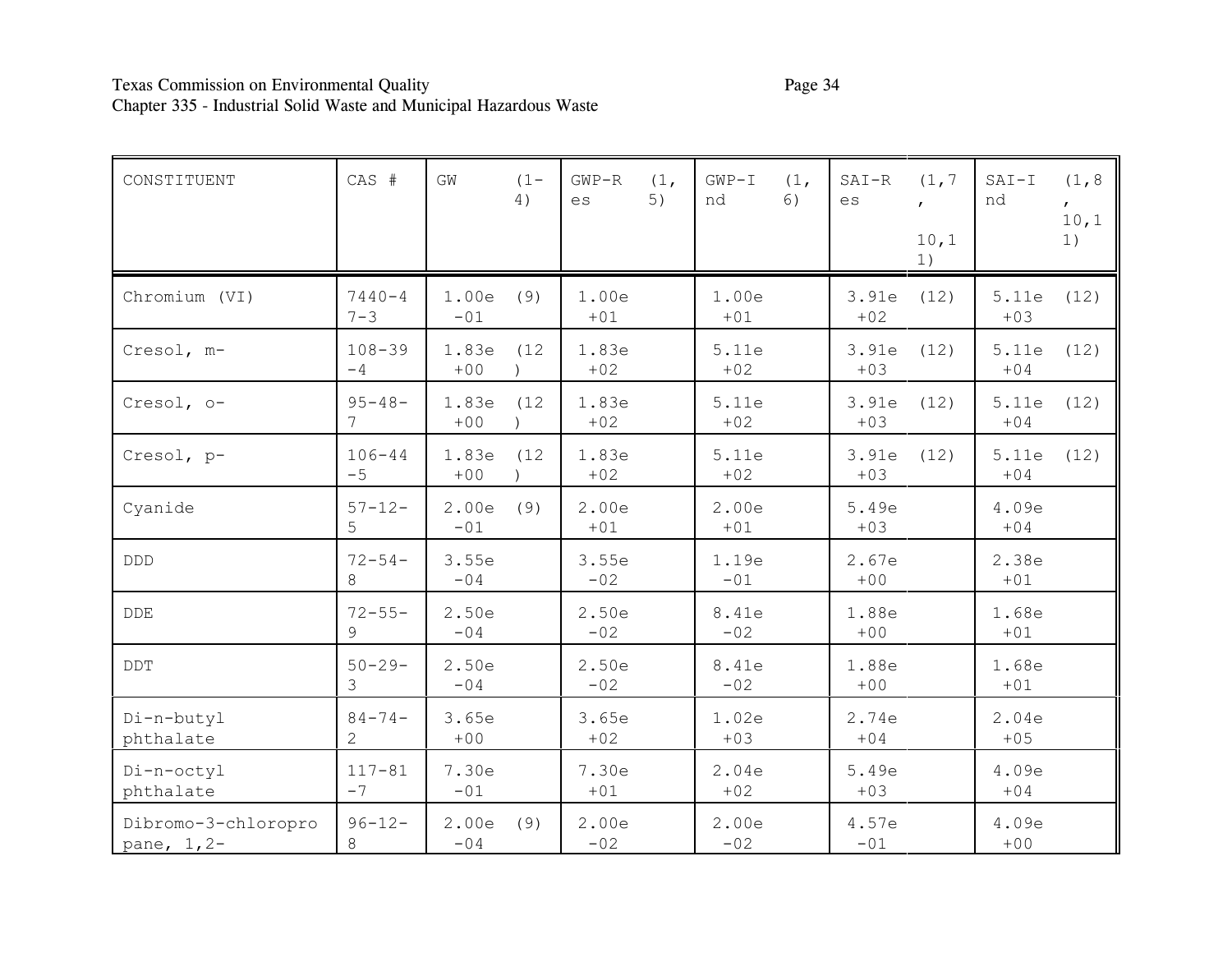| CONSTITUENT | CAS # | GW (1-4) | GWP-Res (1, 5) | GWP-Ind (1, 6) | SAI-Res (1,7, 10,11) | SAI-Ind (1,8, 10,11) |
|---|---|---|---|---|---|---|
| Chromium (VI) | 7440-47-3 | 1.00e-01 (9) | 1.00e+01 | 1.00e+01 | 3.91e+02 (12) | 5.11e+03 (12) |
| Cresol, m- | 108-39-4 | 1.83e+00 (12) | 1.83e+02 | 5.11e+02 | 3.91e+03 (12) | 5.11e+04 (12) |
| Cresol, o- | 95-48-7 | 1.83e+00 (12) | 1.83e+02 | 5.11e+02 | 3.91e+03 (12) | 5.11e+04 (12) |
| Cresol, p- | 106-44-5 | 1.83e+00 (12) | 1.83e+02 | 5.11e+02 | 3.91e+03 (12) | 5.11e+04 (12) |
| Cyanide | 57-12-5 | 2.00e-01 (9) | 2.00e+01 | 2.00e+01 | 5.49e+03 | 4.09e+04 |
| DDD | 72-54-8 | 3.55e-04 | 3.55e-02 | 1.19e-01 | 2.67e+00 | 2.38e+01 |
| DDE | 72-55-9 | 2.50e-04 | 2.50e-02 | 8.41e-02 | 1.88e+00 | 1.68e+01 |
| DDT | 50-29-3 | 2.50e-04 | 2.50e-02 | 8.41e-02 | 1.88e+00 | 1.68e+01 |
| Di-n-butyl phthalate | 84-74-2 | 3.65e+00 | 3.65e+02 | 1.02e+03 | 2.74e+04 | 2.04e+05 |
| Di-n-octyl phthalate | 117-81-7 | 7.30e-01 | 7.30e+01 | 2.04e+02 | 5.49e+03 | 4.09e+04 |
| Dibromo-3-chloropropane, 1,2- | 96-12-8 | 2.00e-04 (9) | 2.00e-02 | 2.00e-02 | 4.57e-01 | 4.09e+00 |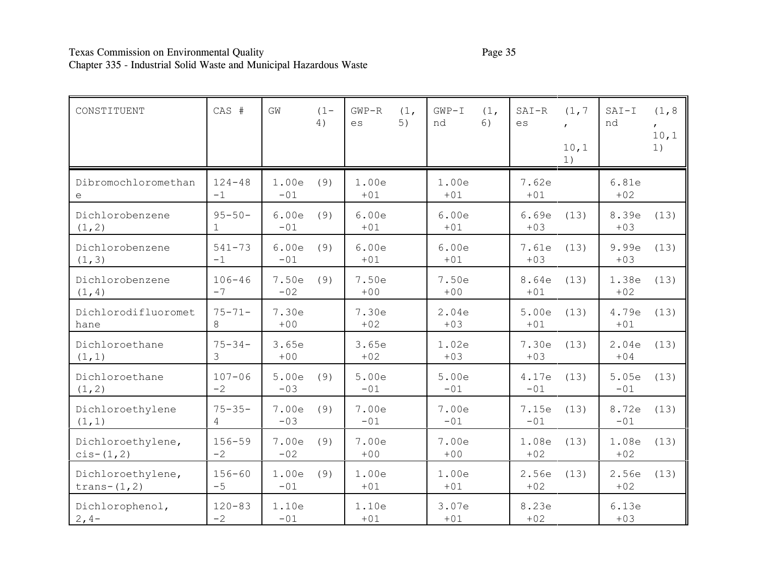| CONSTITUENT | CAS # | GW (1-4) | GWP-Res (1, 5) | GWP-Ind (1, 6) | SAI-Res (1,7, 10,11) | SAI-Ind (1,8, 10,11) |
|---|---|---|---|---|---|---|
| Dibromochloromethane | 124-48-1 | 1.00e-01 (9) | 1.00e+01 | 1.00e+01 | 7.62e+01 | 6.81e+02 |
| Dichlorobenzene (1,2) | 95-50-1 | 6.00e-01 (9) | 6.00e+01 | 6.00e+01 | 6.69e+03 (13) | 8.39e+03 (13) |
| Dichlorobenzene (1,3) | 541-73-1 | 6.00e-01 (9) | 6.00e+01 | 6.00e+01 | 7.61e+03 (13) | 9.99e+03 (13) |
| Dichlorobenzene (1,4) | 106-46-7 | 7.50e-02 (9) | 7.50e+00 | 7.50e+00 | 8.64e+01 (13) | 1.38e+02 (13) |
| Dichlorodifluoromethane | 75-71-8 | 7.30e+00 | 7.30e+02 | 2.04e+03 | 5.00e+01 (13) | 4.79e+01 (13) |
| Dichloroethane (1,1) | 75-34-3 | 3.65e+00 | 3.65e+02 | 1.02e+03 | 7.30e+03 (13) | 2.04e+04 (13) |
| Dichloroethane (1,2) | 107-06-2 | 5.00e-03 (9) | 5.00e-01 | 5.00e-01 | 4.17e-01 (13) | 5.05e-01 (13) |
| Dichloroethylene (1,1) | 75-35-4 | 7.00e-03 (9) | 7.00e-01 | 7.00e-01 | 7.15e-01 (13) | 8.72e-01 (13) |
| Dichloroethylene, cis-(1,2) | 156-59-2 | 7.00e-02 (9) | 7.00e+00 | 7.00e+00 | 1.08e+02 (13) | 1.08e+02 (13) |
| Dichloroethylene, trans-(1,2) | 156-60-5 | 1.00e-01 (9) | 1.00e+01 | 1.00e+01 | 2.56e+02 (13) | 2.56e+02 (13) |
| Dichlorophenol, 2,4- | 120-83-2 | 1.10e-01 | 1.10e+01 | 3.07e+01 | 8.23e+02 | 6.13e+03 |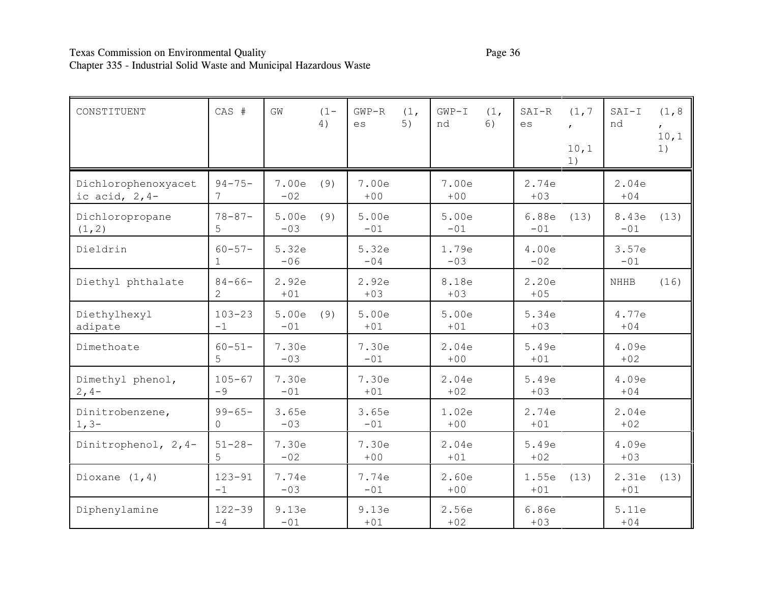| CONSTITUENT | CAS # | GW (1-4) | GWP-Res (1, 5) | GWP-Ind (1, 6) | SAI-Res (1,7, 10,11) | SAI-Ind (1,8, 10,11) |
|---|---|---|---|---|---|---|
| Dichlorophenoxyacetic acid, 2,4- | 94-75-7 | 7.00e-02 (9) | 7.00e+00 | 7.00e+00 | 2.74e+03 | 2.04e+04 |
| Dichloropropane (1,2) | 78-87-5 | 5.00e-03 (9) | 5.00e-01 | 5.00e-01 | 6.88e-01 (13) | 8.43e-01 (13) |
| Dieldrin | 60-57-1 | 5.32e-06 | 5.32e-04 | 1.79e-03 | 4.00e-02 | 3.57e-01 |
| Diethyl phthalate | 84-66-2 | 2.92e+01 | 2.92e+03 | 8.18e+03 | 2.20e+05 | NHHB (16) |
| Diethylhexyl adipate | 103-23-1 | 5.00e-01 (9) | 5.00e+01 | 5.00e+01 | 5.34e+03 | 4.77e+04 |
| Dimethoate | 60-51-5 | 7.30e-03 | 7.30e-01 | 2.04e+00 | 5.49e+01 | 4.09e+02 |
| Dimethyl phenol, 2,4- | 105-67-9 | 7.30e-01 | 7.30e+01 | 2.04e+02 | 5.49e+03 | 4.09e+04 |
| Dinitrobenzene, 1,3- | 99-65-0 | 3.65e-03 | 3.65e-01 | 1.02e+00 | 2.74e+01 | 2.04e+02 |
| Dinitrophenol, 2,4- | 51-28-5 | 7.30e-02 | 7.30e+00 | 2.04e+01 | 5.49e+02 | 4.09e+03 |
| Dioxane (1,4) | 123-91-1 | 7.74e-03 | 7.74e-01 | 2.60e+00 | 1.55e+01 (13) | 2.31e+01 (13) |
| Diphenylamine | 122-39-4 | 9.13e-01 | 9.13e+01 | 2.56e+02 | 6.86e+03 | 5.11e+04 |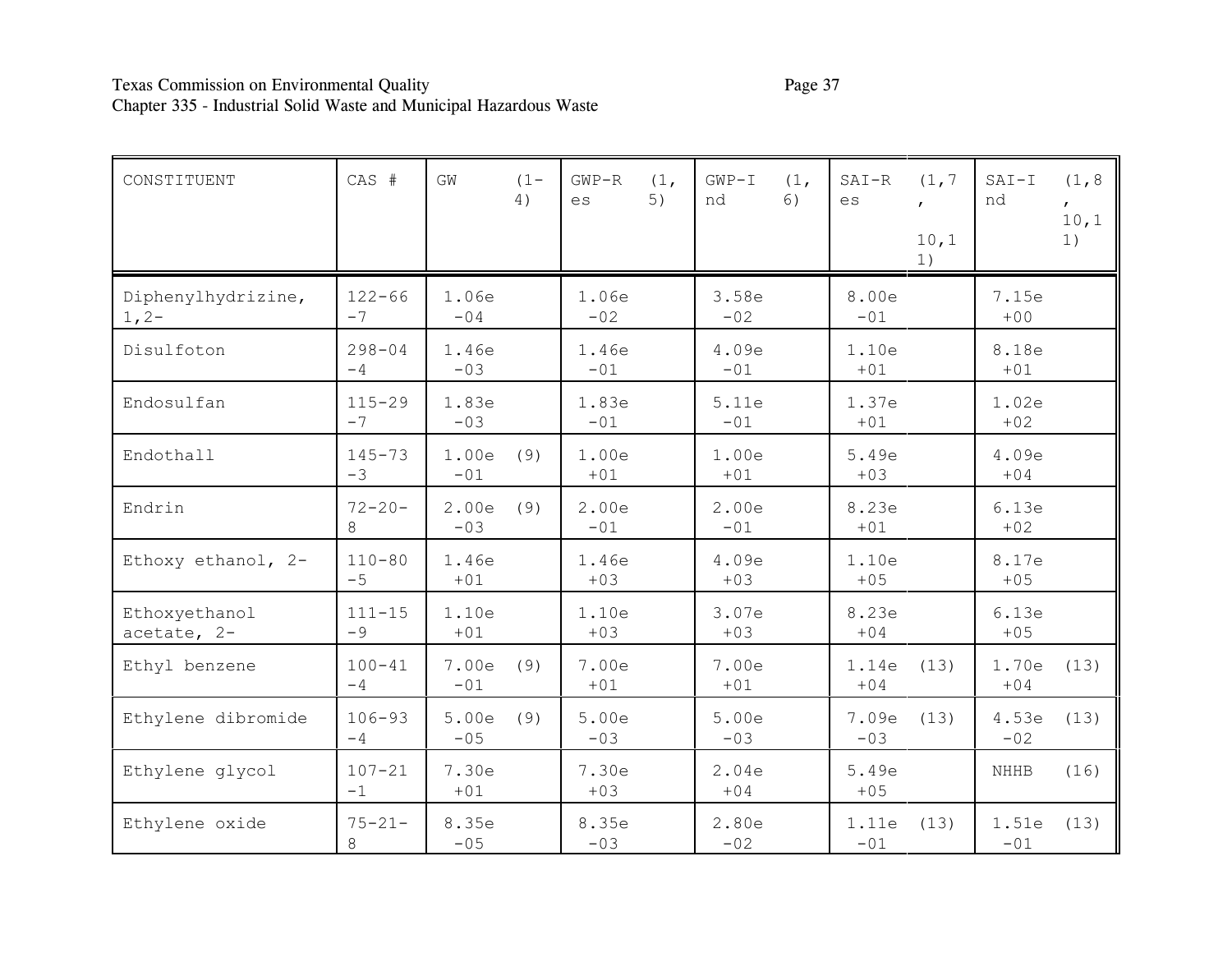| CONSTITUENT | CAS # | GW (1-4) | GWP-Res (1, 5) | GWP-Ind (1, 6) | SAI-Res (1,7, 10,11) | SAI-Ind (1,8, 10,11) |
|---|---|---|---|---|---|---|
| Diphenylhydrizine, 1,2- | 122-66-7 | 1.06e-04 | 1.06e-02 | 3.58e-02 | 8.00e-01 | 7.15e+00 |
| Disulfoton | 298-04-4 | 1.46e-03 | 1.46e-01 | 4.09e-01 | 1.10e+01 | 8.18e+01 |
| Endosulfan | 115-29-7 | 1.83e-03 | 1.83e-01 | 5.11e-01 | 1.37e+01 | 1.02e+02 |
| Endothall | 145-73-3 | 1.00e-01 (9) | 1.00e+01 | 1.00e+01 | 5.49e+03 | 4.09e+04 |
| Endrin | 72-20-8 | 2.00e-03 (9) | 2.00e-01 | 2.00e-01 | 8.23e+01 | 6.13e+02 |
| Ethoxy ethanol, 2- | 110-80-5 | 1.46e+01 | 1.46e+03 | 4.09e+03 | 1.10e+05 | 8.17e+05 |
| Ethoxyethanol acetate, 2- | 111-15-9 | 1.10e+01 | 1.10e+03 | 3.07e+03 | 8.23e+04 | 6.13e+05 |
| Ethyl benzene | 100-41-4 | 7.00e-01 (9) | 7.00e+01 | 7.00e+01 | 1.14e+04 (13) | 1.70e+04 (13) |
| Ethylene dibromide | 106-93-4 | 5.00e-05 (9) | 5.00e-03 | 5.00e-03 | 7.09e-03 (13) | 4.53e-02 (13) |
| Ethylene glycol | 107-21-1 | 7.30e+01 | 7.30e+03 | 2.04e+04 | 5.49e+05 | NHHB (16) |
| Ethylene oxide | 75-21-8 | 8.35e-05 | 8.35e-03 | 2.80e-02 | 1.11e-01 (13) | 1.51e-01 (13) |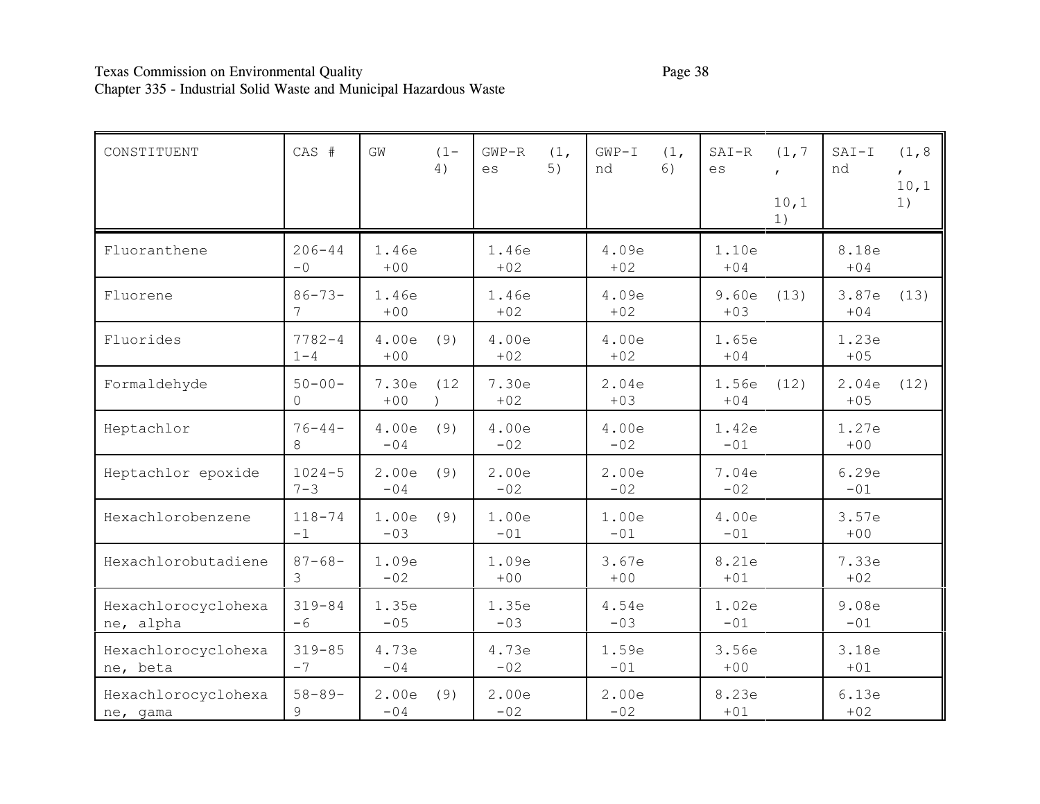| CONSTITUENT | CAS # | GW (1-4) | GWP-Res (1, 5) | GWP-Ind (1, 6) | SAI-Res (1,7, 10,11) | SAI-Ind (1,8, 10,11) |
|---|---|---|---|---|---|---|
| Fluoranthene | 206-44-0 | 1.46e+00 | 1.46e+02 | 4.09e+02 | 1.10e+04 | 8.18e+04 |
| Fluorene | 86-73-7 | 1.46e+00 | 1.46e+02 | 4.09e+02 | 9.60e+03 (13) | 3.87e+04 (13) |
| Fluorides | 7782-41-4 | 4.00e+00 (9) | 4.00e+02 | 4.00e+02 | 1.65e+04 | 1.23e+05 |
| Formaldehyde | 50-00-0 | 7.30e+00 (12) | 7.30e+02 | 2.04e+03 | 1.56e+04 (12) | 2.04e+05 (12) |
| Heptachlor | 76-44-8 | 4.00e-04 (9) | 4.00e-02 | 4.00e-02 | 1.42e-01 | 1.27e+00 |
| Heptachlor epoxide | 1024-57-3 | 2.00e-04 (9) | 2.00e-02 | 2.00e-02 | 7.04e-02 | 6.29e-01 |
| Hexachlorobenzene | 118-74-1 | 1.00e-03 (9) | 1.00e-01 | 1.00e-01 | 4.00e-01 | 3.57e+00 |
| Hexachlorobutadiene | 87-68-3 | 1.09e-02 | 1.09e+00 | 3.67e+00 | 8.21e+01 | 7.33e+02 |
| Hexachlorocyclohexane, alpha | 319-84-6 | 1.35e-05 | 1.35e-03 | 4.54e-03 | 1.02e-01 | 9.08e-01 |
| Hexachlorocyclohexane, beta | 319-85-7 | 4.73e-04 | 4.73e-02 | 1.59e-01 | 3.56e+00 | 3.18e+01 |
| Hexachlorocyclohexane, gama | 58-89-9 | 2.00e-04 (9) | 2.00e-02 | 2.00e-02 | 8.23e+01 | 6.13e+02 |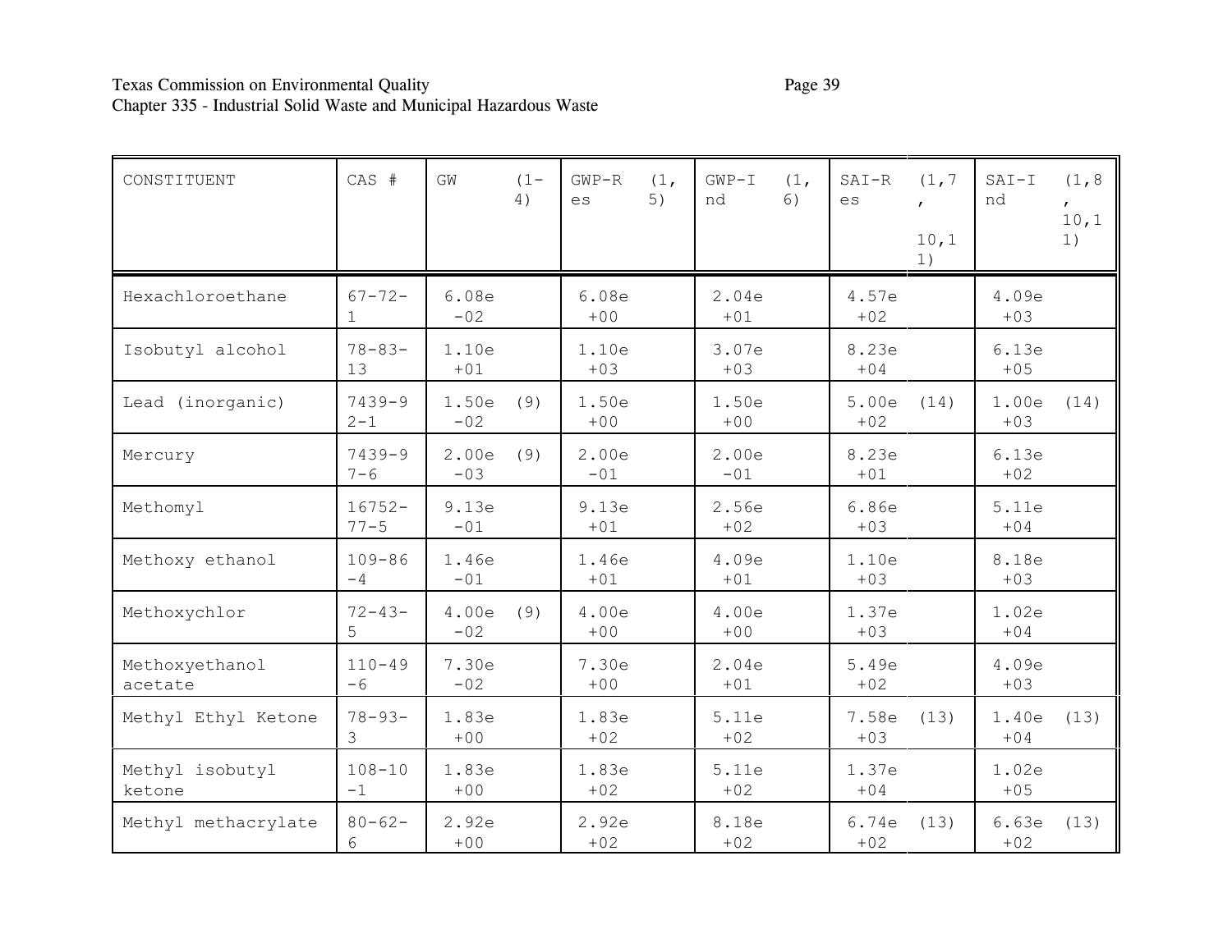| CONSTITUENT | CAS # | GW (1-4) | GWP-Res (1, 5) | GWP-Ind (1, 6) | SAI-Res (1,7, 10,11) | SAI-Ind (1,8, 10,11) |
|---|---|---|---|---|---|---|
| Hexachloroethane | 67-72-1 | 6.08e-02 | 6.08e+00 | 2.04e+01 | 4.57e+02 | 4.09e+03 |
| Isobutyl alcohol | 78-83-13 | 1.10e+01 | 1.10e+03 | 3.07e+03 | 8.23e+04 | 6.13e+05 |
| Lead (inorganic) | 7439-92-1 | 1.50e-02 (9) | 1.50e+00 | 1.50e+00 | 5.00e+02 (14) | 1.00e+03 (14) |
| Mercury | 7439-97-6 | 2.00e-03 (9) | 2.00e-01 | 2.00e-01 | 8.23e+01 | 6.13e+02 |
| Methomyl | 16752-77-5 | 9.13e-01 | 9.13e+01 | 2.56e+02 | 6.86e+03 | 5.11e+04 |
| Methoxy ethanol | 109-86-4 | 1.46e-01 | 1.46e+01 | 4.09e+01 | 1.10e+03 | 8.18e+03 |
| Methoxychlor | 72-43-5 | 4.00e-02 (9) | 4.00e+00 | 4.00e+00 | 1.37e+03 | 1.02e+04 |
| Methoxyethanol acetate | 110-49-6 | 7.30e-02 | 7.30e+00 | 2.04e+01 | 5.49e+02 | 4.09e+03 |
| Methyl Ethyl Ketone | 78-93-3 | 1.83e+00 | 1.83e+02 | 5.11e+02 | 7.58e+03 (13) | 1.40e+04 (13) |
| Methyl isobutyl ketone | 108-10-1 | 1.83e+00 | 1.83e+02 | 5.11e+02 | 1.37e+04 | 1.02e+05 |
| Methyl methacrylate | 80-62-6 | 2.92e+00 | 2.92e+02 | 8.18e+02 | 6.74e+02 (13) | 6.63e+02 (13) |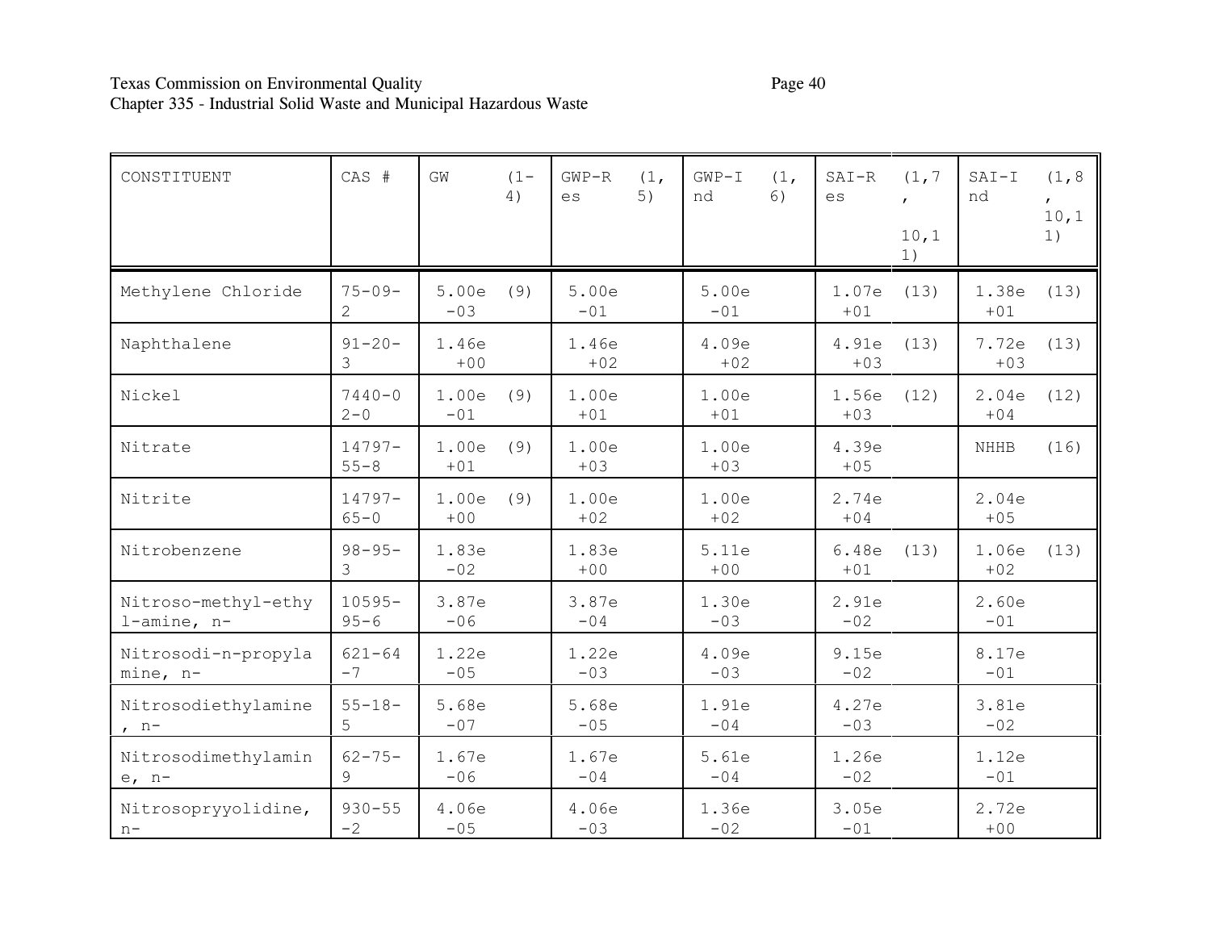| CONSTITUENT | CAS # | GW | (1-4) | GWP-Res | (1, 5) | GWP-Ind | (1, 6) | SAI-Res | (1,7, 10,11) | SAI-Ind | (1,8, 10,11) |
|---|---|---|---|---|---|---|---|---|---|---|---|
| Methylene Chloride | 75-09-2 | 5.00e-03 | (9) | 5.00e-01 | | 5.00e-01 | | 1.07e+01 | (13) | 1.38e+01 | (13) |
| Naphthalene | 91-20-3 | 1.46e+00 | | 1.46e+02 | | 4.09e+02 | | 4.91e+03 | (13) | 7.72e+03 | (13) |
| Nickel | 7440-02-0 | 1.00e-01 | (9) | 1.00e+01 | | 1.00e+01 | | 1.56e+03 | (12) | 2.04e+04 | (12) |
| Nitrate | 14797-55-8 | 1.00e+01 | (9) | 1.00e+03 | | 1.00e+03 | | 4.39e+05 | | NHHB | (16) |
| Nitrite | 14797-65-0 | 1.00e+00 | (9) | 1.00e+02 | | 1.00e+02 | | 2.74e+04 | | 2.04e+05 | |
| Nitrobenzene | 98-95-3 | 1.83e-02 | | 1.83e+00 | | 5.11e+00 | | 6.48e+01 | (13) | 1.06e+02 | (13) |
| Nitroso-methyl-ethyl-amine, n- | 10595-95-6 | 3.87e-06 | | 3.87e-04 | | 1.30e-03 | | 2.91e-02 | | 2.60e-01 | |
| Nitrosodi-n-propylamine, n- | 621-64-7 | 1.22e-05 | | 1.22e-03 | | 4.09e-03 | | 9.15e-02 | | 8.17e-01 | |
| Nitrosodiethylamine, n- | 55-18-5 | 5.68e-07 | | 5.68e-05 | | 1.91e-04 | | 4.27e-03 | | 3.81e-02 | |
| Nitrosodimethylamine, n- | 62-75-9 | 1.67e-06 | | 1.67e-04 | | 5.61e-04 | | 1.26e-02 | | 1.12e-01 | |
| Nitrosopryyolidine, n- | 930-55-2 | 4.06e-05 | | 4.06e-03 | | 1.36e-02 | | 3.05e-01 | | 2.72e+00 | |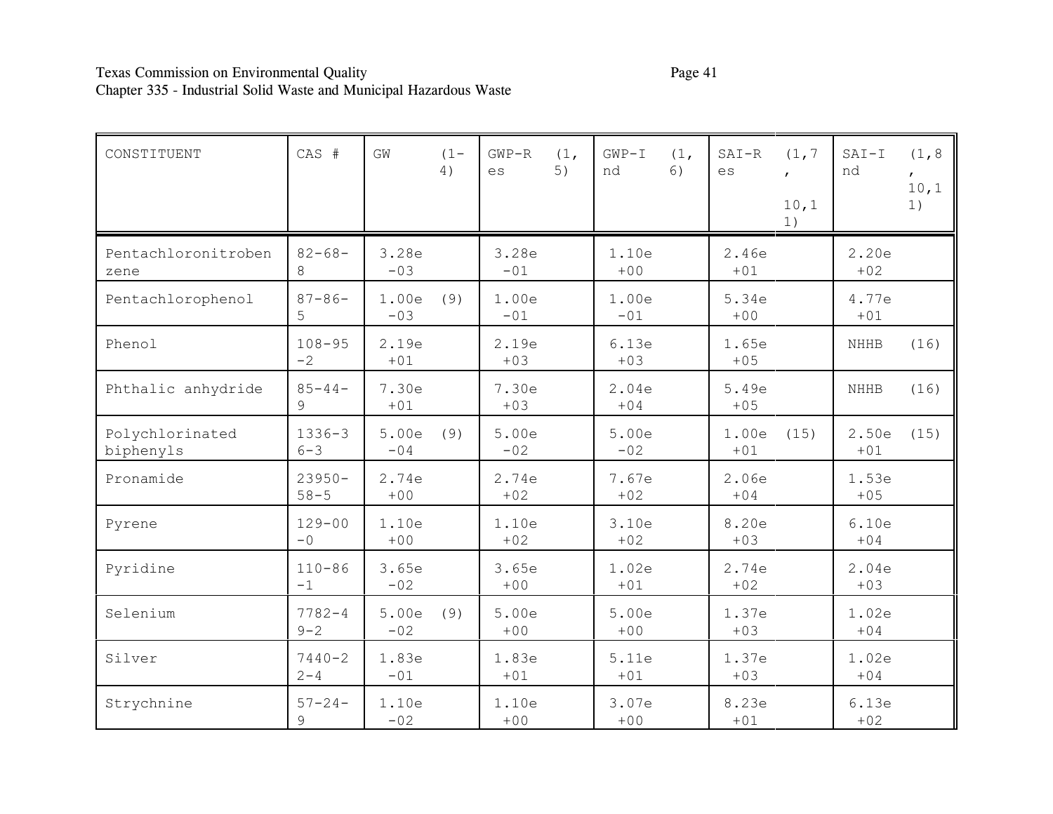| CONSTITUENT | CAS # | GW (1-4) | GWP-Res (1, 5) | GWP-Ind (1, 6) | SAI-Res (1,7, 10,11) | SAI-Ind (1,8, 10,11) |
|---|---|---|---|---|---|---|
| Pentachloronitrobenzene | 82-68-8 | 3.28e-03 | 3.28e-01 | 1.10e+00 | 2.46e+01 | 2.20e+02 |
| Pentachlorophenol | 87-86-5 | 1.00e-03 (9) | 1.00e-01 | 1.00e-01 | 5.34e+00 | 4.77e+01 |
| Phenol | 108-95-2 | 2.19e+01 | 2.19e+03 | 6.13e+03 | 1.65e+05 | NHHB (16) |
| Phthalic anhydride | 85-44-9 | 7.30e+01 | 7.30e+03 | 2.04e+04 | 5.49e+05 | NHHB (16) |
| Polychlorinated biphenyls | 1336-36-3 | 5.00e-04 (9) | 5.00e-02 | 5.00e-02 | 1.00e+01 (15) | 2.50e+01 (15) |
| Pronamide | 23950-58-5 | 2.74e+00 | 2.74e+02 | 7.67e+02 | 2.06e+04 | 1.53e+05 |
| Pyrene | 129-00-0 | 1.10e+00 | 1.10e+02 | 3.10e+02 | 8.20e+03 | 6.10e+04 |
| Pyridine | 110-86-1 | 3.65e-02 | 3.65e+00 | 1.02e+01 | 2.74e+02 | 2.04e+03 |
| Selenium | 7782-49-2 | 5.00e-02 (9) | 5.00e+00 | 5.00e+00 | 1.37e+03 | 1.02e+04 |
| Silver | 7440-22-4 | 1.83e-01 | 1.83e+01 | 5.11e+01 | 1.37e+03 | 1.02e+04 |
| Strychnine | 57-24-9 | 1.10e-02 | 1.10e+00 | 3.07e+00 | 8.23e+01 | 6.13e+02 |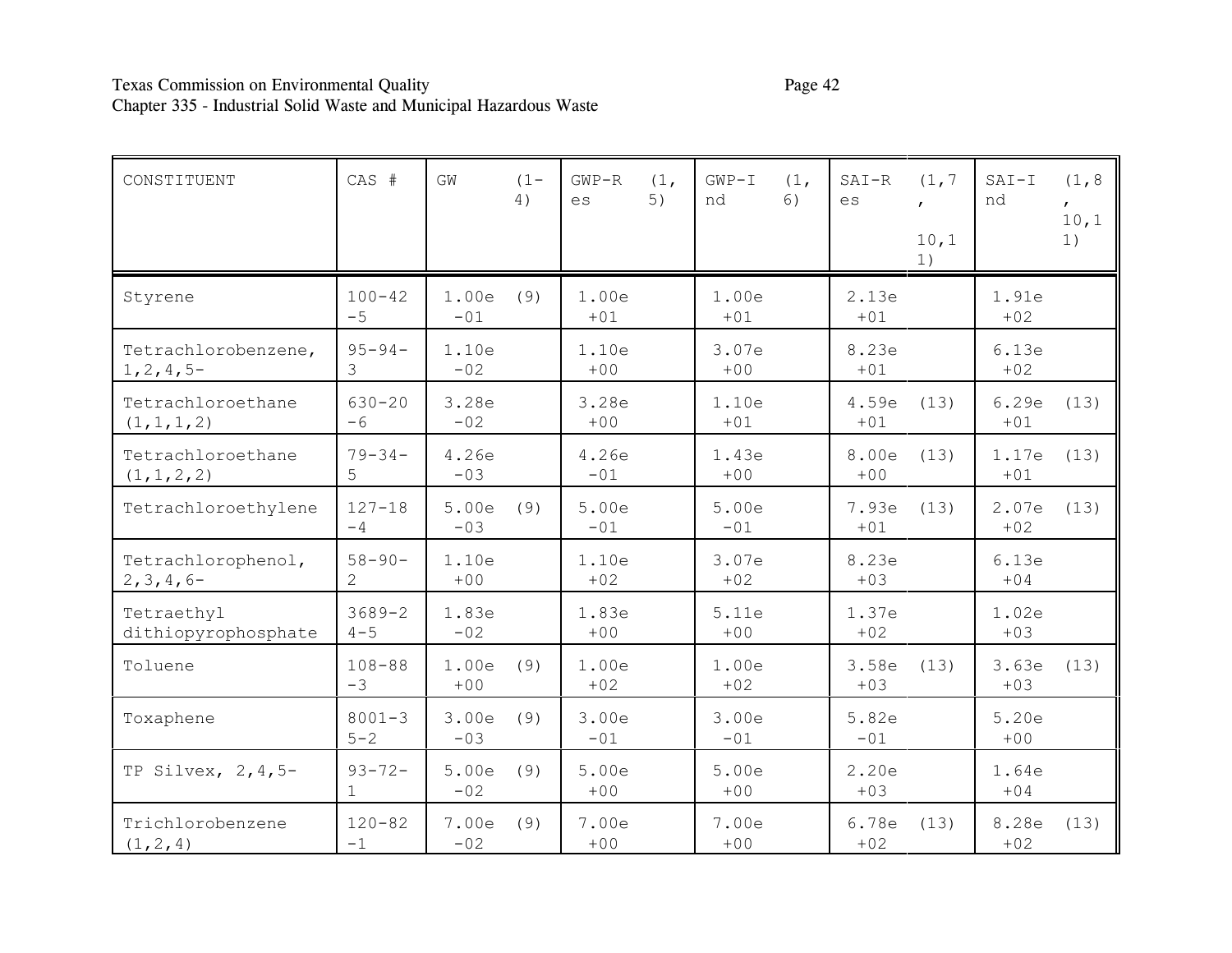| CONSTITUENT | CAS # | GW (1-4) | GWP-Res (1, 5) | GWP-Ind (1, 6) | SAI-Res (1,7, 10,11) | SAI-Ind (1,8, 10,11) |
|---|---|---|---|---|---|---|
| Styrene | 100-42-5 | 1.00e-01 (9) | 1.00e+01 | 1.00e+01 | 2.13e+01 | 1.91e+02 |
| Tetrachlorobenzene, 1,2,4,5- | 95-94-3 | 1.10e-02 | 1.10e+00 | 3.07e+00 | 8.23e+01 | 6.13e+02 |
| Tetrachloroethane (1,1,1,2) | 630-20-6 | 3.28e-02 | 3.28e+00 | 1.10e+01 | 4.59e+01 (13) | 6.29e+01 (13) |
| Tetrachloroethane (1,1,2,2) | 79-34-5 | 4.26e-03 | 4.26e-01 | 1.43e+00 | 8.00e+00 (13) | 1.17e+01 (13) |
| Tetrachloroethylene | 127-18-4 | 5.00e-03 (9) | 5.00e-01 | 5.00e-01 | 7.93e+01 (13) | 2.07e+02 (13) |
| Tetrachlorophenol, 2,3,4,6- | 58-90-2 | 1.10e+00 | 1.10e+02 | 3.07e+02 | 8.23e+03 | 6.13e+04 |
| Tetraethyl dithiopyrophosphate | 3689-24-5 | 1.83e-02 | 1.83e+00 | 5.11e+00 | 1.37e+02 | 1.02e+03 |
| Toluene | 108-88-3 | 1.00e+00 (9) | 1.00e+02 | 1.00e+02 | 3.58e+03 (13) | 3.63e+03 (13) |
| Toxaphene | 8001-35-2 | 3.00e-03 (9) | 3.00e-01 | 3.00e-01 | 5.82e-01 | 5.20e+00 |
| TP Silvex, 2,4,5- | 93-72-1 | 5.00e-02 (9) | 5.00e+00 | 5.00e+00 | 2.20e+03 | 1.64e+04 |
| Trichlorobenzene (1,2,4) | 120-82-1 | 7.00e-02 (9) | 7.00e+00 | 7.00e+00 | 6.78e+02 (13) | 8.28e+02 (13) |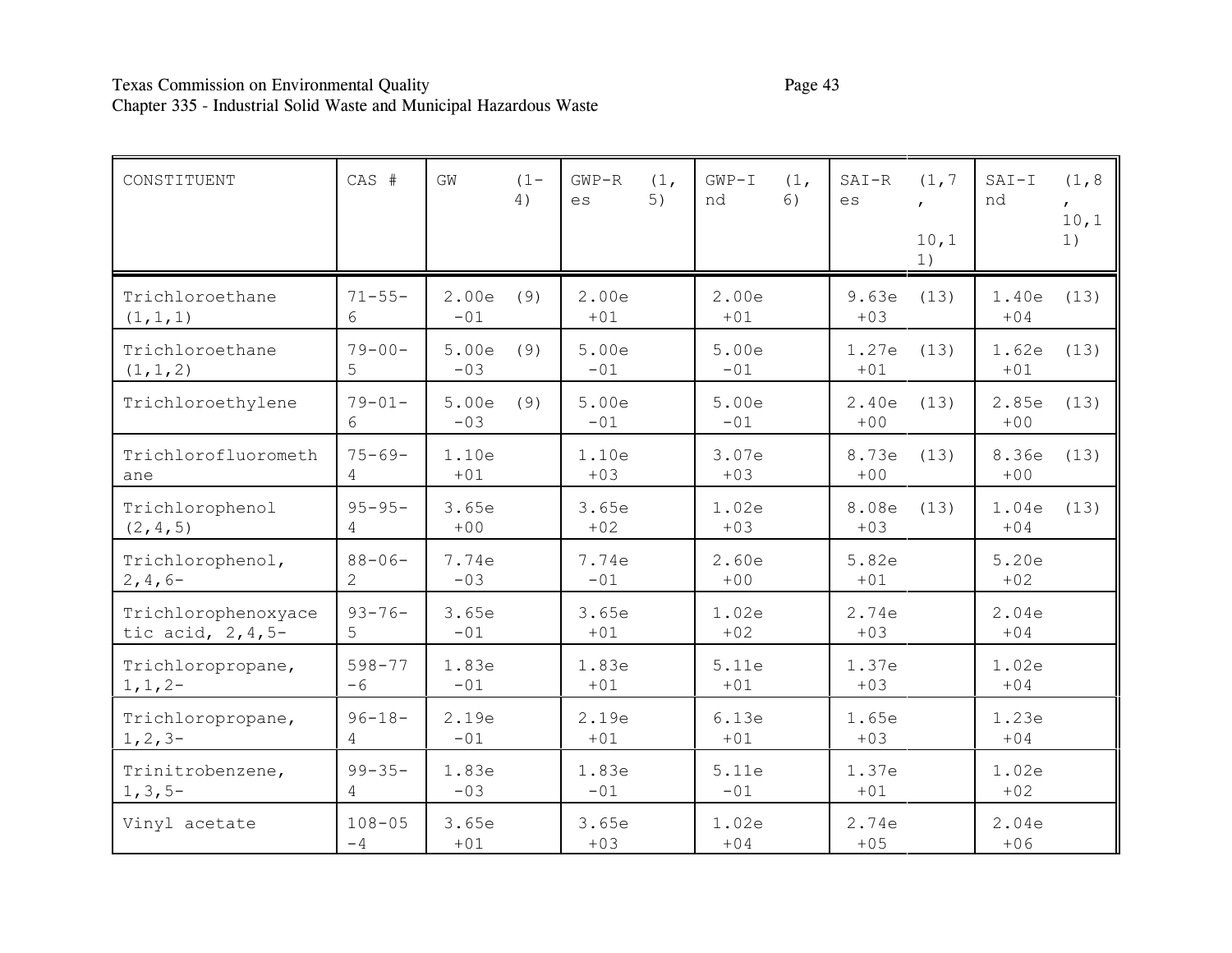| CONSTITUENT | CAS # | GW (1-4) | GWP-Res (1, 5) | GWP-Ind (1, 6) | SAI-Res (1,7, 10,11) | SAI-Ind (1,8, 10,11) |
|---|---|---|---|---|---|---|
| Trichloroethane (1,1,1) | 71-55-6 | 2.00e-01 (9) | 2.00e+01 | 2.00e+01 | 9.63e+03 (13) | 1.40e+04 (13) |
| Trichloroethane (1,1,2) | 79-00-5 | 5.00e-03 (9) | 5.00e-01 | 5.00e-01 | 1.27e+01 (13) | 1.62e+01 (13) |
| Trichloroethylene | 79-01-6 | 5.00e-03 (9) | 5.00e-01 | 5.00e-01 | 2.40e+00 (13) | 2.85e+00 (13) |
| Trichlorofluoromethane | 75-69-4 | 1.10e+01 | 1.10e+03 | 3.07e+03 | 8.73e+00 (13) | 8.36e+00 (13) |
| Trichlorophenol (2,4,5) | 95-95-4 | 3.65e+00 | 3.65e+02 | 1.02e+03 | 8.08e+03 (13) | 1.04e+04 (13) |
| Trichlorophenol, 2,4,6- | 88-06-2 | 7.74e-03 | 7.74e-01 | 2.60e+00 | 5.82e+01 | 5.20e+02 |
| Trichlorophenoxyacetic acid, 2,4,5- | 93-76-5 | 3.65e-01 | 3.65e+01 | 1.02e+02 | 2.74e+03 | 2.04e+04 |
| Trichloropropane, 1,1,2- | 598-77-6 | 1.83e-01 | 1.83e+01 | 5.11e+01 | 1.37e+03 | 1.02e+04 |
| Trichloropropane, 1,2,3- | 96-18-4 | 2.19e-01 | 2.19e+01 | 6.13e+01 | 1.65e+03 | 1.23e+04 |
| Trinitrobenzene, 1,3,5- | 99-35-4 | 1.83e-03 | 1.83e-01 | 5.11e-01 | 1.37e+01 | 1.02e+02 |
| Vinyl acetate | 108-05-4 | 3.65e+01 | 3.65e+03 | 1.02e+04 | 2.74e+05 | 2.04e+06 |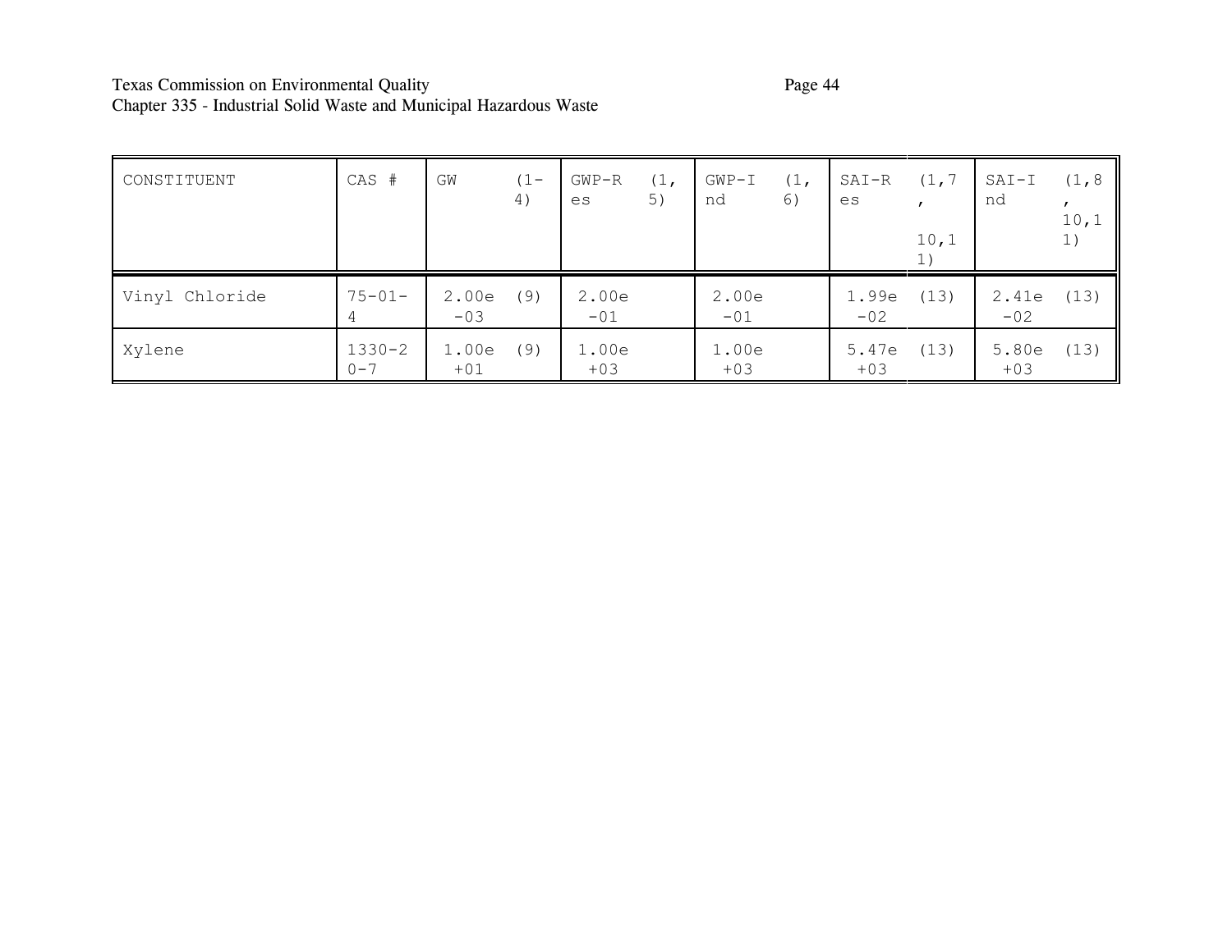| CONSTITUENT | CAS # | GW (1-4) | GWP-Res (1,5) | GWP-Ind (1,6) | SAI-Res (1,7,10,11) | SAI-Ind (1,8,10,11) |
|---|---|---|---|---|---|---|
| Vinyl Chloride | 75-01-4 | 2.00e-03 (9) | 2.00e-01 | 2.00e-01 | 1.99e-02 (13) | 2.41e-02 (13) |
| Xylene | 1330-20-7 | 1.00e+01 (9) | 1.00e+03 | 1.00e+03 | 5.47e+03 (13) | 5.80e+03 (13) |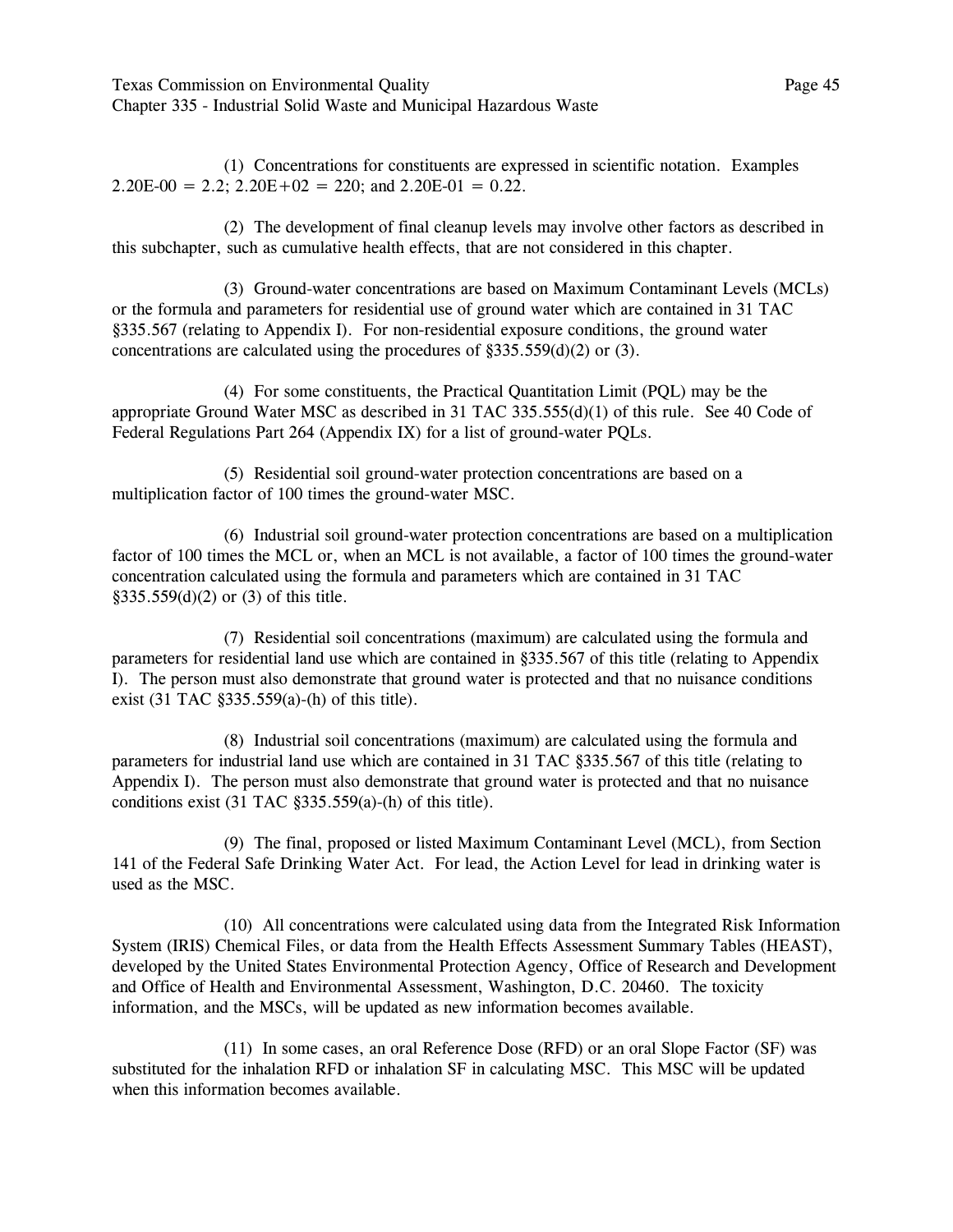(1) Concentrations for constituents are expressed in scientific notation. Examples 2.20E-00 = 2.2; 2.20E+02 = 220; and 2.20E-01 = 0.22.

(2) The development of final cleanup levels may involve other factors as described in this subchapter, such as cumulative health effects, that are not considered in this chapter.

(3) Ground-water concentrations are based on Maximum Contaminant Levels (MCLs) or the formula and parameters for residential use of ground water which are contained in 31 TAC §335.567 (relating to Appendix I). For non-residential exposure conditions, the ground water concentrations are calculated using the procedures of §335.559(d)(2) or (3).

(4) For some constituents, the Practical Quantitation Limit (PQL) may be the appropriate Ground Water MSC as described in 31 TAC 335.555(d)(1) of this rule. See 40 Code of Federal Regulations Part 264 (Appendix IX) for a list of ground-water PQLs.

(5) Residential soil ground-water protection concentrations are based on a multiplication factor of 100 times the ground-water MSC.

(6) Industrial soil ground-water protection concentrations are based on a multiplication factor of 100 times the MCL or, when an MCL is not available, a factor of 100 times the ground-water concentration calculated using the formula and parameters which are contained in 31 TAC §335.559(d)(2) or (3) of this title.

(7) Residential soil concentrations (maximum) are calculated using the formula and parameters for residential land use which are contained in §335.567 of this title (relating to Appendix I). The person must also demonstrate that ground water is protected and that no nuisance conditions exist (31 TAC §335.559(a)-(h) of this title).

(8) Industrial soil concentrations (maximum) are calculated using the formula and parameters for industrial land use which are contained in 31 TAC §335.567 of this title (relating to Appendix I). The person must also demonstrate that ground water is protected and that no nuisance conditions exist (31 TAC §335.559(a)-(h) of this title).

(9) The final, proposed or listed Maximum Contaminant Level (MCL), from Section 141 of the Federal Safe Drinking Water Act. For lead, the Action Level for lead in drinking water is used as the MSC.

(10) All concentrations were calculated using data from the Integrated Risk Information System (IRIS) Chemical Files, or data from the Health Effects Assessment Summary Tables (HEAST), developed by the United States Environmental Protection Agency, Office of Research and Development and Office of Health and Environmental Assessment, Washington, D.C. 20460. The toxicity information, and the MSCs, will be updated as new information becomes available.

(11) In some cases, an oral Reference Dose (RFD) or an oral Slope Factor (SF) was substituted for the inhalation RFD or inhalation SF in calculating MSC. This MSC will be updated when this information becomes available.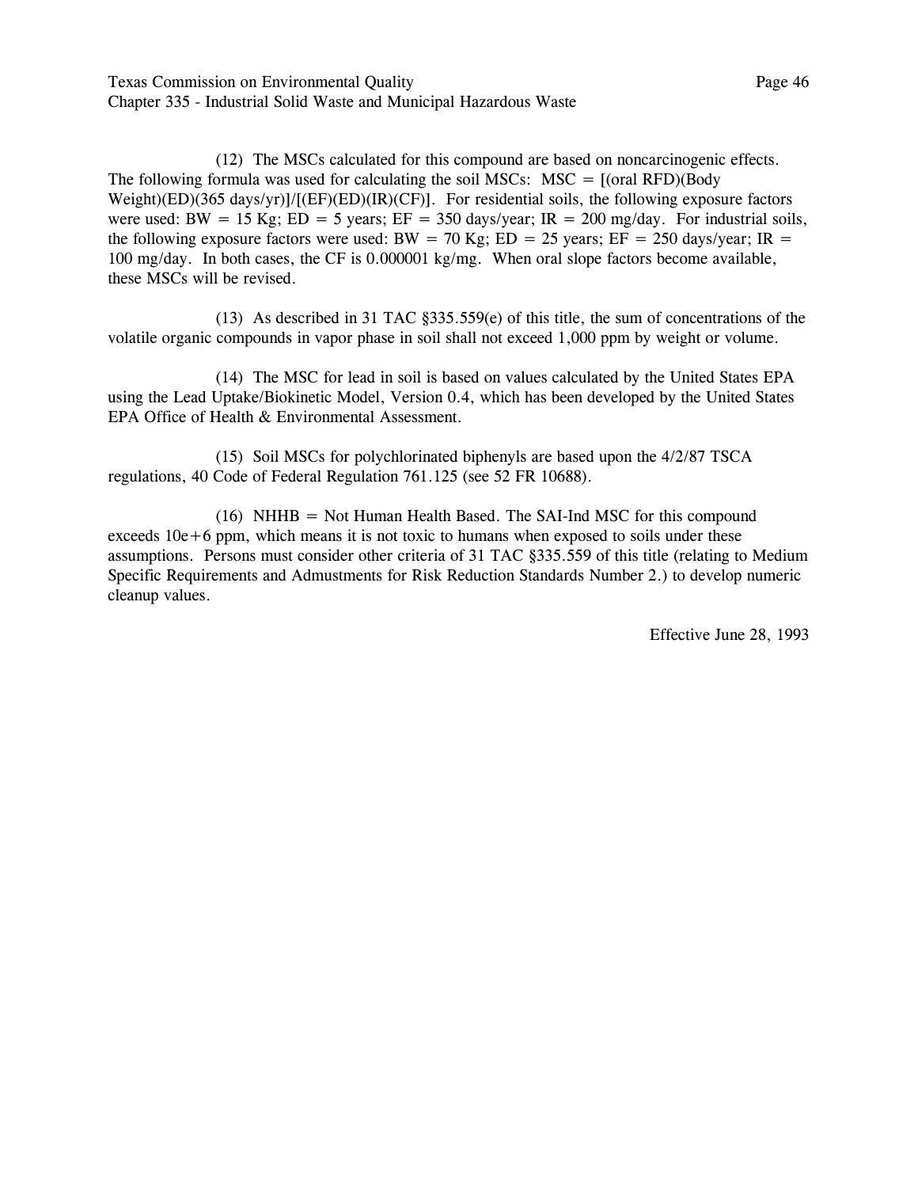(12) The MSCs calculated for this compound are based on noncarcinogenic effects. The following formula was used for calculating the soil MSCs: MSC = [(oral RFD)(Body Weight)(ED)(365 days/yr)]/[(EF)(ED)(IR)(CF)]. For residential soils, the following exposure factors were used: BW = 15 Kg; ED = 5 years; EF = 350 days/year; IR = 200 mg/day. For industrial soils, the following exposure factors were used: BW = 70 Kg; ED = 25 years; EF = 250 days/year; IR = 100 mg/day. In both cases, the CF is 0.000001 kg/mg. When oral slope factors become available, these MSCs will be revised.

(13) As described in 31 TAC §335.559(e) of this title, the sum of concentrations of the volatile organic compounds in vapor phase in soil shall not exceed 1,000 ppm by weight or volume.

(14) The MSC for lead in soil is based on values calculated by the United States EPA using the Lead Uptake/Biokinetic Model, Version 0.4, which has been developed by the United States EPA Office of Health & Environmental Assessment.

(15) Soil MSCs for polychlorinated biphenyls are based upon the 4/2/87 TSCA regulations, 40 Code of Federal Regulation 761.125 (see 52 FR 10688).

(16) NHHB = Not Human Health Based. The SAI-Ind MSC for this compound exceeds 10e+6 ppm, which means it is not toxic to humans when exposed to soils under these assumptions. Persons must consider other criteria of 31 TAC §335.559 of this title (relating to Medium Specific Requirements and Admustments for Risk Reduction Standards Number 2.) to develop numeric cleanup values.

Effective June 28, 1993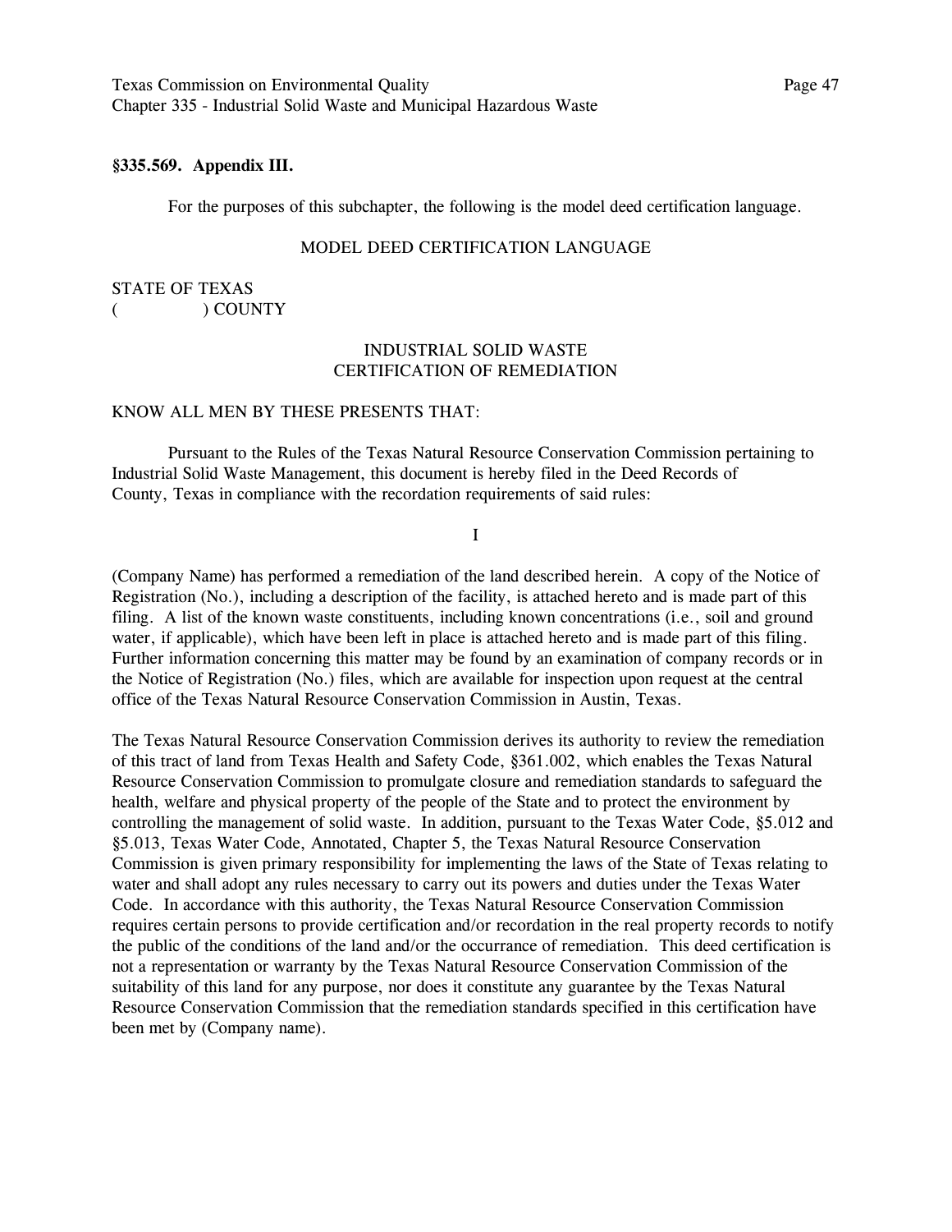**§335.569. Appendix III.**

For the purposes of this subchapter, the following is the model deed certification language.

MODEL DEED CERTIFICATION LANGUAGE

STATE OF TEXAS
(                ) COUNTY

INDUSTRIAL SOLID WASTE
CERTIFICATION OF REMEDIATION

KNOW ALL MEN BY THESE PRESENTS THAT:

Pursuant to the Rules of the Texas Natural Resource Conservation Commission pertaining to Industrial Solid Waste Management, this document is hereby filed in the Deed Records of County, Texas in compliance with the recordation requirements of said rules:

I

(Company Name) has performed a remediation of the land described herein. A copy of the Notice of Registration (No.), including a description of the facility, is attached hereto and is made part of this filing. A list of the known waste constituents, including known concentrations (i.e., soil and ground water, if applicable), which have been left in place is attached hereto and is made part of this filing. Further information concerning this matter may be found by an examination of company records or in the Notice of Registration (No.) files, which are available for inspection upon request at the central office of the Texas Natural Resource Conservation Commission in Austin, Texas.

The Texas Natural Resource Conservation Commission derives its authority to review the remediation of this tract of land from Texas Health and Safety Code, §361.002, which enables the Texas Natural Resource Conservation Commission to promulgate closure and remediation standards to safeguard the health, welfare and physical property of the people of the State and to protect the environment by controlling the management of solid waste. In addition, pursuant to the Texas Water Code, §5.012 and §5.013, Texas Water Code, Annotated, Chapter 5, the Texas Natural Resource Conservation Commission is given primary responsibility for implementing the laws of the State of Texas relating to water and shall adopt any rules necessary to carry out its powers and duties under the Texas Water Code. In accordance with this authority, the Texas Natural Resource Conservation Commission requires certain persons to provide certification and/or recordation in the real property records to notify the public of the conditions of the land and/or the occurrance of remediation. This deed certification is not a representation or warranty by the Texas Natural Resource Conservation Commission of the suitability of this land for any purpose, nor does it constitute any guarantee by the Texas Natural Resource Conservation Commission that the remediation standards specified in this certification have been met by (Company name).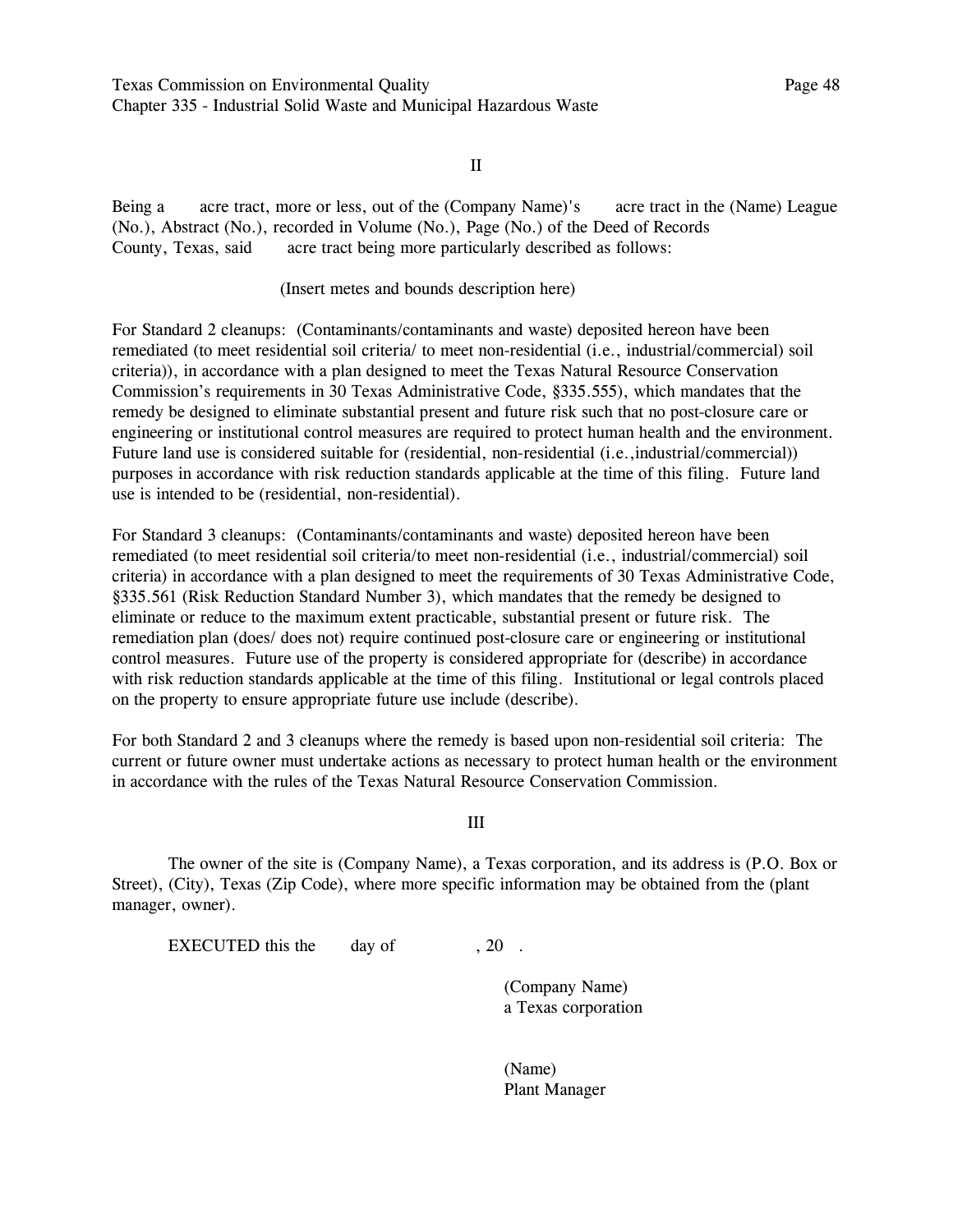II

Being a acre tract, more or less, out of the (Company Name)'s acre tract in the (Name) League (No.), Abstract (No.), recorded in Volume (No.), Page (No.) of the Deed of Records County, Texas, said acre tract being more particularly described as follows:

(Insert metes and bounds description here)

For Standard 2 cleanups: (Contaminants/contaminants and waste) deposited hereon have been remediated (to meet residential soil criteria/ to meet non-residential (i.e., industrial/commercial) soil criteria)), in accordance with a plan designed to meet the Texas Natural Resource Conservation Commission's requirements in 30 Texas Administrative Code, §335.555), which mandates that the remedy be designed to eliminate substantial present and future risk such that no post-closure care or engineering or institutional control measures are required to protect human health and the environment. Future land use is considered suitable for (residential, non-residential (i.e.,industrial/commercial)) purposes in accordance with risk reduction standards applicable at the time of this filing. Future land use is intended to be (residential, non-residential).

For Standard 3 cleanups: (Contaminants/contaminants and waste) deposited hereon have been remediated (to meet residential soil criteria/to meet non-residential (i.e., industrial/commercial) soil criteria) in accordance with a plan designed to meet the requirements of 30 Texas Administrative Code, §335.561 (Risk Reduction Standard Number 3), which mandates that the remedy be designed to eliminate or reduce to the maximum extent practicable, substantial present or future risk. The remediation plan (does/ does not) require continued post-closure care or engineering or institutional control measures. Future use of the property is considered appropriate for (describe) in accordance with risk reduction standards applicable at the time of this filing. Institutional or legal controls placed on the property to ensure appropriate future use include (describe).

For both Standard 2 and 3 cleanups where the remedy is based upon non-residential soil criteria: The current or future owner must undertake actions as necessary to protect human health or the environment in accordance with the rules of the Texas Natural Resource Conservation Commission.

III

The owner of the site is (Company Name), a Texas corporation, and its address is (P.O. Box or Street), (City), Texas (Zip Code), where more specific information may be obtained from the (plant manager, owner).

EXECUTED this the day of , 20 .

(Company Name)
a Texas corporation

(Name)
Plant Manager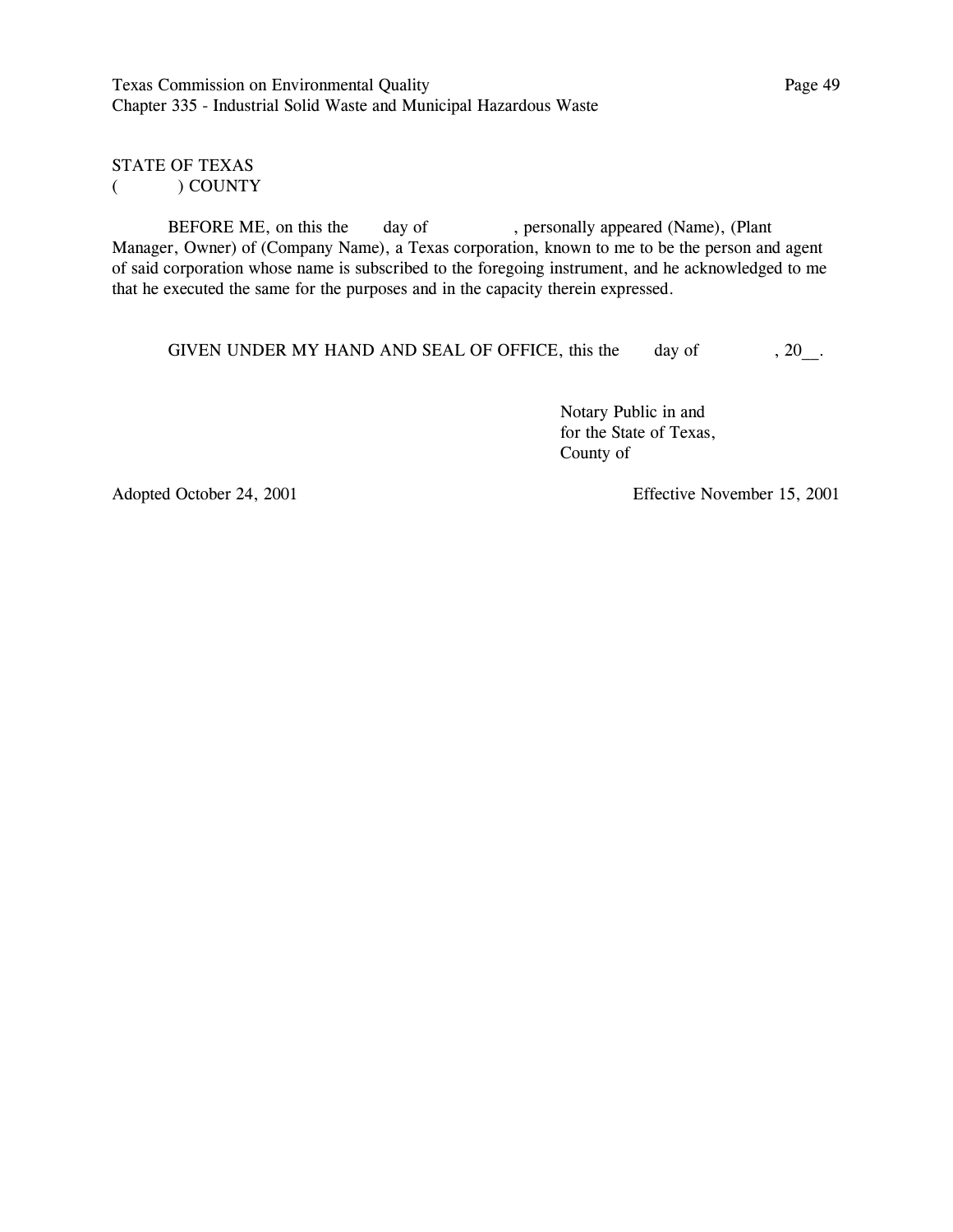STATE OF TEXAS
(           ) COUNTY

BEFORE ME, on this the        day of                , personally appeared (Name), (Plant Manager, Owner) of (Company Name), a Texas corporation, known to me to be the person and agent of said corporation whose name is subscribed to the foregoing instrument, and he acknowledged to me that he executed the same for the purposes and in the capacity therein expressed.

GIVEN UNDER MY HAND AND SEAL OF OFFICE, this the        day of                , 20__.

Notary Public in and
for the State of Texas,
County of

Adopted October 24, 2001                                                    Effective November 15, 2001